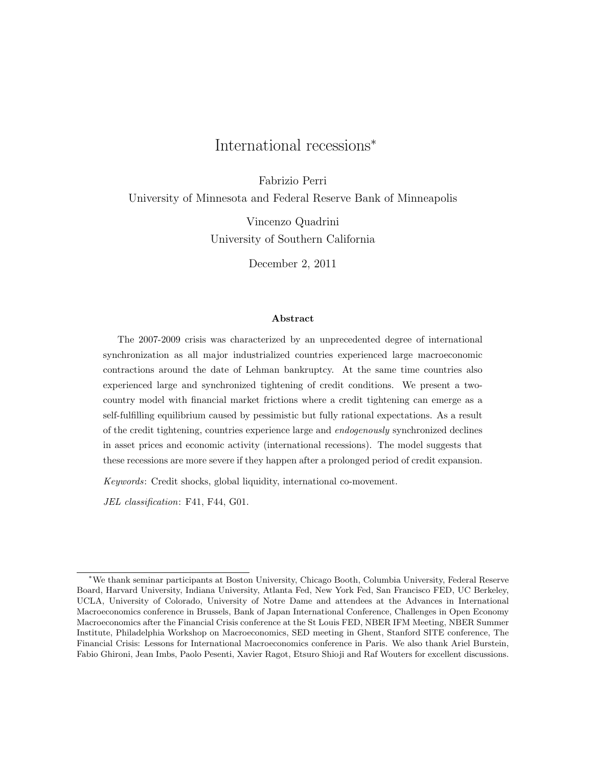# International recessions*

Fabrizio Perri
University of Minnesota and Federal Reserve Bank of Minneapolis

Vincenzo Quadrini
University of Southern California

December 2, 2011

## Abstract

The 2007-2009 crisis was characterized by an unprecedented degree of international synchronization as all major industrialized countries experienced large macroeconomic contractions around the date of Lehman bankruptcy. At the same time countries also experienced large and synchronized tightening of credit conditions. We present a two-country model with financial market frictions where a credit tightening can emerge as a self-fulfilling equilibrium caused by pessimistic but fully rational expectations. As a result of the credit tightening, countries experience large and *endogenously* synchronized declines in asset prices and economic activity (international recessions). The model suggests that these recessions are more severe if they happen after a prolonged period of credit expansion.

*Keywords*: Credit shocks, global liquidity, international co-movement.

*JEL classification*: F41, F44, G01.

---

*We thank seminar participants at Boston University, Chicago Booth, Columbia University, Federal Reserve Board, Harvard University, Indiana University, Atlanta Fed, New York Fed, San Francisco FED, UC Berkeley, UCLA, University of Colorado, University of Notre Dame and attendees at the Advances in International Macroeconomics conference in Brussels, Bank of Japan International Conference, Challenges in Open Economy Macroeconomics after the Financial Crisis conference at the St Louis FED, NBER IFM Meeting, NBER Summer Institute, Philadelphia Workshop on Macroeconomics, SED meeting in Ghent, Stanford SITE conference, The Financial Crisis: Lessons for International Macroeconomics conference in Paris. We also thank Ariel Burstein, Fabio Ghironi, Jean Imbs, Paolo Pesenti, Xavier Ragot, Etsuro Shioji and Raf Wouters for excellent discussions.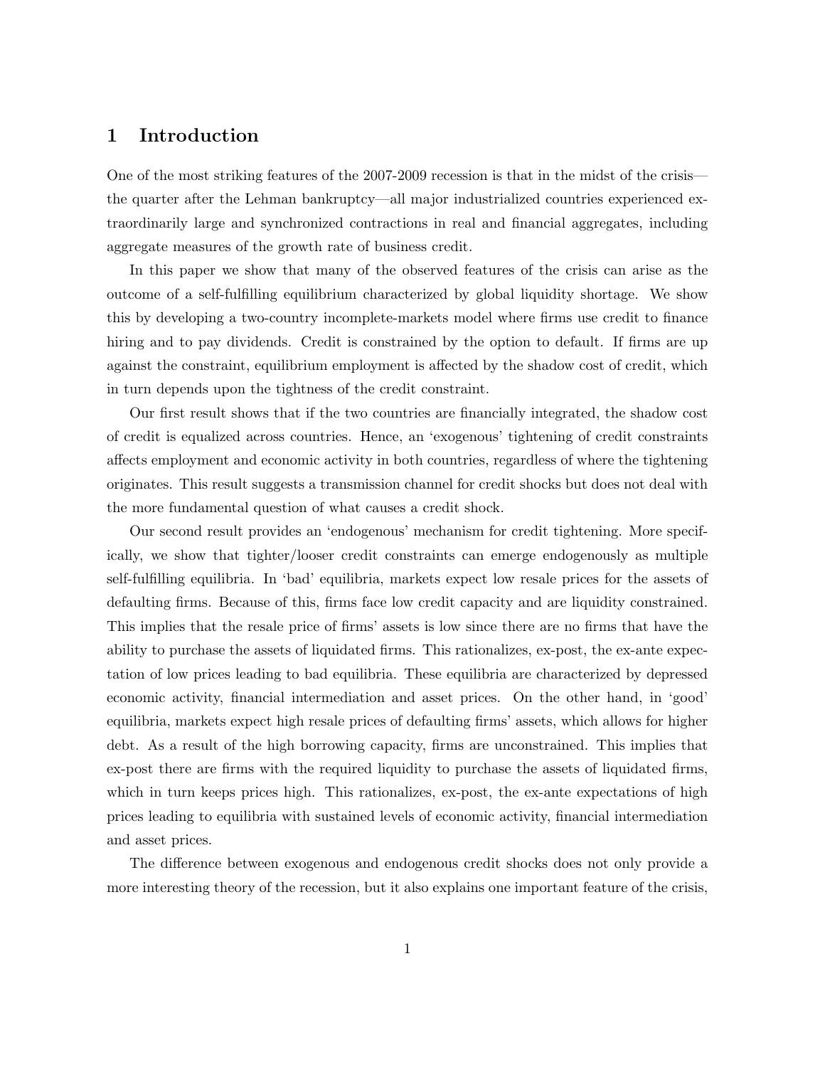# 1 Introduction

One of the most striking features of the 2007-2009 recession is that in the midst of the crisis—the quarter after the Lehman bankruptcy—all major industrialized countries experienced extraordinarily large and synchronized contractions in real and financial aggregates, including aggregate measures of the growth rate of business credit.

In this paper we show that many of the observed features of the crisis can arise as the outcome of a self-fulfilling equilibrium characterized by global liquidity shortage. We show this by developing a two-country incomplete-markets model where firms use credit to finance hiring and to pay dividends. Credit is constrained by the option to default. If firms are up against the constraint, equilibrium employment is affected by the shadow cost of credit, which in turn depends upon the tightness of the credit constraint.

Our first result shows that if the two countries are financially integrated, the shadow cost of credit is equalized across countries. Hence, an 'exogenous' tightening of credit constraints affects employment and economic activity in both countries, regardless of where the tightening originates. This result suggests a transmission channel for credit shocks but does not deal with the more fundamental question of what causes a credit shock.

Our second result provides an 'endogenous' mechanism for credit tightening. More specifically, we show that tighter/looser credit constraints can emerge endogenously as multiple self-fulfilling equilibria. In 'bad' equilibria, markets expect low resale prices for the assets of defaulting firms. Because of this, firms face low credit capacity and are liquidity constrained. This implies that the resale price of firms' assets is low since there are no firms that have the ability to purchase the assets of liquidated firms. This rationalizes, ex-post, the ex-ante expectation of low prices leading to bad equilibria. These equilibria are characterized by depressed economic activity, financial intermediation and asset prices. On the other hand, in 'good' equilibria, markets expect high resale prices of defaulting firms' assets, which allows for higher debt. As a result of the high borrowing capacity, firms are unconstrained. This implies that ex-post there are firms with the required liquidity to purchase the assets of liquidated firms, which in turn keeps prices high. This rationalizes, ex-post, the ex-ante expectations of high prices leading to equilibria with sustained levels of economic activity, financial intermediation and asset prices.

The difference between exogenous and endogenous credit shocks does not only provide a more interesting theory of the recession, but it also explains one important feature of the crisis,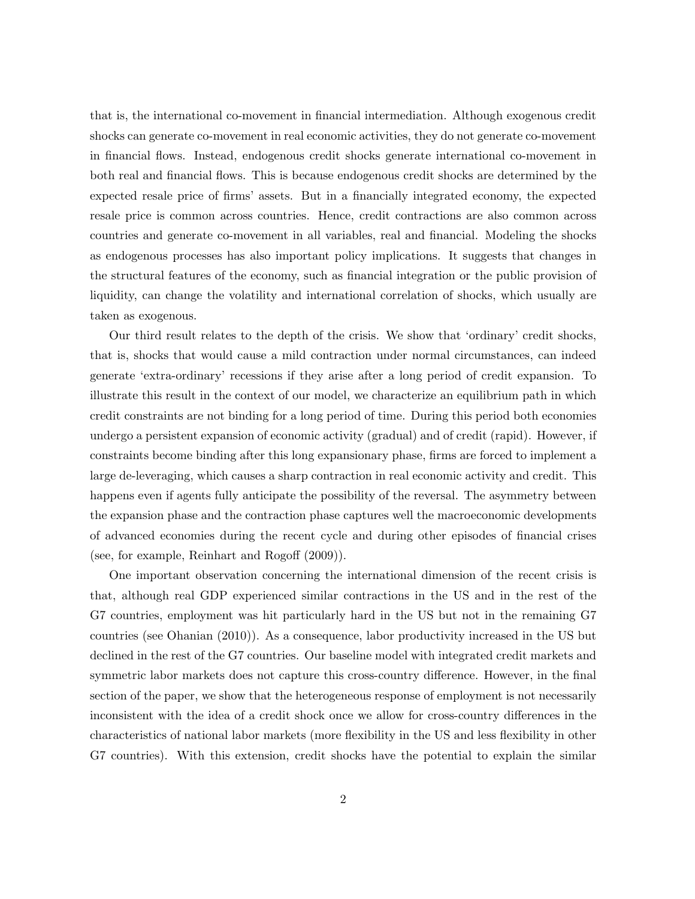that is, the international co-movement in financial intermediation. Although exogenous credit shocks can generate co-movement in real economic activities, they do not generate co-movement in financial flows. Instead, endogenous credit shocks generate international co-movement in both real and financial flows. This is because endogenous credit shocks are determined by the expected resale price of firms' assets. But in a financially integrated economy, the expected resale price is common across countries. Hence, credit contractions are also common across countries and generate co-movement in all variables, real and financial. Modeling the shocks as endogenous processes has also important policy implications. It suggests that changes in the structural features of the economy, such as financial integration or the public provision of liquidity, can change the volatility and international correlation of shocks, which usually are taken as exogenous.

Our third result relates to the depth of the crisis. We show that 'ordinary' credit shocks, that is, shocks that would cause a mild contraction under normal circumstances, can indeed generate 'extra-ordinary' recessions if they arise after a long period of credit expansion. To illustrate this result in the context of our model, we characterize an equilibrium path in which credit constraints are not binding for a long period of time. During this period both economies undergo a persistent expansion of economic activity (gradual) and of credit (rapid). However, if constraints become binding after this long expansionary phase, firms are forced to implement a large de-leveraging, which causes a sharp contraction in real economic activity and credit. This happens even if agents fully anticipate the possibility of the reversal. The asymmetry between the expansion phase and the contraction phase captures well the macroeconomic developments of advanced economies during the recent cycle and during other episodes of financial crises (see, for example, Reinhart and Rogoff (2009)).

One important observation concerning the international dimension of the recent crisis is that, although real GDP experienced similar contractions in the US and in the rest of the G7 countries, employment was hit particularly hard in the US but not in the remaining G7 countries (see Ohanian (2010)). As a consequence, labor productivity increased in the US but declined in the rest of the G7 countries. Our baseline model with integrated credit markets and symmetric labor markets does not capture this cross-country difference. However, in the final section of the paper, we show that the heterogeneous response of employment is not necessarily inconsistent with the idea of a credit shock once we allow for cross-country differences in the characteristics of national labor markets (more flexibility in the US and less flexibility in other G7 countries). With this extension, credit shocks have the potential to explain the similar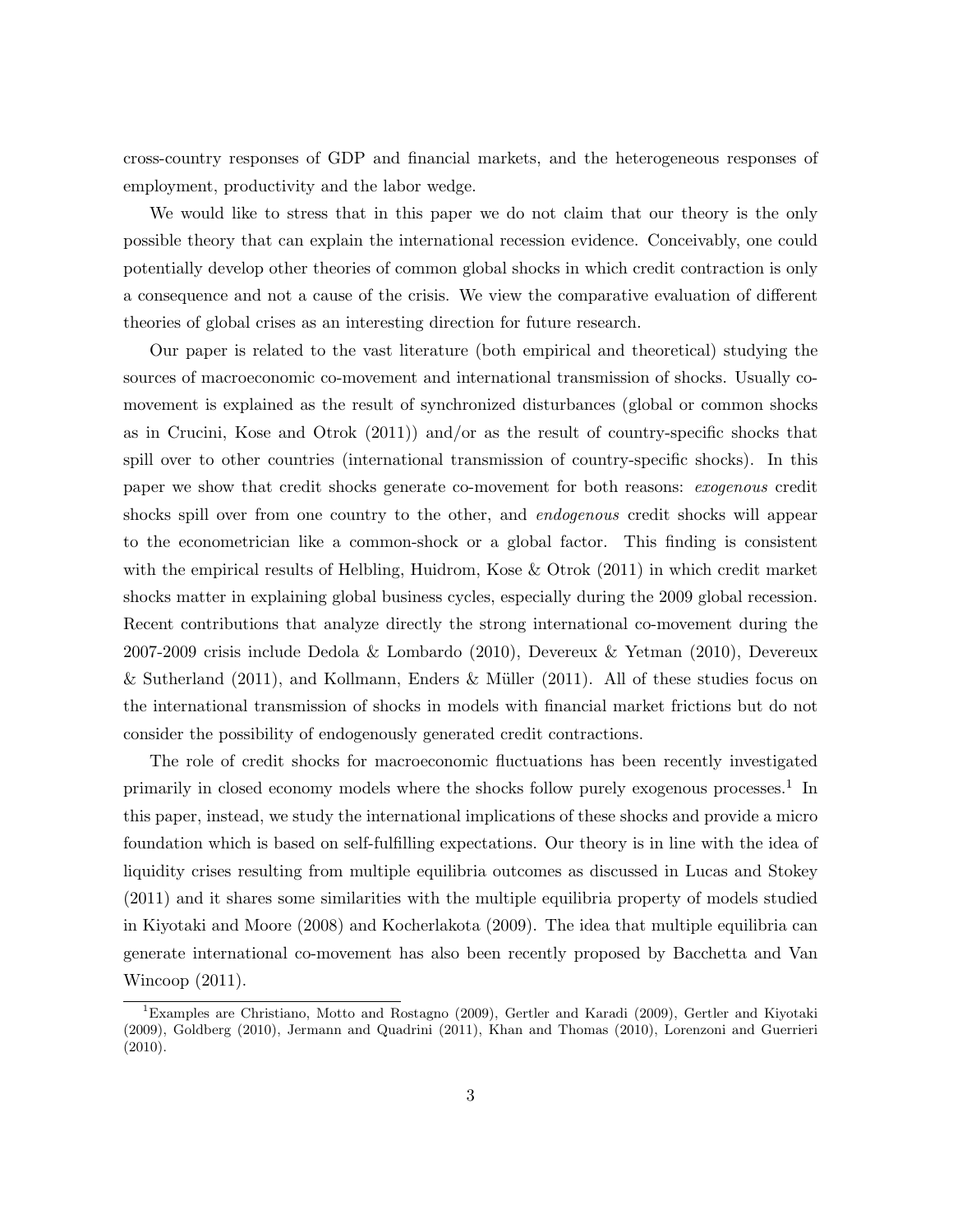cross-country responses of GDP and financial markets, and the heterogeneous responses of employment, productivity and the labor wedge.

We would like to stress that in this paper we do not claim that our theory is the only possible theory that can explain the international recession evidence. Conceivably, one could potentially develop other theories of common global shocks in which credit contraction is only a consequence and not a cause of the crisis. We view the comparative evaluation of different theories of global crises as an interesting direction for future research.

Our paper is related to the vast literature (both empirical and theoretical) studying the sources of macroeconomic co-movement and international transmission of shocks. Usually co-movement is explained as the result of synchronized disturbances (global or common shocks as in Crucini, Kose and Otrok (2011)) and/or as the result of country-specific shocks that spill over to other countries (international transmission of country-specific shocks). In this paper we show that credit shocks generate co-movement for both reasons: *exogenous* credit shocks spill over from one country to the other, and *endogenous* credit shocks will appear to the econometrician like a common-shock or a global factor. This finding is consistent with the empirical results of Helbling, Huidrom, Kose & Otrok (2011) in which credit market shocks matter in explaining global business cycles, especially during the 2009 global recession. Recent contributions that analyze directly the strong international co-movement during the 2007-2009 crisis include Dedola & Lombardo (2010), Devereux & Yetman (2010), Devereux & Sutherland (2011), and Kollmann, Enders & Müller (2011). All of these studies focus on the international transmission of shocks in models with financial market frictions but do not consider the possibility of endogenously generated credit contractions.

The role of credit shocks for macroeconomic fluctuations has been recently investigated primarily in closed economy models where the shocks follow purely exogenous processes.[1] In this paper, instead, we study the international implications of these shocks and provide a micro foundation which is based on self-fulfilling expectations. Our theory is in line with the idea of liquidity crises resulting from multiple equilibria outcomes as discussed in Lucas and Stokey (2011) and it shares some similarities with the multiple equilibria property of models studied in Kiyotaki and Moore (2008) and Kocherlakota (2009). The idea that multiple equilibria can generate international co-movement has also been recently proposed by Bacchetta and Van Wincoop (2011).

[1] Examples are Christiano, Motto and Rostagno (2009), Gertler and Karadi (2009), Gertler and Kiyotaki (2009), Goldberg (2010), Jermann and Quadrini (2011), Khan and Thomas (2010), Lorenzoni and Guerrieri (2010).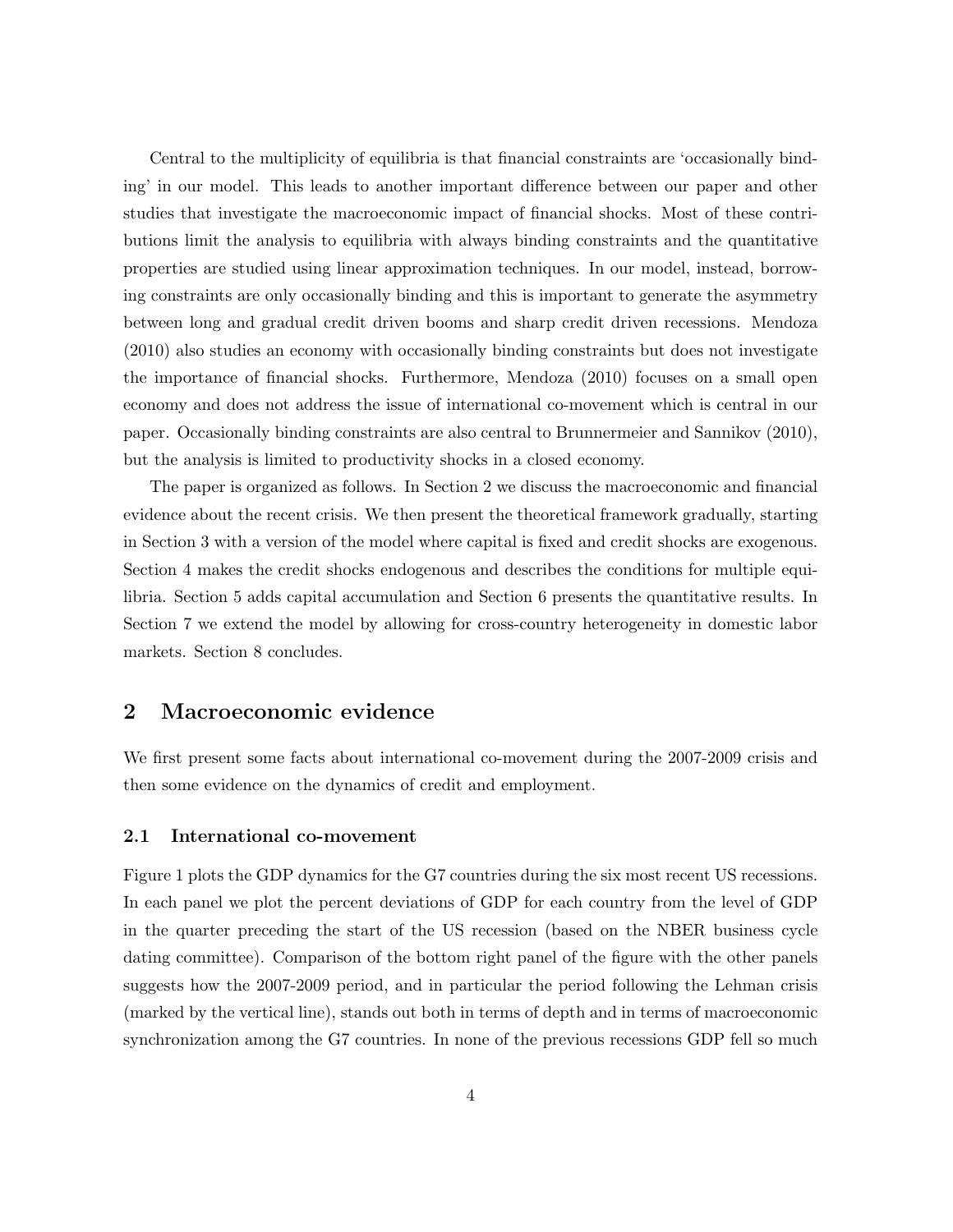Central to the multiplicity of equilibria is that financial constraints are 'occasionally binding' in our model. This leads to another important difference between our paper and other studies that investigate the macroeconomic impact of financial shocks. Most of these contributions limit the analysis to equilibria with always binding constraints and the quantitative properties are studied using linear approximation techniques. In our model, instead, borrowing constraints are only occasionally binding and this is important to generate the asymmetry between long and gradual credit driven booms and sharp credit driven recessions. Mendoza (2010) also studies an economy with occasionally binding constraints but does not investigate the importance of financial shocks. Furthermore, Mendoza (2010) focuses on a small open economy and does not address the issue of international co-movement which is central in our paper. Occasionally binding constraints are also central to Brunnermeier and Sannikov (2010), but the analysis is limited to productivity shocks in a closed economy.

The paper is organized as follows. In Section 2 we discuss the macroeconomic and financial evidence about the recent crisis. We then present the theoretical framework gradually, starting in Section 3 with a version of the model where capital is fixed and credit shocks are exogenous. Section 4 makes the credit shocks endogenous and describes the conditions for multiple equilibria. Section 5 adds capital accumulation and Section 6 presents the quantitative results. In Section 7 we extend the model by allowing for cross-country heterogeneity in domestic labor markets. Section 8 concludes.

## 2 Macroeconomic evidence

We first present some facts about international co-movement during the 2007-2009 crisis and then some evidence on the dynamics of credit and employment.

### 2.1 International co-movement

Figure 1 plots the GDP dynamics for the G7 countries during the six most recent US recessions. In each panel we plot the percent deviations of GDP for each country from the level of GDP in the quarter preceding the start of the US recession (based on the NBER business cycle dating committee). Comparison of the bottom right panel of the figure with the other panels suggests how the 2007-2009 period, and in particular the period following the Lehman crisis (marked by the vertical line), stands out both in terms of depth and in terms of macroeconomic synchronization among the G7 countries. In none of the previous recessions GDP fell so much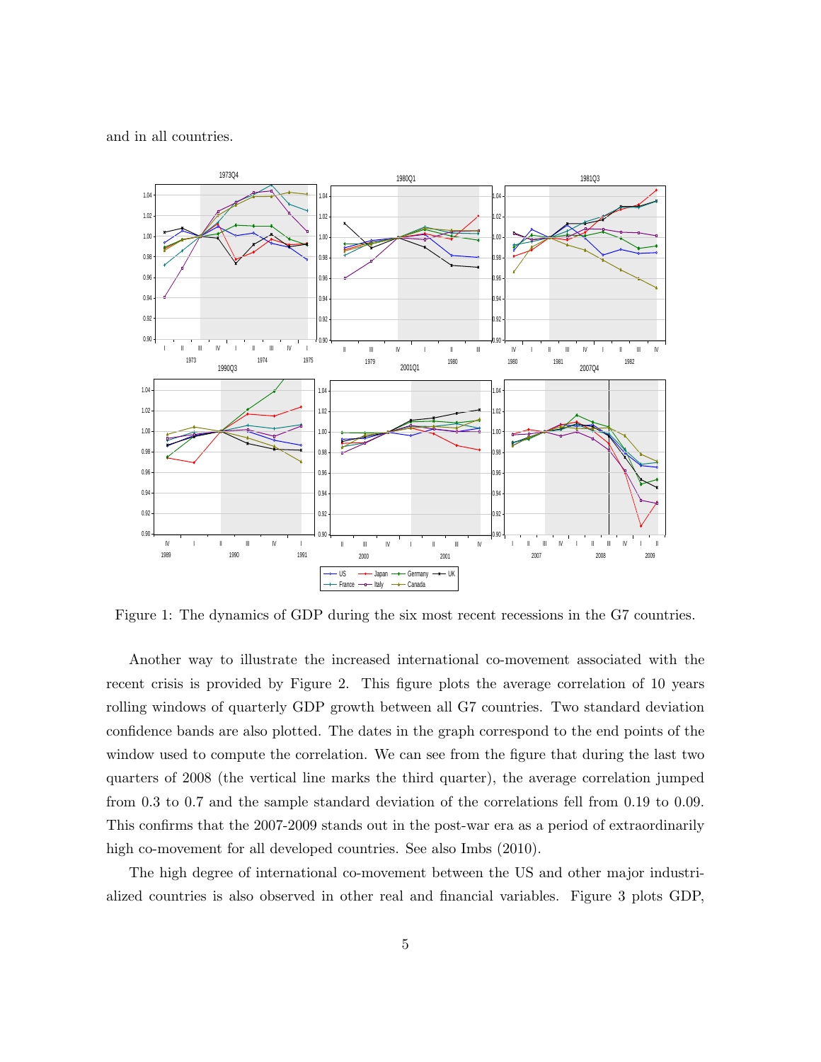and in all countries.

Figure 1: The dynamics of GDP during the six most recent recessions in the G7 countries.

Another way to illustrate the increased international co-movement associated with the recent crisis is provided by Figure 2. This figure plots the average correlation of 10 years rolling windows of quarterly GDP growth between all G7 countries. Two standard deviation confidence bands are also plotted. The dates in the graph correspond to the end points of the window used to compute the correlation. We can see from the figure that during the last two quarters of 2008 (the vertical line marks the third quarter), the average correlation jumped from 0.3 to 0.7 and the sample standard deviation of the correlations fell from 0.19 to 0.09. This confirms that the 2007-2009 stands out in the post-war era as a period of extraordinarily high co-movement for all developed countries. See also Imbs (2010).

The high degree of international co-movement between the US and other major industrialized countries is also observed in other real and financial variables. Figure 3 plots GDP,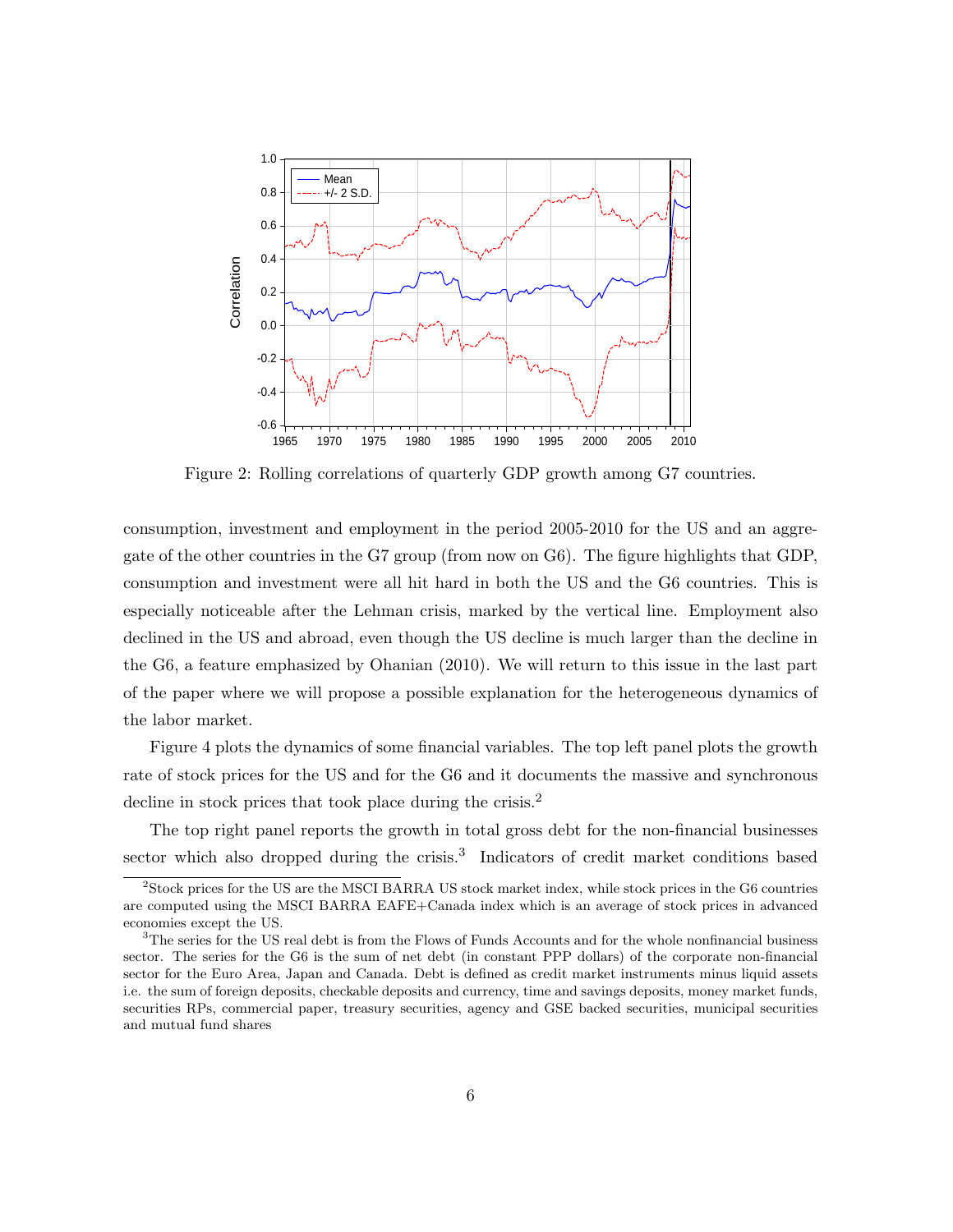Figure 2: Rolling correlations of quarterly GDP growth among G7 countries.

consumption, investment and employment in the period 2005-2010 for the US and an aggregate of the other countries in the G7 group (from now on G6). The figure highlights that GDP, consumption and investment were all hit hard in both the US and the G6 countries. This is especially noticeable after the Lehman crisis, marked by the vertical line. Employment also declined in the US and abroad, even though the US decline is much larger than the decline in the G6, a feature emphasized by Ohanian (2010). We will return to this issue in the last part of the paper where we will propose a possible explanation for the heterogeneous dynamics of the labor market.

Figure 4 plots the dynamics of some financial variables. The top left panel plots the growth rate of stock prices for the US and for the G6 and it documents the massive and synchronous decline in stock prices that took place during the crisis.[2]

The top right panel reports the growth in total gross debt for the non-financial businesses sector which also dropped during the crisis.[3] Indicators of credit market conditions based

[2] Stock prices for the US are the MSCI BARRA US stock market index, while stock prices in the G6 countries are computed using the MSCI BARRA EAFE+Canada index which is an average of stock prices in advanced economies except the US.

[3] The series for the US real debt is from the Flows of Funds Accounts and for the whole nonfinancial business sector. The series for the G6 is the sum of net debt (in constant PPP dollars) of the corporate non-financial sector for the Euro Area, Japan and Canada. Debt is defined as credit market instruments minus liquid assets i.e. the sum of foreign deposits, checkable deposits and currency, time and savings deposits, money market funds, securities RPs, commercial paper, treasury securities, agency and GSE backed securities, municipal securities and mutual fund shares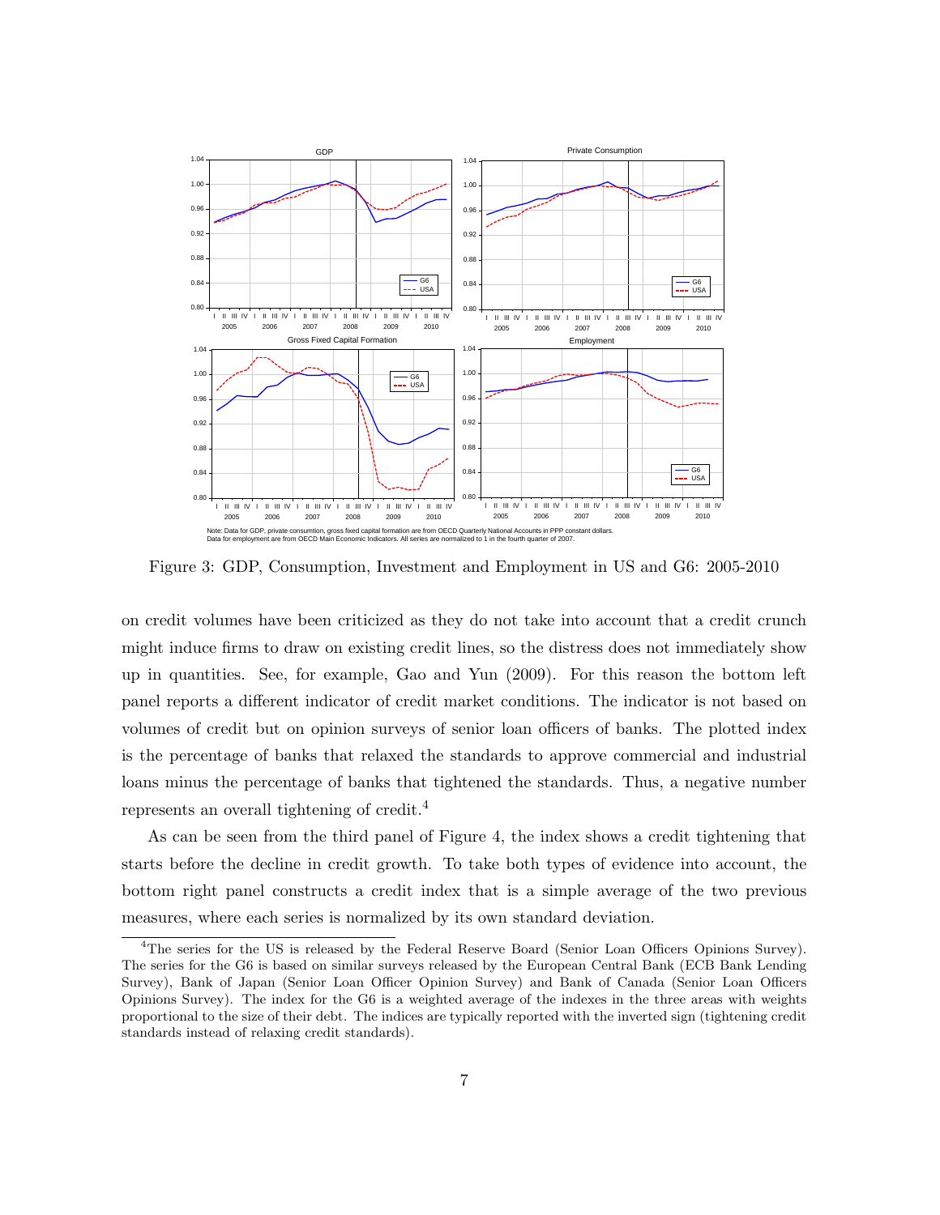Note: Data for GDP, private consumtion, gross fixed capital formation are from OECD Quarterly National Accounts in PPP constant dollars.
Data for employment are from OECD Main Economic Indicators. All series are normalized to 1 in the fourth quarter of 2007.

Figure 3: GDP, Consumption, Investment and Employment in US and G6: 2005-2010

on credit volumes have been criticized as they do not take into account that a credit crunch might induce firms to draw on existing credit lines, so the distress does not immediately show up in quantities. See, for example, Gao and Yun (2009). For this reason the bottom left panel reports a different indicator of credit market conditions. The indicator is not based on volumes of credit but on opinion surveys of senior loan officers of banks. The plotted index is the percentage of banks that relaxed the standards to approve commercial and industrial loans minus the percentage of banks that tightened the standards. Thus, a negative number represents an overall tightening of credit.[4]

As can be seen from the third panel of Figure 4, the index shows a credit tightening that starts before the decline in credit growth. To take both types of evidence into account, the bottom right panel constructs a credit index that is a simple average of the two previous measures, where each series is normalized by its own standard deviation.

[4]The series for the US is released by the Federal Reserve Board (Senior Loan Officers Opinions Survey). The series for the G6 is based on similar surveys released by the European Central Bank (ECB Bank Lending Survey), Bank of Japan (Senior Loan Officer Opinion Survey) and Bank of Canada (Senior Loan Officers Opinions Survey). The index for the G6 is a weighted average of the indexes in the three areas with weights proportional to the size of their debt. The indices are typically reported with the inverted sign (tightening credit standards instead of relaxing credit standards).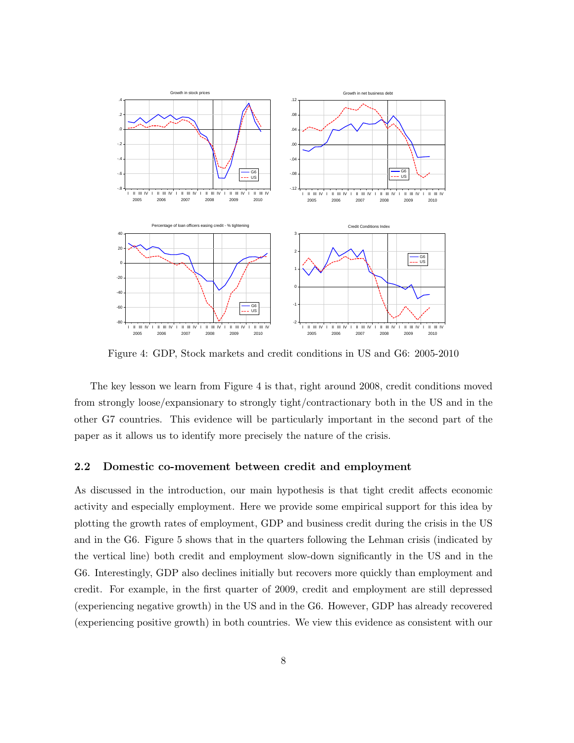Figure 4: GDP, Stock markets and credit conditions in US and G6: 2005-2010

The key lesson we learn from Figure 4 is that, right around 2008, credit conditions moved from strongly loose/expansionary to strongly tight/contractionary both in the US and in the other G7 countries. This evidence will be particularly important in the second part of the paper as it allows us to identify more precisely the nature of the crisis.

### 2.2 Domestic co-movement between credit and employment

As discussed in the introduction, our main hypothesis is that tight credit affects economic activity and especially employment. Here we provide some empirical support for this idea by plotting the growth rates of employment, GDP and business credit during the crisis in the US and in the G6. Figure 5 shows that in the quarters following the Lehman crisis (indicated by the vertical line) both credit and employment slow-down significantly in the US and in the G6. Interestingly, GDP also declines initially but recovers more quickly than employment and credit. For example, in the first quarter of 2009, credit and employment are still depressed (experiencing negative growth) in the US and in the G6. However, GDP has already recovered (experiencing positive growth) in both countries. We view this evidence as consistent with our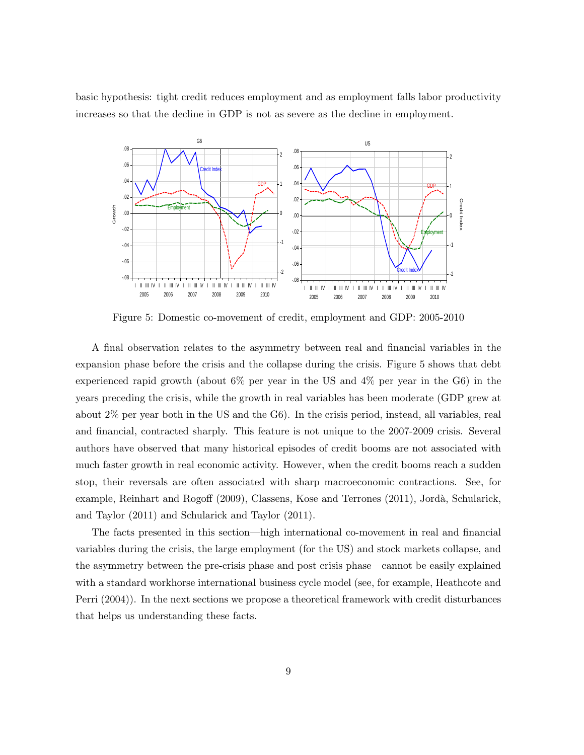basic hypothesis: tight credit reduces employment and as employment falls labor productivity increases so that the decline in GDP is not as severe as the decline in employment.

Figure 5: Domestic co-movement of credit, employment and GDP: 2005-2010

A final observation relates to the asymmetry between real and financial variables in the expansion phase before the crisis and the collapse during the crisis. Figure 5 shows that debt experienced rapid growth (about 6% per year in the US and 4% per year in the G6) in the years preceding the crisis, while the growth in real variables has been moderate (GDP grew at about 2% per year both in the US and the G6). In the crisis period, instead, all variables, real and financial, contracted sharply. This feature is not unique to the 2007-2009 crisis. Several authors have observed that many historical episodes of credit booms are not associated with much faster growth in real economic activity. However, when the credit booms reach a sudden stop, their reversals are often associated with sharp macroeconomic contractions. See, for example, Reinhart and Rogoff (2009), Classens, Kose and Terrones (2011), Jordà, Schularick, and Taylor (2011) and Schularick and Taylor (2011).

The facts presented in this section—high international co-movement in real and financial variables during the crisis, the large employment (for the US) and stock markets collapse, and the asymmetry between the pre-crisis phase and post crisis phase—cannot be easily explained with a standard workhorse international business cycle model (see, for example, Heathcote and Perri (2004)). In the next sections we propose a theoretical framework with credit disturbances that helps us understanding these facts.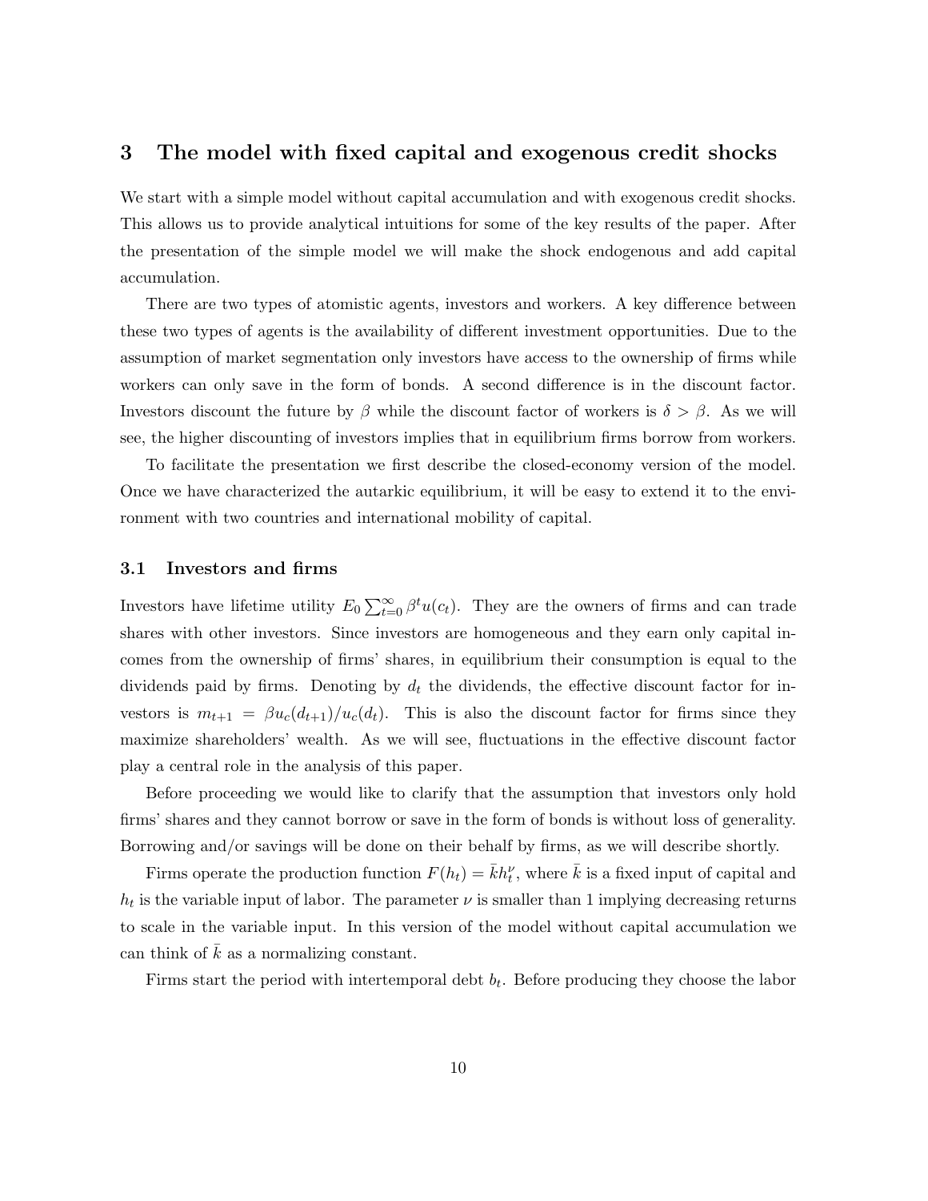# 3 The model with fixed capital and exogenous credit shocks

We start with a simple model without capital accumulation and with exogenous credit shocks. This allows us to provide analytical intuitions for some of the key results of the paper. After the presentation of the simple model we will make the shock endogenous and add capital accumulation.

There are two types of atomistic agents, investors and workers. A key difference between these two types of agents is the availability of different investment opportunities. Due to the assumption of market segmentation only investors have access to the ownership of firms while workers can only save in the form of bonds. A second difference is in the discount factor. Investors discount the future by $\beta$ while the discount factor of workers is $\delta > \beta$. As we will see, the higher discounting of investors implies that in equilibrium firms borrow from workers.

To facilitate the presentation we first describe the closed-economy version of the model. Once we have characterized the autarkic equilibrium, it will be easy to extend it to the environment with two countries and international mobility of capital.

## 3.1 Investors and firms

Investors have lifetime utility $E_0 \sum_{t=0}^{\infty} \beta^t u(c_t)$. They are the owners of firms and can trade shares with other investors. Since investors are homogeneous and they earn only capital incomes from the ownership of firms' shares, in equilibrium their consumption is equal to the dividends paid by firms. Denoting by $d_t$ the dividends, the effective discount factor for investors is $m_{t+1} = \beta u_c(d_{t+1})/u_c(d_t)$. This is also the discount factor for firms since they maximize shareholders' wealth. As we will see, fluctuations in the effective discount factor play a central role in the analysis of this paper.

Before proceeding we would like to clarify that the assumption that investors only hold firms' shares and they cannot borrow or save in the form of bonds is without loss of generality. Borrowing and/or savings will be done on their behalf by firms, as we will describe shortly.

Firms operate the production function $F(h_t) = \bar{k}h_t^{\nu}$, where $\bar{k}$ is a fixed input of capital and $h_t$ is the variable input of labor. The parameter $\nu$ is smaller than 1 implying decreasing returns to scale in the variable input. In this version of the model without capital accumulation we can think of $\bar{k}$ as a normalizing constant.

Firms start the period with intertemporal debt $b_t$. Before producing they choose the labor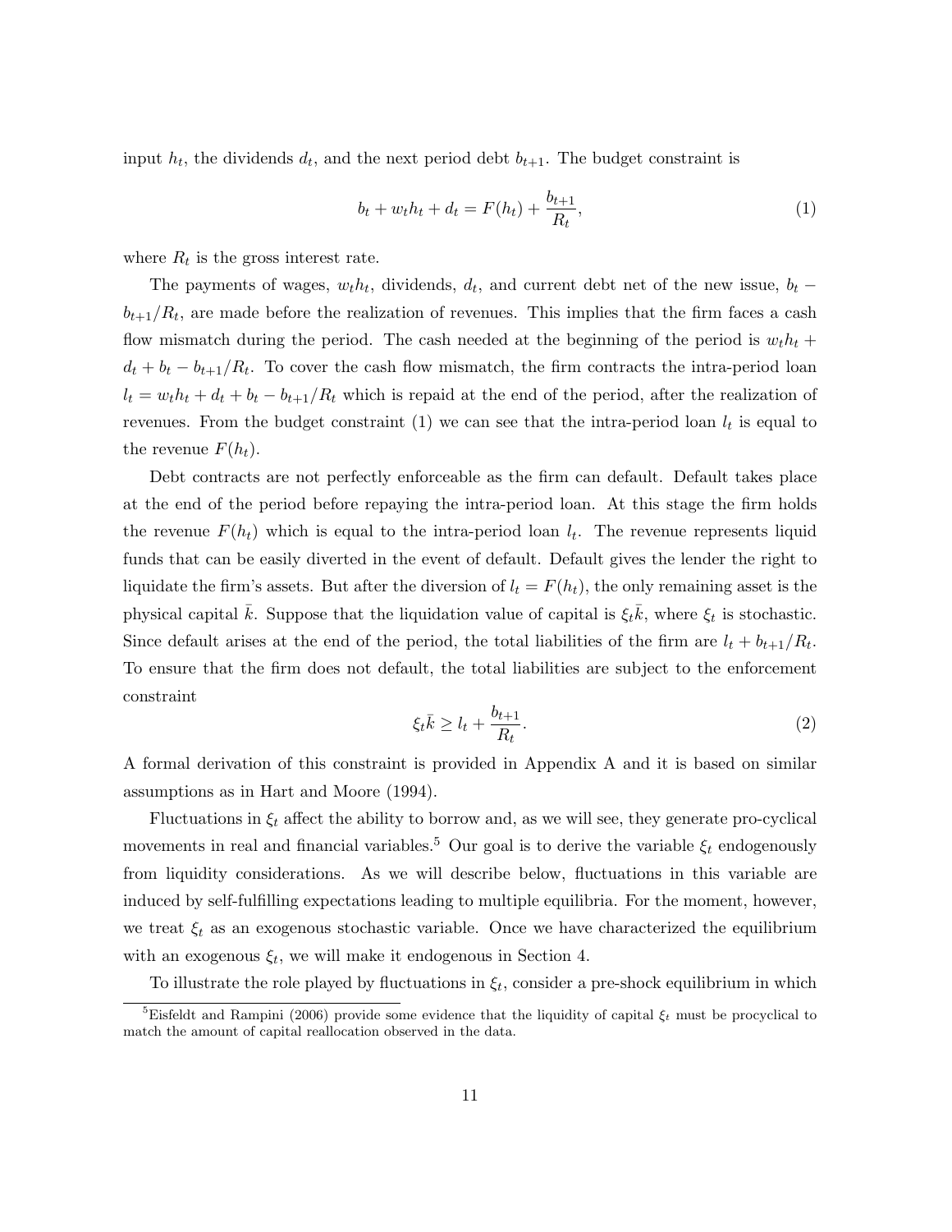input $h_t$, the dividends $d_t$, and the next period debt $b_{t+1}$. The budget constraint is

$$b_t + w_t h_t + d_t = F(h_t) + \frac{b_{t+1}}{R_t}, \tag{1}$$

where $R_t$ is the gross interest rate.

The payments of wages, $w_t h_t$, dividends, $d_t$, and current debt net of the new issue, $b_t - b_{t+1}/R_t$, are made before the realization of revenues. This implies that the firm faces a cash flow mismatch during the period. The cash needed at the beginning of the period is $w_t h_t + d_t + b_t - b_{t+1}/R_t$. To cover the cash flow mismatch, the firm contracts the intra-period loan $l_t = w_t h_t + d_t + b_t - b_{t+1}/R_t$ which is repaid at the end of the period, after the realization of revenues. From the budget constraint (1) we can see that the intra-period loan $l_t$ is equal to the revenue $F(h_t)$.

Debt contracts are not perfectly enforceable as the firm can default. Default takes place at the end of the period before repaying the intra-period loan. At this stage the firm holds the revenue $F(h_t)$ which is equal to the intra-period loan $l_t$. The revenue represents liquid funds that can be easily diverted in the event of default. Default gives the lender the right to liquidate the firm's assets. But after the diversion of $l_t = F(h_t)$, the only remaining asset is the physical capital $\bar{k}$. Suppose that the liquidation value of capital is $\xi_t \bar{k}$, where $\xi_t$ is stochastic. Since default arises at the end of the period, the total liabilities of the firm are $l_t + b_{t+1}/R_t$. To ensure that the firm does not default, the total liabilities are subject to the enforcement constraint

$$\xi_t \bar{k} \geq l_t + \frac{b_{t+1}}{R_t}. \tag{2}$$

A formal derivation of this constraint is provided in Appendix A and it is based on similar assumptions as in Hart and Moore (1994).

Fluctuations in $\xi_t$ affect the ability to borrow and, as we will see, they generate pro-cyclical movements in real and financial variables.[5] Our goal is to derive the variable $\xi_t$ endogenously from liquidity considerations. As we will describe below, fluctuations in this variable are induced by self-fulfilling expectations leading to multiple equilibria. For the moment, however, we treat $\xi_t$ as an exogenous stochastic variable. Once we have characterized the equilibrium with an exogenous $\xi_t$, we will make it endogenous in Section 4.

To illustrate the role played by fluctuations in $\xi_t$, consider a pre-shock equilibrium in which

[5] Eisfeldt and Rampini (2006) provide some evidence that the liquidity of capital $\xi_t$ must be procyclical to match the amount of capital reallocation observed in the data.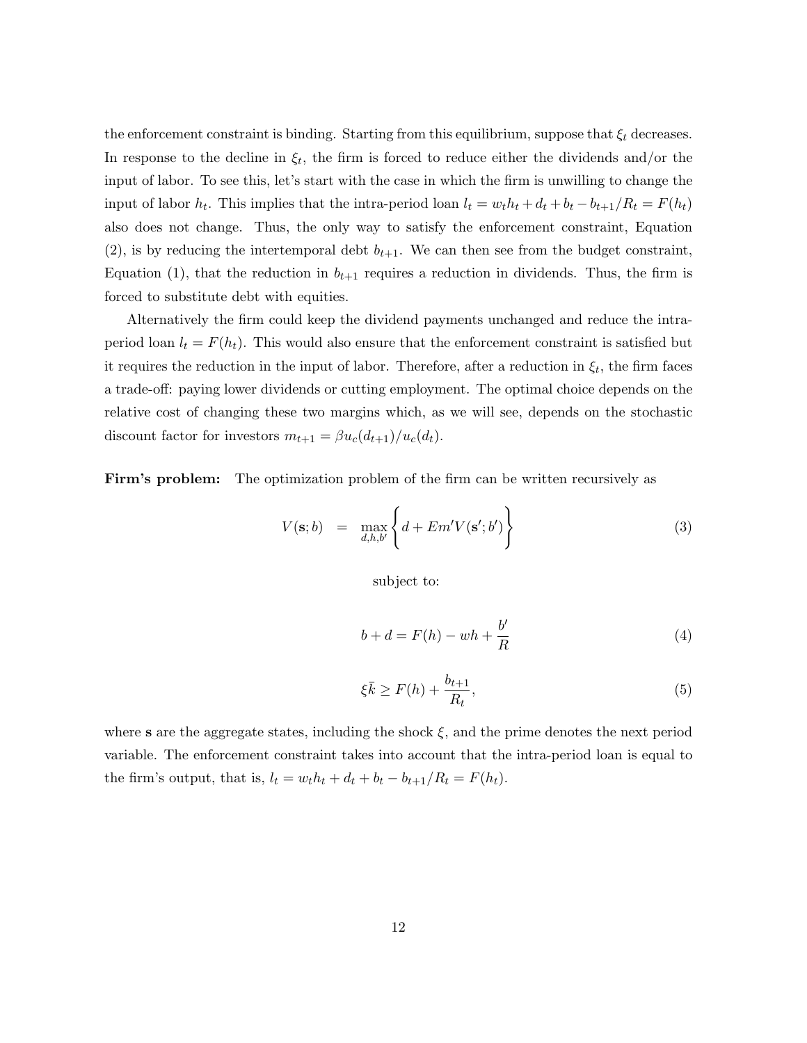the enforcement constraint is binding. Starting from this equilibrium, suppose that $\xi_t$ decreases. In response to the decline in $\xi_t$, the firm is forced to reduce either the dividends and/or the input of labor. To see this, let's start with the case in which the firm is unwilling to change the input of labor $h_t$. This implies that the intra-period loan $l_t = w_t h_t + d_t + b_t - b_{t+1}/R_t = F(h_t)$ also does not change. Thus, the only way to satisfy the enforcement constraint, Equation (2), is by reducing the intertemporal debt $b_{t+1}$. We can then see from the budget constraint, Equation (1), that the reduction in $b_{t+1}$ requires a reduction in dividends. Thus, the firm is forced to substitute debt with equities.

Alternatively the firm could keep the dividend payments unchanged and reduce the intra-period loan $l_t = F(h_t)$. This would also ensure that the enforcement constraint is satisfied but it requires the reduction in the input of labor. Therefore, after a reduction in $\xi_t$, the firm faces a trade-off: paying lower dividends or cutting employment. The optimal choice depends on the relative cost of changing these two margins which, as we will see, depends on the stochastic discount factor for investors $m_{t+1} = \beta u_c(d_{t+1})/u_c(d_t)$.

**Firm's problem:** The optimization problem of the firm can be written recursively as

$$V(\mathbf{s}; b) = \max_{d,h,b'} \left\{ d + Em'V(\mathbf{s}'; b') \right\} \tag{3}$$

subject to:

$$b + d = F(h) - wh + \frac{b'}{R} \tag{4}$$

$$\xi \bar{k} \geq F(h) + \frac{b_{t+1}}{R_t}, \tag{5}$$

where $\mathbf{s}$ are the aggregate states, including the shock $\xi$, and the prime denotes the next period variable. The enforcement constraint takes into account that the intra-period loan is equal to the firm's output, that is, $l_t = w_t h_t + d_t + b_t - b_{t+1}/R_t = F(h_t)$.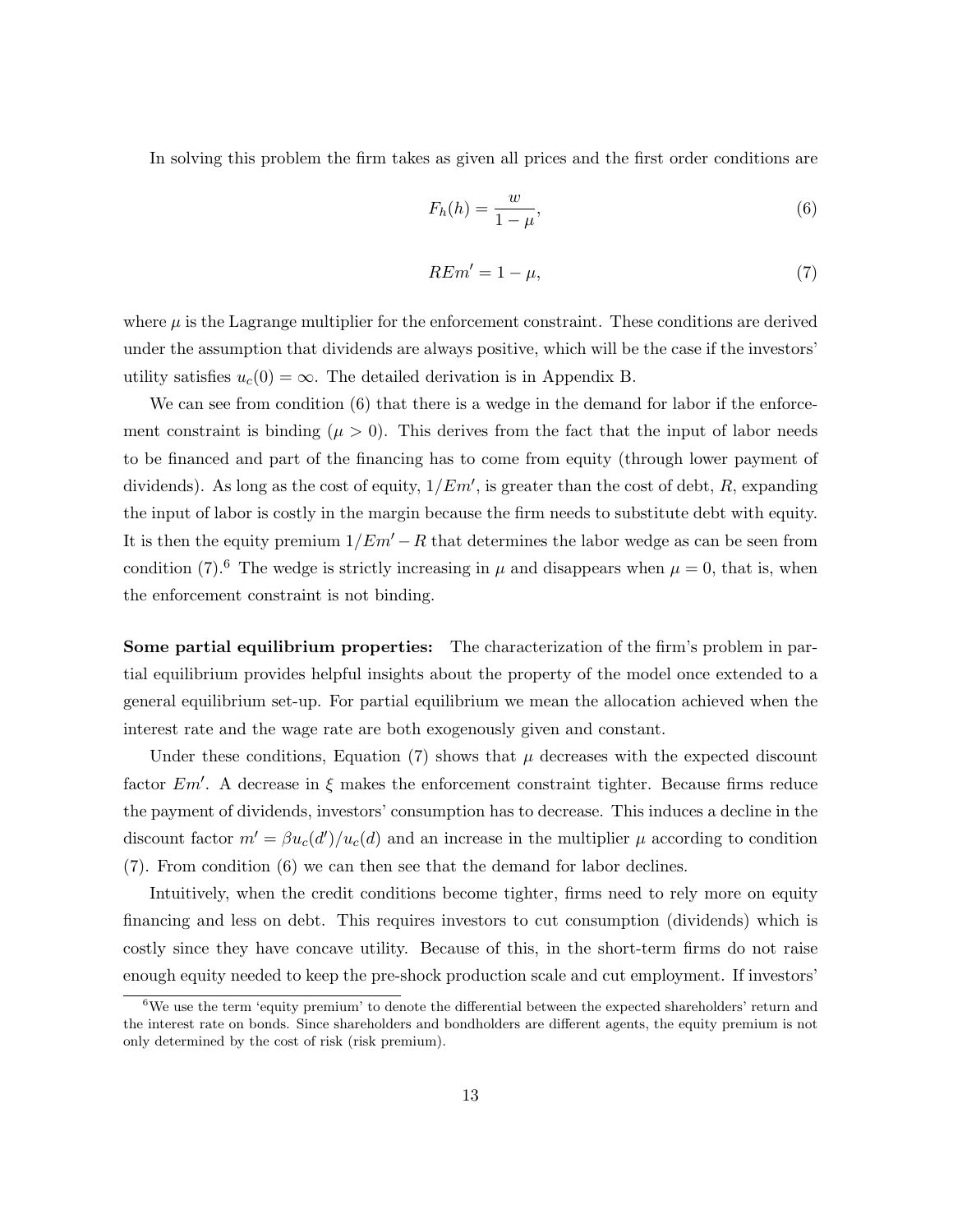In solving this problem the firm takes as given all prices and the first order conditions are

$$F_h(h) = \frac{w}{1-\mu}, \tag{6}$$

$$REm' = 1 - \mu, \tag{7}$$

where $\mu$ is the Lagrange multiplier for the enforcement constraint. These conditions are derived under the assumption that dividends are always positive, which will be the case if the investors' utility satisfies $u_c(0) = \infty$. The detailed derivation is in Appendix B.

We can see from condition (6) that there is a wedge in the demand for labor if the enforcement constraint is binding ($\mu > 0$). This derives from the fact that the input of labor needs to be financed and part of the financing has to come from equity (through lower payment of dividends). As long as the cost of equity, $1/Em'$, is greater than the cost of debt, $R$, expanding the input of labor is costly in the margin because the firm needs to substitute debt with equity. It is then the equity premium $1/Em' - R$ that determines the labor wedge as can be seen from condition (7).[6] The wedge is strictly increasing in $\mu$ and disappears when $\mu = 0$, that is, when the enforcement constraint is not binding.

**Some partial equilibrium properties:** The characterization of the firm's problem in partial equilibrium provides helpful insights about the property of the model once extended to a general equilibrium set-up. For partial equilibrium we mean the allocation achieved when the interest rate and the wage rate are both exogenously given and constant.

Under these conditions, Equation (7) shows that $\mu$ decreases with the expected discount factor $Em'$. A decrease in $\xi$ makes the enforcement constraint tighter. Because firms reduce the payment of dividends, investors' consumption has to decrease. This induces a decline in the discount factor $m' = \beta u_c(d')/u_c(d)$ and an increase in the multiplier $\mu$ according to condition (7). From condition (6) we can then see that the demand for labor declines.

Intuitively, when the credit conditions become tighter, firms need to rely more on equity financing and less on debt. This requires investors to cut consumption (dividends) which is costly since they have concave utility. Because of this, in the short-term firms do not raise enough equity needed to keep the pre-shock production scale and cut employment. If investors'

[6] We use the term 'equity premium' to denote the differential between the expected shareholders' return and the interest rate on bonds. Since shareholders and bondholders are different agents, the equity premium is not only determined by the cost of risk (risk premium).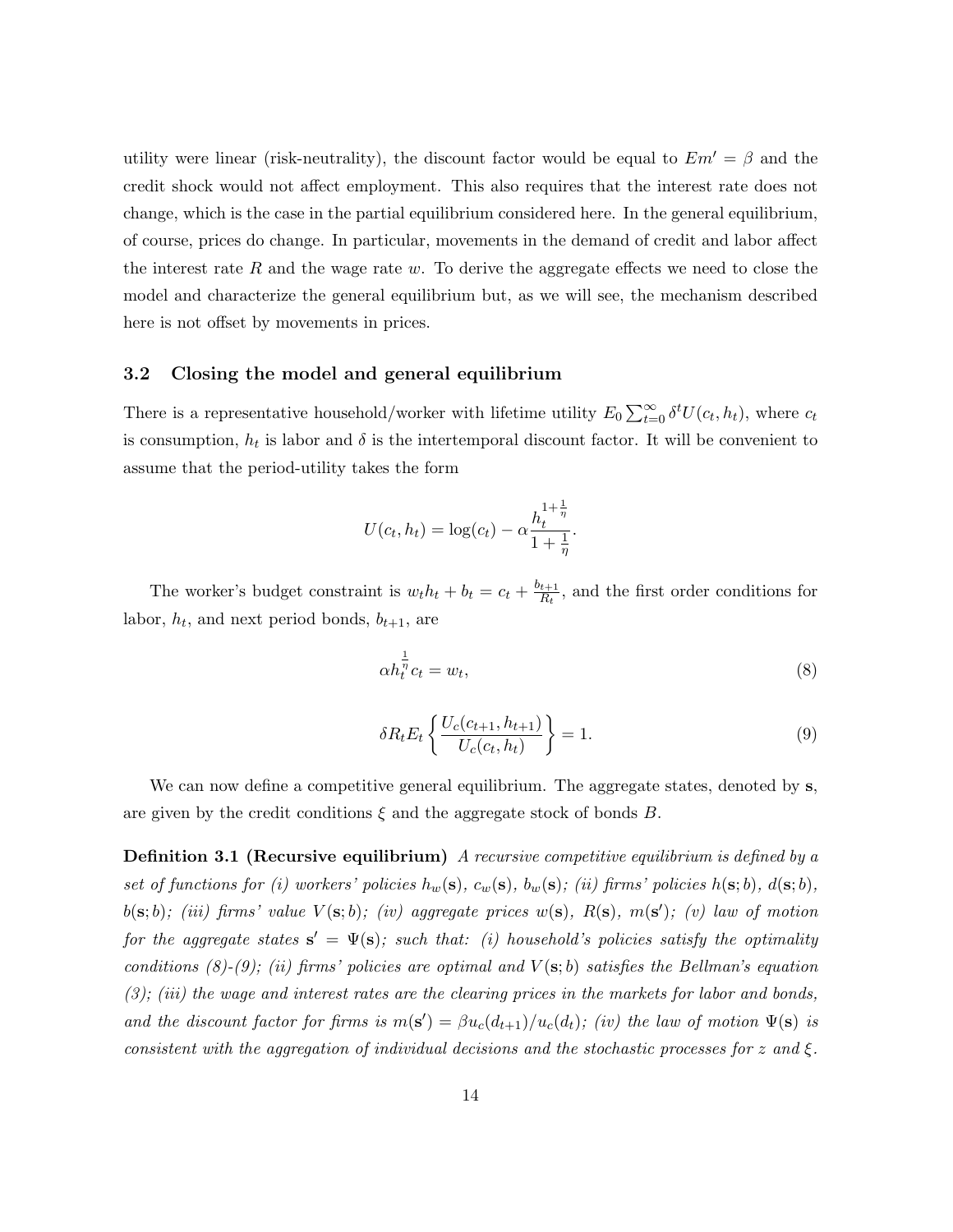utility were linear (risk-neutrality), the discount factor would be equal to $Em' = \beta$ and the credit shock would not affect employment. This also requires that the interest rate does not change, which is the case in the partial equilibrium considered here. In the general equilibrium, of course, prices do change. In particular, movements in the demand of credit and labor affect the interest rate $R$ and the wage rate $w$. To derive the aggregate effects we need to close the model and characterize the general equilibrium but, as we will see, the mechanism described here is not offset by movements in prices.

### 3.2 Closing the model and general equilibrium

There is a representative household/worker with lifetime utility $E_0 \sum_{t=0}^{\infty} \delta^t U(c_t, h_t)$, where $c_t$ is consumption, $h_t$ is labor and $\delta$ is the intertemporal discount factor. It will be convenient to assume that the period-utility takes the form

$$U(c_t, h_t) = \log(c_t) - \alpha \frac{h_t^{1+\frac{1}{\eta}}}{1+\frac{1}{\eta}}.$$

The worker's budget constraint is $w_t h_t + b_t = c_t + \frac{b_{t+1}}{R_t}$, and the first order conditions for labor, $h_t$, and next period bonds, $b_{t+1}$, are

$$\alpha h_t^{\frac{1}{\eta}} c_t = w_t, \tag{8}$$

$$\delta R_t E_t \left\{ \frac{U_c(c_{t+1}, h_{t+1})}{U_c(c_t, h_t)} \right\} = 1. \tag{9}$$

We can now define a competitive general equilibrium. The aggregate states, denoted by $\mathbf{s}$, are given by the credit conditions $\xi$ and the aggregate stock of bonds $B$.

**Definition 3.1 (Recursive equilibrium)** *A recursive competitive equilibrium is defined by a set of functions for (i) workers' policies $h_w(\mathbf{s})$, $c_w(\mathbf{s})$, $b_w(\mathbf{s})$; (ii) firms' policies $h(\mathbf{s}; b)$, $d(\mathbf{s}; b)$, $b(\mathbf{s}; b)$; (iii) firms' value $V(\mathbf{s}; b)$; (iv) aggregate prices $w(\mathbf{s})$, $R(\mathbf{s})$, $m(\mathbf{s}')$; (v) law of motion for the aggregate states $\mathbf{s}' = \Psi(\mathbf{s})$; such that: (i) household's policies satisfy the optimality conditions (8)-(9); (ii) firms' policies are optimal and $V(\mathbf{s}; b)$ satisfies the Bellman's equation (3); (iii) the wage and interest rates are the clearing prices in the markets for labor and bonds, and the discount factor for firms is $m(\mathbf{s}') = \beta u_c(d_{t+1})/u_c(d_t)$; (iv) the law of motion $\Psi(\mathbf{s})$ is consistent with the aggregation of individual decisions and the stochastic processes for $z$ and $\xi$.*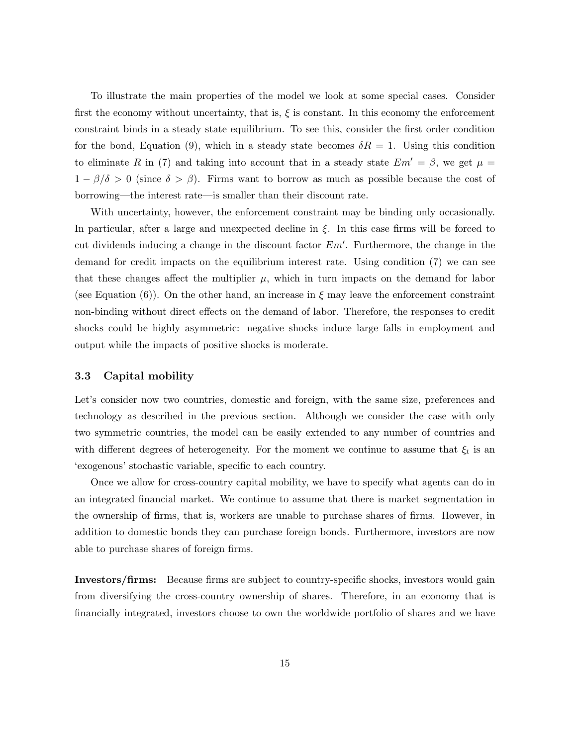To illustrate the main properties of the model we look at some special cases. Consider first the economy without uncertainty, that is, $\xi$ is constant. In this economy the enforcement constraint binds in a steady state equilibrium. To see this, consider the first order condition for the bond, Equation (9), which in a steady state becomes $\delta R = 1$. Using this condition to eliminate $R$ in (7) and taking into account that in a steady state $Em' = \beta$, we get $\mu = 1 - \beta/\delta > 0$ (since $\delta > \beta$). Firms want to borrow as much as possible because the cost of borrowing—the interest rate—is smaller than their discount rate.

With uncertainty, however, the enforcement constraint may be binding only occasionally. In particular, after a large and unexpected decline in $\xi$. In this case firms will be forced to cut dividends inducing a change in the discount factor $Em'$. Furthermore, the change in the demand for credit impacts on the equilibrium interest rate. Using condition (7) we can see that these changes affect the multiplier $\mu$, which in turn impacts on the demand for labor (see Equation (6)). On the other hand, an increase in $\xi$ may leave the enforcement constraint non-binding without direct effects on the demand of labor. Therefore, the responses to credit shocks could be highly asymmetric: negative shocks induce large falls in employment and output while the impacts of positive shocks is moderate.

### 3.3 Capital mobility

Let's consider now two countries, domestic and foreign, with the same size, preferences and technology as described in the previous section. Although we consider the case with only two symmetric countries, the model can be easily extended to any number of countries and with different degrees of heterogeneity. For the moment we continue to assume that $\xi_t$ is an 'exogenous' stochastic variable, specific to each country.

Once we allow for cross-country capital mobility, we have to specify what agents can do in an integrated financial market. We continue to assume that there is market segmentation in the ownership of firms, that is, workers are unable to purchase shares of firms. However, in addition to domestic bonds they can purchase foreign bonds. Furthermore, investors are now able to purchase shares of foreign firms.

**Investors/firms:** Because firms are subject to country-specific shocks, investors would gain from diversifying the cross-country ownership of shares. Therefore, in an economy that is financially integrated, investors choose to own the worldwide portfolio of shares and we have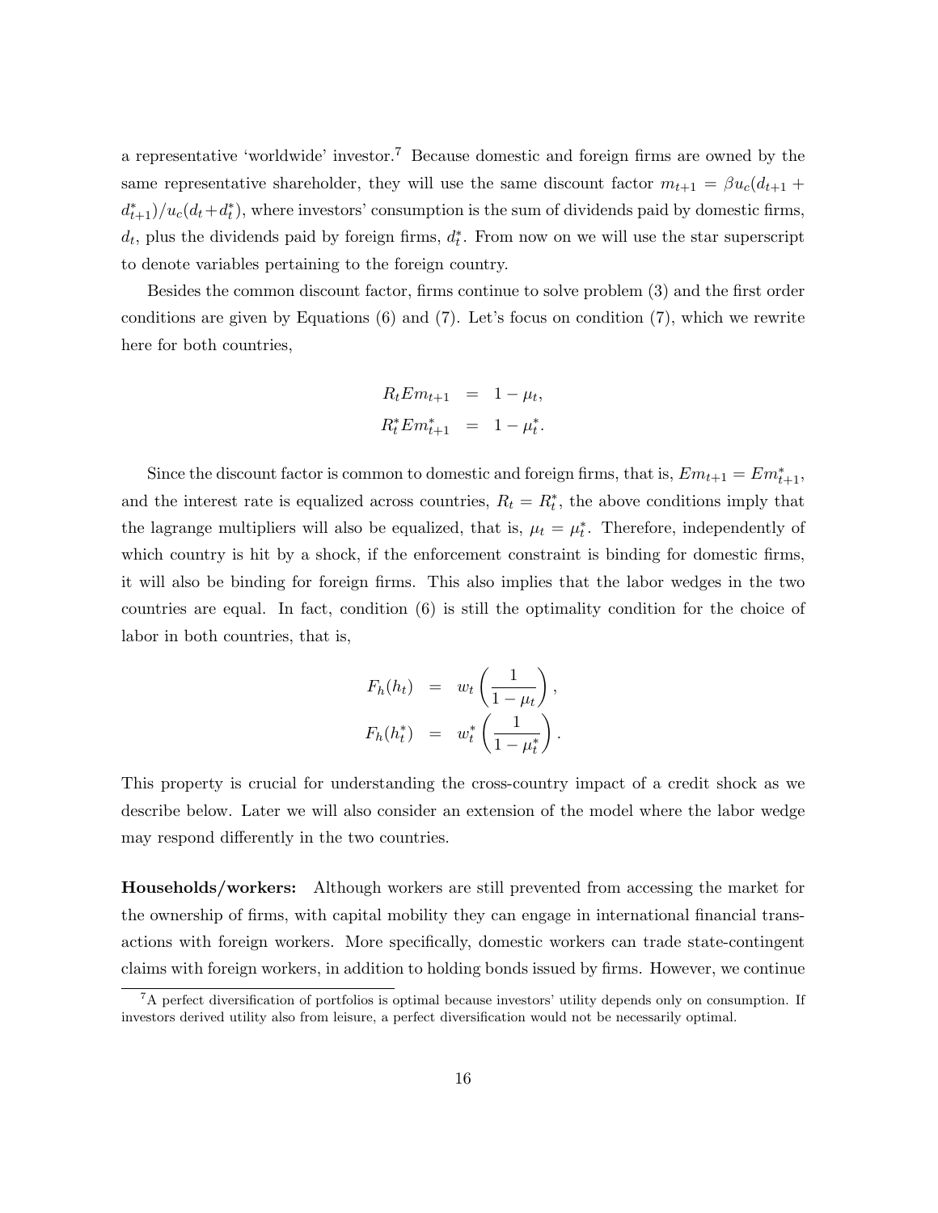a representative 'worldwide' investor.[7] Because domestic and foreign firms are owned by the same representative shareholder, they will use the same discount factor $m_{t+1} = \beta u_c(d_{t+1} + d^*_{t+1})/u_c(d_t + d^*_t)$, where investors' consumption is the sum of dividends paid by domestic firms, $d_t$, plus the dividends paid by foreign firms, $d^*_t$. From now on we will use the star superscript to denote variables pertaining to the foreign country.

Besides the common discount factor, firms continue to solve problem (3) and the first order conditions are given by Equations (6) and (7). Let's focus on condition (7), which we rewrite here for both countries,

$$
\begin{aligned}
R_t E m_{t+1} &= 1 - \mu_t, \\
R^*_t E m^*_{t+1} &= 1 - \mu^*_t.
\end{aligned}
$$

Since the discount factor is common to domestic and foreign firms, that is, $Em_{t+1} = Em^*_{t+1}$, and the interest rate is equalized across countries, $R_t = R^*_t$, the above conditions imply that the lagrange multipliers will also be equalized, that is, $\mu_t = \mu^*_t$. Therefore, independently of which country is hit by a shock, if the enforcement constraint is binding for domestic firms, it will also be binding for foreign firms. This also implies that the labor wedges in the two countries are equal. In fact, condition (6) is still the optimality condition for the choice of labor in both countries, that is,

$$
\begin{aligned}
F_h(h_t) &= w_t \left( \frac{1}{1 - \mu_t} \right), \\
F_h(h^*_t) &= w^*_t \left( \frac{1}{1 - \mu^*_t} \right).
\end{aligned}
$$

This property is crucial for understanding the cross-country impact of a credit shock as we describe below. Later we will also consider an extension of the model where the labor wedge may respond differently in the two countries.

**Households/workers:** Although workers are still prevented from accessing the market for the ownership of firms, with capital mobility they can engage in international financial transactions with foreign workers. More specifically, domestic workers can trade state-contingent claims with foreign workers, in addition to holding bonds issued by firms. However, we continue

[7] A perfect diversification of portfolios is optimal because investors' utility depends only on consumption. If investors derived utility also from leisure, a perfect diversification would not be necessarily optimal.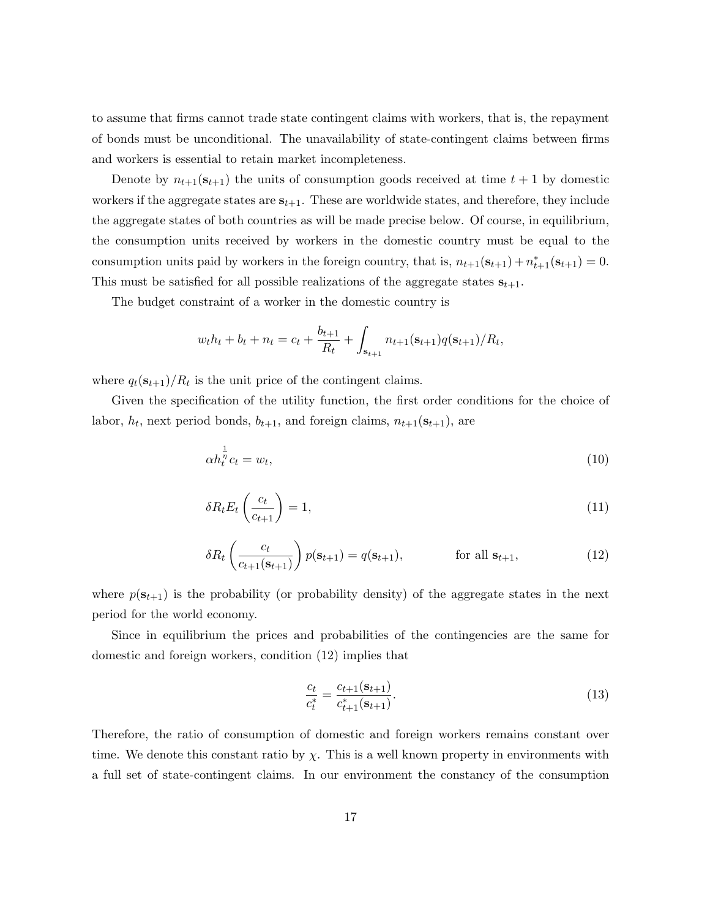to assume that firms cannot trade state contingent claims with workers, that is, the repayment of bonds must be unconditional. The unavailability of state-contingent claims between firms and workers is essential to retain market incompleteness.

Denote by $n_{t+1}(\mathbf{s}_{t+1})$ the units of consumption goods received at time $t+1$ by domestic workers if the aggregate states are $\mathbf{s}_{t+1}$. These are worldwide states, and therefore, they include the aggregate states of both countries as will be made precise below. Of course, in equilibrium, the consumption units received by workers in the domestic country must be equal to the consumption units paid by workers in the foreign country, that is, $n_{t+1}(\mathbf{s}_{t+1}) + n^*_{t+1}(\mathbf{s}_{t+1}) = 0$. This must be satisfied for all possible realizations of the aggregate states $\mathbf{s}_{t+1}$.

The budget constraint of a worker in the domestic country is

$$w_t h_t + b_t + n_t = c_t + \frac{b_{t+1}}{R_t} + \int_{\mathbf{s}_{t+1}} n_{t+1}(\mathbf{s}_{t+1}) q(\mathbf{s}_{t+1})/R_t,$$

where $q_t(\mathbf{s}_{t+1})/R_t$ is the unit price of the contingent claims.

Given the specification of the utility function, the first order conditions for the choice of labor, $h_t$, next period bonds, $b_{t+1}$, and foreign claims, $n_{t+1}(\mathbf{s}_{t+1})$, are

$$\alpha h_t^{\frac{1}{\eta}} c_t = w_t, \tag{10}$$

$$\delta R_t E_t \left( \frac{c_t}{c_{t+1}} \right) = 1, \tag{11}$$

$$\delta R_t \left( \frac{c_t}{c_{t+1}(\mathbf{s}_{t+1})} \right) p(\mathbf{s}_{t+1}) = q(\mathbf{s}_{t+1}), \qquad \text{for all } \mathbf{s}_{t+1}, \tag{12}$$

where $p(\mathbf{s}_{t+1})$ is the probability (or probability density) of the aggregate states in the next period for the world economy.

Since in equilibrium the prices and probabilities of the contingencies are the same for domestic and foreign workers, condition (12) implies that

$$\frac{c_t}{c^*_t} = \frac{c_{t+1}(\mathbf{s}_{t+1})}{c^*_{t+1}(\mathbf{s}_{t+1})}. \tag{13}$$

Therefore, the ratio of consumption of domestic and foreign workers remains constant over time. We denote this constant ratio by $\chi$. This is a well known property in environments with a full set of state-contingent claims. In our environment the constancy of the consumption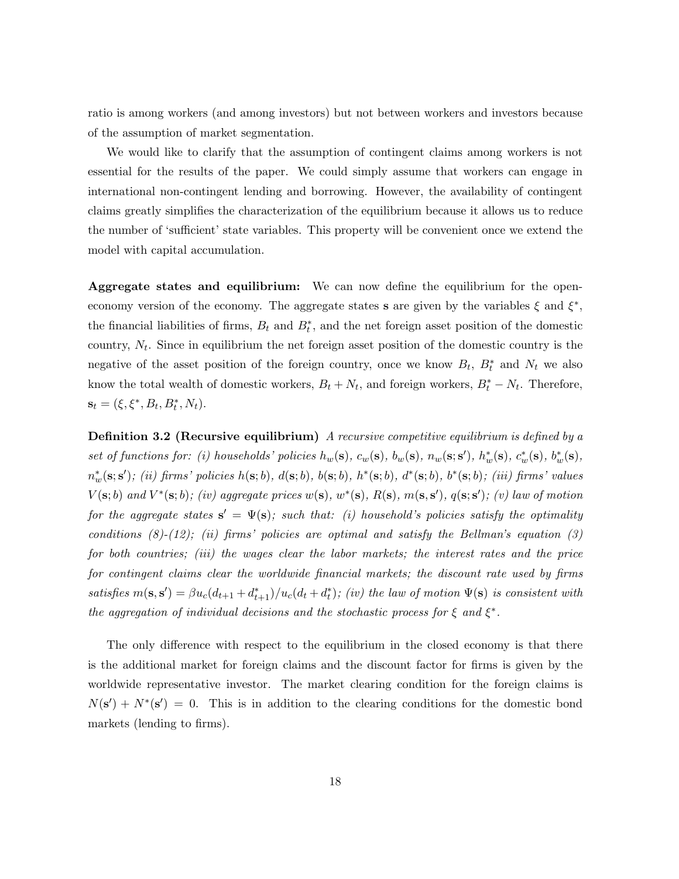ratio is among workers (and among investors) but not between workers and investors because of the assumption of market segmentation.

We would like to clarify that the assumption of contingent claims among workers is not essential for the results of the paper. We could simply assume that workers can engage in international non-contingent lending and borrowing. However, the availability of contingent claims greatly simplifies the characterization of the equilibrium because it allows us to reduce the number of 'sufficient' state variables. This property will be convenient once we extend the model with capital accumulation.

**Aggregate states and equilibrium:** We can now define the equilibrium for the open-economy version of the economy. The aggregate states $\mathbf{s}$ are given by the variables $\xi$ and $\xi^*$, the financial liabilities of firms, $B_t$ and $B_t^*$, and the net foreign asset position of the domestic country, $N_t$. Since in equilibrium the net foreign asset position of the domestic country is the negative of the asset position of the foreign country, once we know $B_t$, $B_t^*$ and $N_t$ we also know the total wealth of domestic workers, $B_t + N_t$, and foreign workers, $B_t^* - N_t$. Therefore, $\mathbf{s}_t = (\xi, \xi^*, B_t, B_t^*, N_t)$.

**Definition 3.2 (Recursive equilibrium)** *A recursive competitive equilibrium is defined by a set of functions for: (i) households' policies $h_w(\mathbf{s})$, $c_w(\mathbf{s})$, $b_w(\mathbf{s})$, $n_w(\mathbf{s};\mathbf{s}')$, $h_w^*(\mathbf{s})$, $c_w^*(\mathbf{s})$, $b_w^*(\mathbf{s})$, $n_w^*(\mathbf{s};\mathbf{s}')$; (ii) firms' policies $h(\mathbf{s};b)$, $d(\mathbf{s};b)$, $b(\mathbf{s};b)$, $h^*(\mathbf{s};b)$, $d^*(\mathbf{s};b)$, $b^*(\mathbf{s};b)$; (iii) firms' values $V(\mathbf{s};b)$ and $V^*(\mathbf{s};b)$; (iv) aggregate prices $w(\mathbf{s})$, $w^*(\mathbf{s})$, $R(\mathbf{s})$, $m(\mathbf{s},\mathbf{s}')$, $q(\mathbf{s};\mathbf{s}')$; (v) law of motion for the aggregate states $\mathbf{s}' = \Psi(\mathbf{s})$; such that: (i) household's policies satisfy the optimality conditions (8)-(12); (ii) firms' policies are optimal and satisfy the Bellman's equation (3) for both countries; (iii) the wages clear the labor markets; the interest rates and the price for contingent claims clear the worldwide financial markets; the discount rate used by firms satisfies $m(\mathbf{s},\mathbf{s}') = \beta u_c(d_{t+1} + d_{t+1}^*)/u_c(d_t + d_t^*)$; (iv) the law of motion $\Psi(\mathbf{s})$ is consistent with the aggregation of individual decisions and the stochastic process for $\xi$ and $\xi^*$.*

The only difference with respect to the equilibrium in the closed economy is that there is the additional market for foreign claims and the discount factor for firms is given by the worldwide representative investor. The market clearing condition for the foreign claims is $N(\mathbf{s}') + N^*(\mathbf{s}') = 0$. This is in addition to the clearing conditions for the domestic bond markets (lending to firms).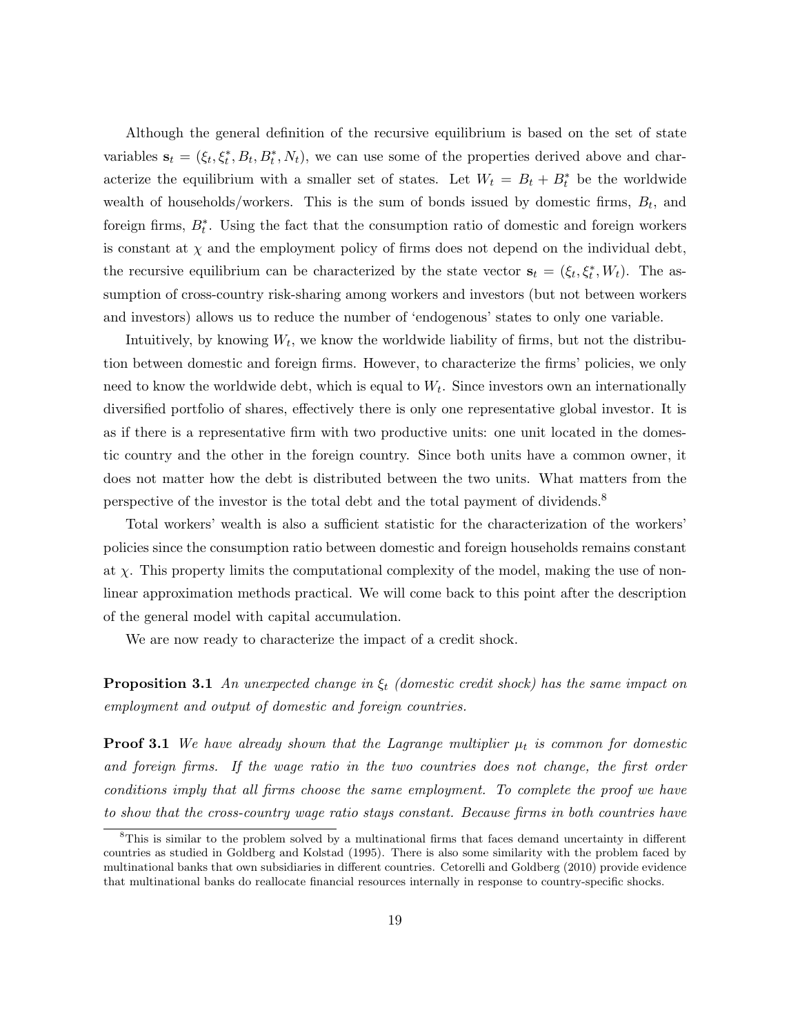Although the general definition of the recursive equilibrium is based on the set of state variables $\mathbf{s}_t = (\xi_t, \xi_t^*, B_t, B_t^*, N_t)$, we can use some of the properties derived above and characterize the equilibrium with a smaller set of states. Let $W_t = B_t + B_t^*$ be the worldwide wealth of households/workers. This is the sum of bonds issued by domestic firms, $B_t$, and foreign firms, $B_t^*$. Using the fact that the consumption ratio of domestic and foreign workers is constant at $\chi$ and the employment policy of firms does not depend on the individual debt, the recursive equilibrium can be characterized by the state vector $\mathbf{s}_t = (\xi_t, \xi_t^*, W_t)$. The assumption of cross-country risk-sharing among workers and investors (but not between workers and investors) allows us to reduce the number of 'endogenous' states to only one variable.

Intuitively, by knowing $W_t$, we know the worldwide liability of firms, but not the distribution between domestic and foreign firms. However, to characterize the firms' policies, we only need to know the worldwide debt, which is equal to $W_t$. Since investors own an internationally diversified portfolio of shares, effectively there is only one representative global investor. It is as if there is a representative firm with two productive units: one unit located in the domestic country and the other in the foreign country. Since both units have a common owner, it does not matter how the debt is distributed between the two units. What matters from the perspective of the investor is the total debt and the total payment of dividends.[8]

Total workers' wealth is also a sufficient statistic for the characterization of the workers' policies since the consumption ratio between domestic and foreign households remains constant at $\chi$. This property limits the computational complexity of the model, making the use of non-linear approximation methods practical. We will come back to this point after the description of the general model with capital accumulation.

We are now ready to characterize the impact of a credit shock.

**Proposition 3.1** *An unexpected change in $\xi_t$ (domestic credit shock) has the same impact on employment and output of domestic and foreign countries.*

**Proof 3.1** *We have already shown that the Lagrange multiplier $\mu_t$ is common for domestic and foreign firms. If the wage ratio in the two countries does not change, the first order conditions imply that all firms choose the same employment. To complete the proof we have to show that the cross-country wage ratio stays constant. Because firms in both countries have*

[8]This is similar to the problem solved by a multinational firms that faces demand uncertainty in different countries as studied in Goldberg and Kolstad (1995). There is also some similarity with the problem faced by multinational banks that own subsidiaries in different countries. Cetorelli and Goldberg (2010) provide evidence that multinational banks do reallocate financial resources internally in response to country-specific shocks.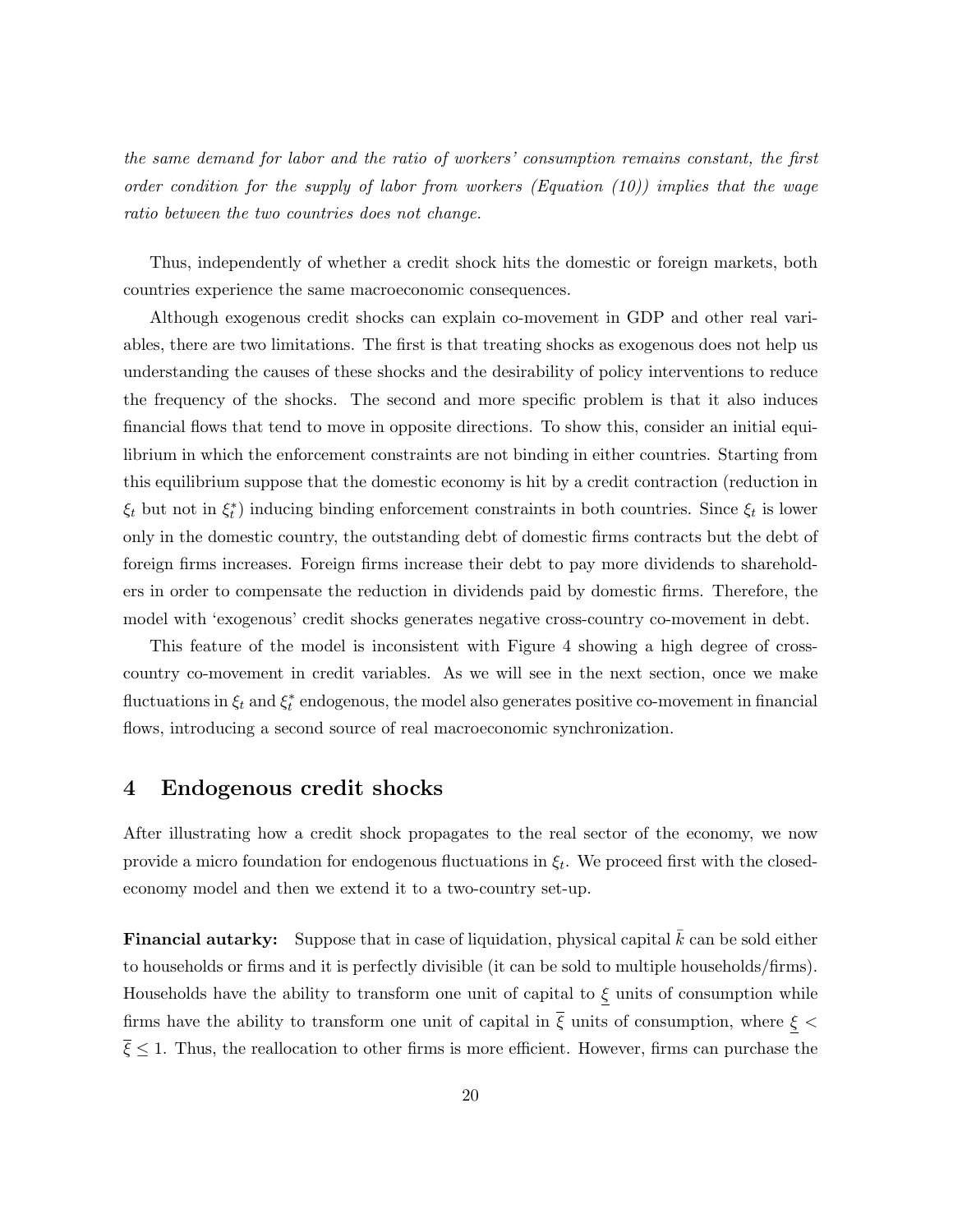*the same demand for labor and the ratio of workers' consumption remains constant, the first order condition for the supply of labor from workers (Equation (10)) implies that the wage ratio between the two countries does not change.*

Thus, independently of whether a credit shock hits the domestic or foreign markets, both countries experience the same macroeconomic consequences.

Although exogenous credit shocks can explain co-movement in GDP and other real variables, there are two limitations. The first is that treating shocks as exogenous does not help us understanding the causes of these shocks and the desirability of policy interventions to reduce the frequency of the shocks. The second and more specific problem is that it also induces financial flows that tend to move in opposite directions. To show this, consider an initial equilibrium in which the enforcement constraints are not binding in either countries. Starting from this equilibrium suppose that the domestic economy is hit by a credit contraction (reduction in $\xi_t$ but not in $\xi_t^*$) inducing binding enforcement constraints in both countries. Since $\xi_t$ is lower only in the domestic country, the outstanding debt of domestic firms contracts but the debt of foreign firms increases. Foreign firms increase their debt to pay more dividends to shareholders in order to compensate the reduction in dividends paid by domestic firms. Therefore, the model with 'exogenous' credit shocks generates negative cross-country co-movement in debt.

This feature of the model is inconsistent with Figure 4 showing a high degree of cross-country co-movement in credit variables. As we will see in the next section, once we make fluctuations in $\xi_t$ and $\xi_t^*$ endogenous, the model also generates positive co-movement in financial flows, introducing a second source of real macroeconomic synchronization.

## 4 Endogenous credit shocks

After illustrating how a credit shock propagates to the real sector of the economy, we now provide a micro foundation for endogenous fluctuations in $\xi_t$. We proceed first with the closed-economy model and then we extend it to a two-country set-up.

**Financial autarky:** Suppose that in case of liquidation, physical capital $\bar{k}$ can be sold either to households or firms and it is perfectly divisible (it can be sold to multiple households/firms). Households have the ability to transform one unit of capital to $\underline{\xi}$ units of consumption while firms have the ability to transform one unit of capital in $\overline{\xi}$ units of consumption, where $\underline{\xi} < \overline{\xi} \leq 1$. Thus, the reallocation to other firms is more efficient. However, firms can purchase the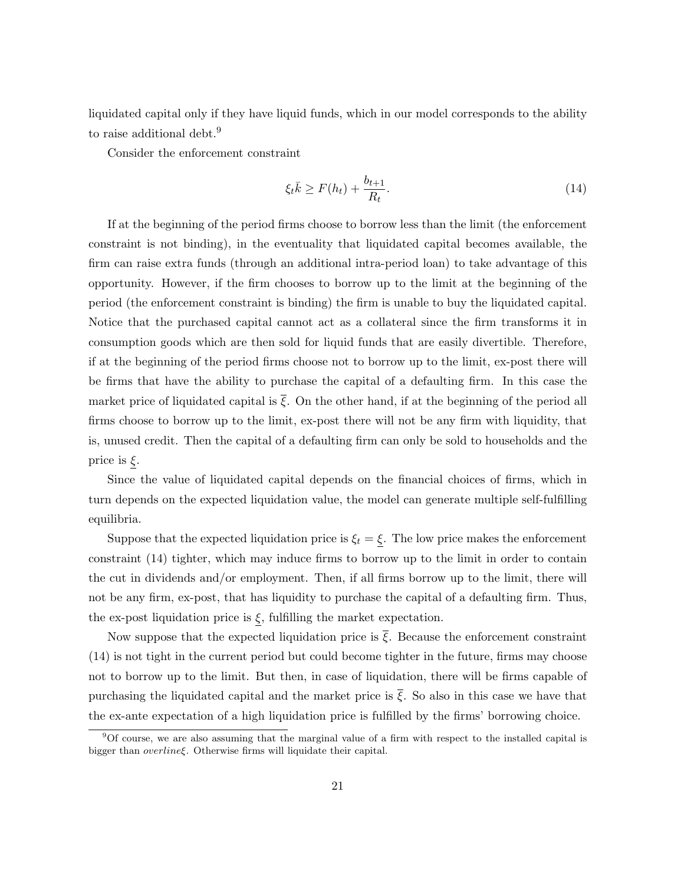liquidated capital only if they have liquid funds, which in our model corresponds to the ability to raise additional debt.[9]

Consider the enforcement constraint

$$\xi_t \bar{k} \geq F(h_t) + \frac{b_{t+1}}{R_t}. \tag{14}$$

If at the beginning of the period firms choose to borrow less than the limit (the enforcement constraint is not binding), in the eventuality that liquidated capital becomes available, the firm can raise extra funds (through an additional intra-period loan) to take advantage of this opportunity. However, if the firm chooses to borrow up to the limit at the beginning of the period (the enforcement constraint is binding) the firm is unable to buy the liquidated capital. Notice that the purchased capital cannot act as a collateral since the firm transforms it in consumption goods which are then sold for liquid funds that are easily divertible. Therefore, if at the beginning of the period firms choose not to borrow up to the limit, ex-post there will be firms that have the ability to purchase the capital of a defaulting firm. In this case the market price of liquidated capital is $\overline{\xi}$. On the other hand, if at the beginning of the period all firms choose to borrow up to the limit, ex-post there will not be any firm with liquidity, that is, unused credit. Then the capital of a defaulting firm can only be sold to households and the price is $\underline{\xi}$.

Since the value of liquidated capital depends on the financial choices of firms, which in turn depends on the expected liquidation value, the model can generate multiple self-fulfilling equilibria.

Suppose that the expected liquidation price is $\xi_t = \underline{\xi}$. The low price makes the enforcement constraint (14) tighter, which may induce firms to borrow up to the limit in order to contain the cut in dividends and/or employment. Then, if all firms borrow up to the limit, there will not be any firm, ex-post, that has liquidity to purchase the capital of a defaulting firm. Thus, the ex-post liquidation price is $\underline{\xi}$, fulfilling the market expectation.

Now suppose that the expected liquidation price is $\overline{\xi}$. Because the enforcement constraint (14) is not tight in the current period but could become tighter in the future, firms may choose not to borrow up to the limit. But then, in case of liquidation, there will be firms capable of purchasing the liquidated capital and the market price is $\overline{\xi}$. So also in this case we have that the ex-ante expectation of a high liquidation price is fulfilled by the firms' borrowing choice.

---

[9] Of course, we are also assuming that the marginal value of a firm with respect to the installed capital is bigger than *overline*$\xi$. Otherwise firms will liquidate their capital.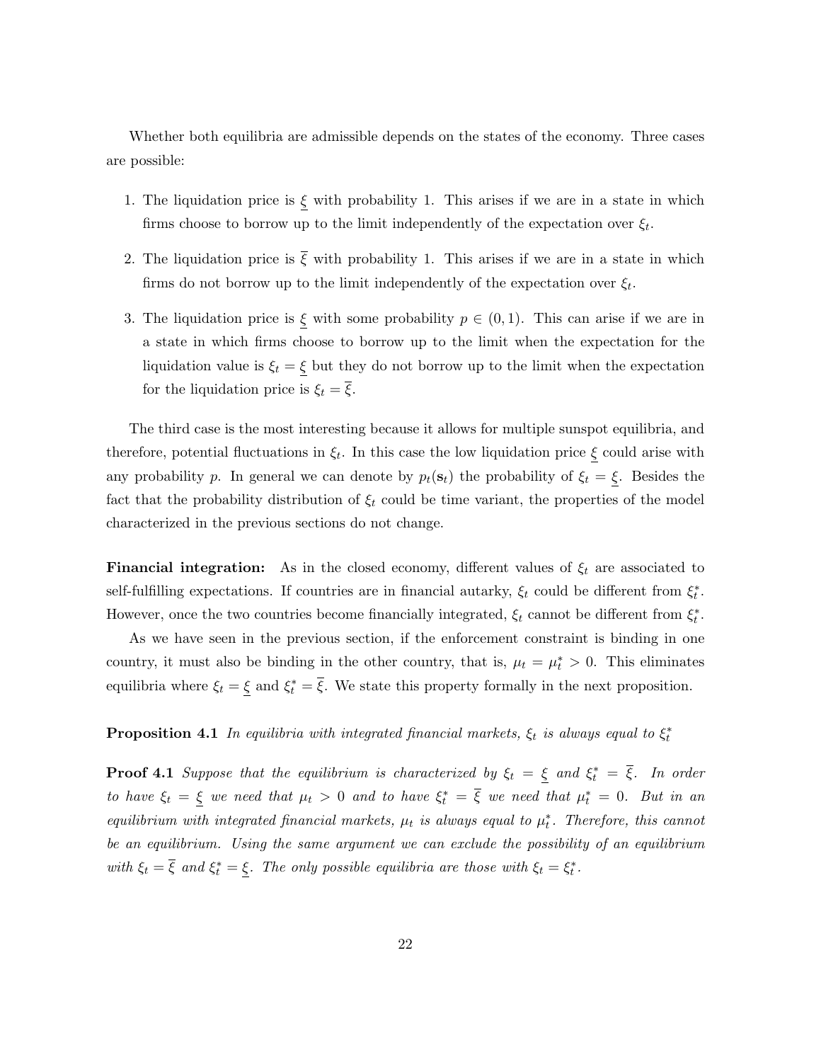Whether both equilibria are admissible depends on the states of the economy. Three cases are possible:

1. The liquidation price is $\underline{\xi}$ with probability 1. This arises if we are in a state in which firms choose to borrow up to the limit independently of the expectation over $\xi_t$.

2. The liquidation price is $\overline{\xi}$ with probability 1. This arises if we are in a state in which firms do not borrow up to the limit independently of the expectation over $\xi_t$.

3. The liquidation price is $\underline{\xi}$ with some probability $p \in (0, 1)$. This can arise if we are in a state in which firms choose to borrow up to the limit when the expectation for the liquidation value is $\xi_t = \underline{\xi}$ but they do not borrow up to the limit when the expectation for the liquidation price is $\xi_t = \overline{\xi}$.

The third case is the most interesting because it allows for multiple sunspot equilibria, and therefore, potential fluctuations in $\xi_t$. In this case the low liquidation price $\underline{\xi}$ could arise with any probability $p$. In general we can denote by $p_t(\mathbf{s}_t)$ the probability of $\xi_t = \underline{\xi}$. Besides the fact that the probability distribution of $\xi_t$ could be time variant, the properties of the model characterized in the previous sections do not change.

**Financial integration:** As in the closed economy, different values of $\xi_t$ are associated to self-fulfilling expectations. If countries are in financial autarky, $\xi_t$ could be different from $\xi_t^*$. However, once the two countries become financially integrated, $\xi_t$ cannot be different from $\xi_t^*$.

As we have seen in the previous section, if the enforcement constraint is binding in one country, it must also be binding in the other country, that is, $\mu_t = \mu_t^* > 0$. This eliminates equilibria where $\xi_t = \underline{\xi}$ and $\xi_t^* = \overline{\xi}$. We state this property formally in the next proposition.

**Proposition 4.1** *In equilibria with integrated financial markets, $\xi_t$ is always equal to $\xi_t^*$*

**Proof 4.1** *Suppose that the equilibrium is characterized by $\xi_t = \underline{\xi}$ and $\xi_t^* = \overline{\xi}$. In order to have $\xi_t = \underline{\xi}$ we need that $\mu_t > 0$ and to have $\xi_t^* = \overline{\xi}$ we need that $\mu_t^* = 0$. But in an equilibrium with integrated financial markets, $\mu_t$ is always equal to $\mu_t^*$. Therefore, this cannot be an equilibrium. Using the same argument we can exclude the possibility of an equilibrium with $\xi_t = \overline{\xi}$ and $\xi_t^* = \underline{\xi}$. The only possible equilibria are those with $\xi_t = \xi_t^*$.*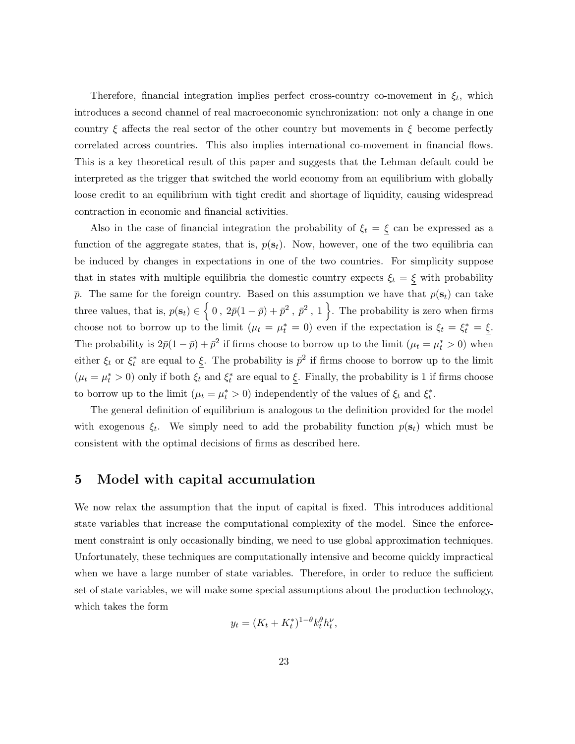Therefore, financial integration implies perfect cross-country co-movement in $\xi_t$, which introduces a second channel of real macroeconomic synchronization: not only a change in one country $\xi$ affects the real sector of the other country but movements in $\xi$ become perfectly correlated across countries. This also implies international co-movement in financial flows. This is a key theoretical result of this paper and suggests that the Lehman default could be interpreted as the trigger that switched the world economy from an equilibrium with globally loose credit to an equilibrium with tight credit and shortage of liquidity, causing widespread contraction in economic and financial activities.

Also in the case of financial integration the probability of $\xi_t = \underline{\xi}$ can be expressed as a function of the aggregate states, that is, $p(\mathbf{s}_t)$. Now, however, one of the two equilibria can be induced by changes in expectations in one of the two countries. For simplicity suppose that in states with multiple equilibria the domestic country expects $\xi_t = \underline{\xi}$ with probability $\bar{p}$. The same for the foreign country. Based on this assumption we have that $p(\mathbf{s}_t)$ can take three values, that is, $p(\mathbf{s}_t) \in \left\{ 0 \; , \; 2\bar{p}(1-\bar{p}) + \bar{p}^2 \; , \; \bar{p}^2 \; , \; 1 \right\}$. The probability is zero when firms choose not to borrow up to the limit ($\mu_t = \mu_t^* = 0$) even if the expectation is $\xi_t = \xi_t^* = \underline{\xi}$. The probability is $2\bar{p}(1-\bar{p}) + \bar{p}^2$ if firms choose to borrow up to the limit ($\mu_t = \mu_t^* > 0$) when either $\xi_t$ or $\xi_t^*$ are equal to $\underline{\xi}$. The probability is $\bar{p}^2$ if firms choose to borrow up to the limit ($\mu_t = \mu_t^* > 0$) only if both $\xi_t$ and $\xi_t^*$ are equal to $\underline{\xi}$. Finally, the probability is 1 if firms choose to borrow up to the limit ($\mu_t = \mu_t^* > 0$) independently of the values of $\xi_t$ and $\xi_t^*$.

The general definition of equilibrium is analogous to the definition provided for the model with exogenous $\xi_t$. We simply need to add the probability function $p(\mathbf{s}_t)$ which must be consistent with the optimal decisions of firms as described here.

## 5 Model with capital accumulation

We now relax the assumption that the input of capital is fixed. This introduces additional state variables that increase the computational complexity of the model. Since the enforcement constraint is only occasionally binding, we need to use global approximation techniques. Unfortunately, these techniques are computationally intensive and become quickly impractical when we have a large number of state variables. Therefore, in order to reduce the sufficient set of state variables, we will make some special assumptions about the production technology, which takes the form

$$y_t = (K_t + K_t^*)^{1-\theta} k_t^{\theta} h_t^{\nu},$$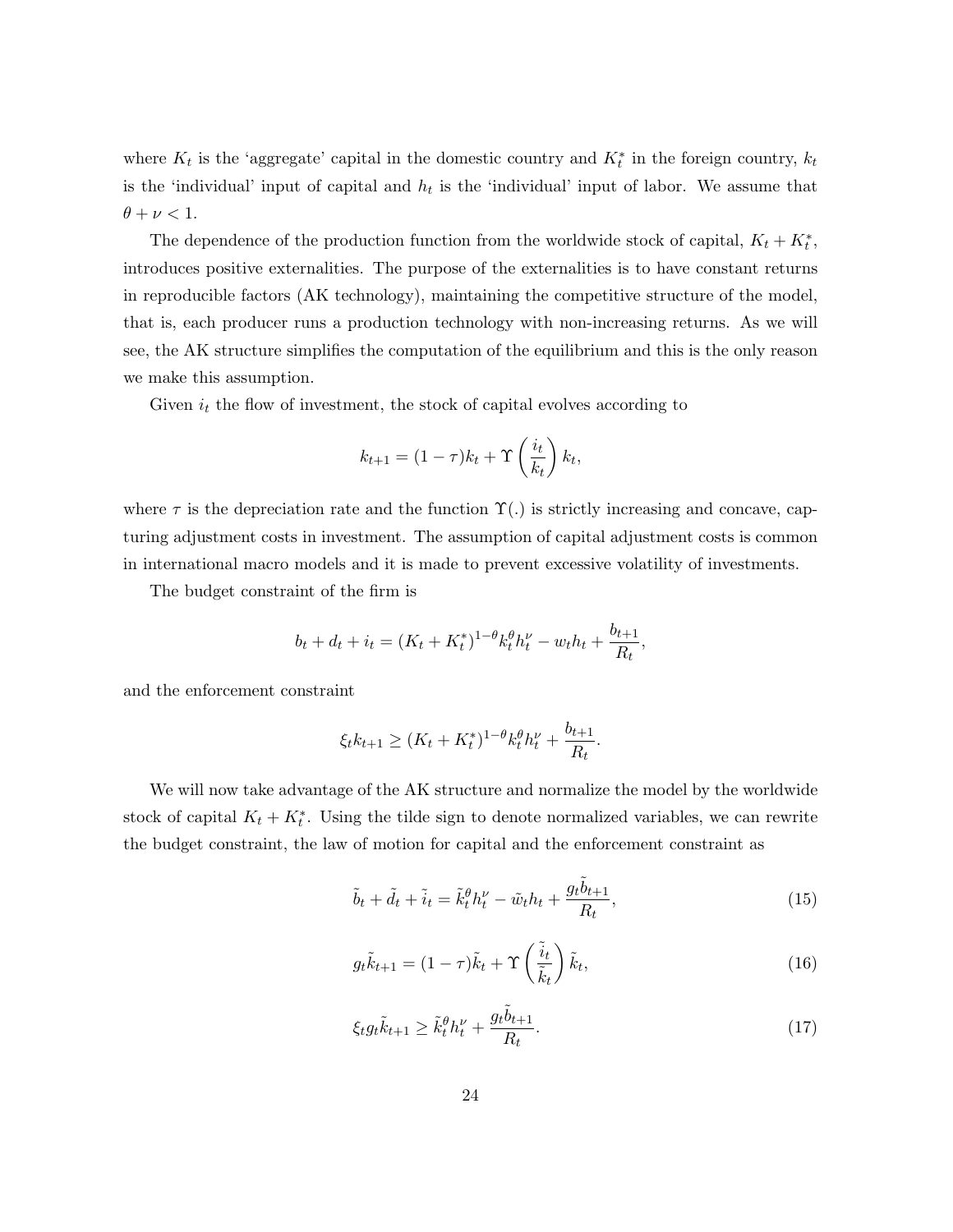where $K_t$ is the 'aggregate' capital in the domestic country and $K_t^*$ in the foreign country, $k_t$ is the 'individual' input of capital and $h_t$ is the 'individual' input of labor. We assume that $\theta + \nu < 1$.

The dependence of the production function from the worldwide stock of capital, $K_t + K_t^*$, introduces positive externalities. The purpose of the externalities is to have constant returns in reproducible factors (AK technology), maintaining the competitive structure of the model, that is, each producer runs a production technology with non-increasing returns. As we will see, the AK structure simplifies the computation of the equilibrium and this is the only reason we make this assumption.

Given $i_t$ the flow of investment, the stock of capital evolves according to

$$k_{t+1} = (1-\tau)k_t + \Upsilon\left(\frac{i_t}{k_t}\right)k_t,$$

where $\tau$ is the depreciation rate and the function $\Upsilon(.)$ is strictly increasing and concave, capturing adjustment costs in investment. The assumption of capital adjustment costs is common in international macro models and it is made to prevent excessive volatility of investments.

The budget constraint of the firm is

$$b_t + d_t + i_t = (K_t + K_t^*)^{1-\theta} k_t^\theta h_t^\nu - w_t h_t + \frac{b_{t+1}}{R_t},$$

and the enforcement constraint

$$\xi_t k_{t+1} \geq (K_t + K_t^*)^{1-\theta} k_t^\theta h_t^\nu + \frac{b_{t+1}}{R_t}.$$

We will now take advantage of the AK structure and normalize the model by the worldwide stock of capital $K_t + K_t^*$. Using the tilde sign to denote normalized variables, we can rewrite the budget constraint, the law of motion for capital and the enforcement constraint as

$$\tilde{b}_t + \tilde{d}_t + \tilde{i}_t = \tilde{k}_t^\theta h_t^\nu - \tilde{w}_t h_t + \frac{g_t \tilde{b}_{t+1}}{R_t}, \tag{15}$$

$$g_t \tilde{k}_{t+1} = (1-\tau)\tilde{k}_t + \Upsilon\left(\frac{\tilde{i}_t}{\tilde{k}_t}\right)\tilde{k}_t, \tag{16}$$

$$\xi_t g_t \tilde{k}_{t+1} \geq \tilde{k}_t^\theta h_t^\nu + \frac{g_t \tilde{b}_{t+1}}{R_t}. \tag{17}$$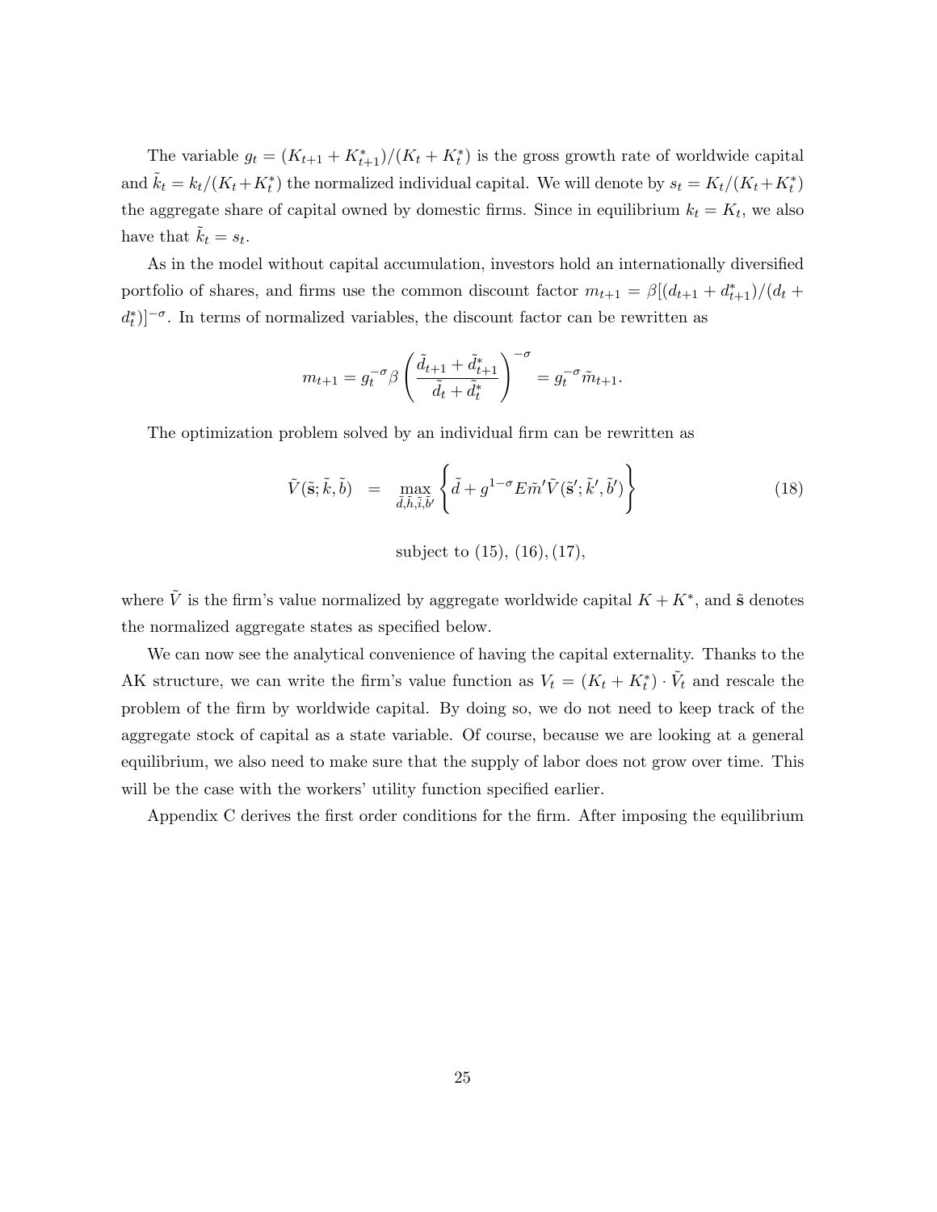The variable $g_t = (K_{t+1} + K^*_{t+1})/(K_t + K^*_t)$ is the gross growth rate of worldwide capital and $\tilde{k}_t = k_t/(K_t + K^*_t)$ the normalized individual capital. We will denote by $s_t = K_t/(K_t + K^*_t)$ the aggregate share of capital owned by domestic firms. Since in equilibrium $k_t = K_t$, we also have that $\tilde{k}_t = s_t$.

As in the model without capital accumulation, investors hold an internationally diversified portfolio of shares, and firms use the common discount factor $m_{t+1} = \beta[(d_{t+1} + d^*_{t+1})/(d_t + d^*_t)]^{-\sigma}$. In terms of normalized variables, the discount factor can be rewritten as

$$m_{t+1} = g_t^{-\sigma}\beta\left(\frac{\tilde{d}_{t+1} + \tilde{d}^*_{t+1}}{\tilde{d}_t + \tilde{d}^*_t}\right)^{-\sigma} = g_t^{-\sigma}\tilde{m}_{t+1}.$$

The optimization problem solved by an individual firm can be rewritten as

$$\tilde{V}(\tilde{\mathbf{s}}; \tilde{k}, \tilde{b}) \quad = \quad \max_{\tilde{d},\tilde{h},\tilde{i},\tilde{b}'} \left\{ \tilde{d} + g^{1-\sigma} E\tilde{m}'\tilde{V}(\tilde{\mathbf{s}}'; \tilde{k}', \tilde{b}') \right\} \tag{18}$$

subject to (15), (16), (17),

where $\tilde{V}$ is the firm's value normalized by aggregate worldwide capital $K + K^*$, and $\tilde{\mathbf{s}}$ denotes the normalized aggregate states as specified below.

We can now see the analytical convenience of having the capital externality. Thanks to the AK structure, we can write the firm's value function as $V_t = (K_t + K^*_t) \cdot \tilde{V}_t$ and rescale the problem of the firm by worldwide capital. By doing so, we do not need to keep track of the aggregate stock of capital as a state variable. Of course, because we are looking at a general equilibrium, we also need to make sure that the supply of labor does not grow over time. This will be the case with the workers' utility function specified earlier.

Appendix C derives the first order conditions for the firm. After imposing the equilibrium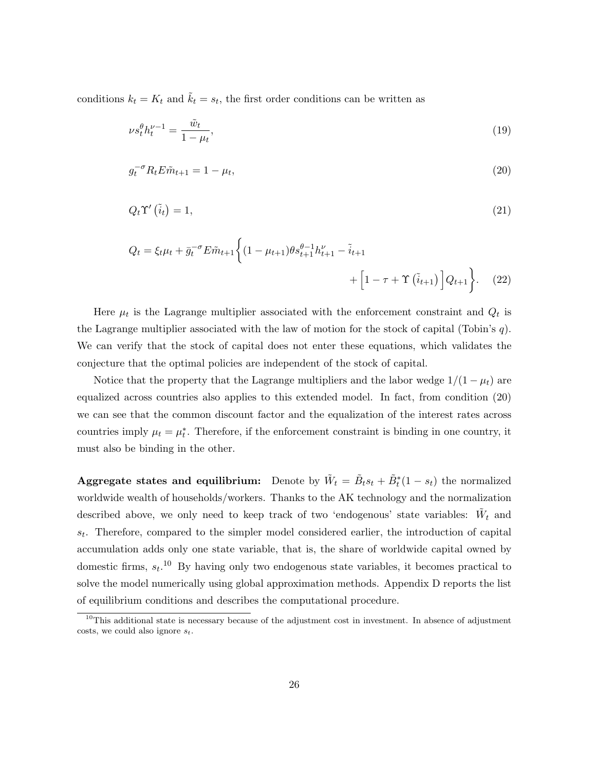conditions $k_t = K_t$ and $\tilde{k}_t = s_t$, the first order conditions can be written as

$$\nu s_t^\theta h_t^{\nu-1} = \frac{\tilde{w}_t}{1-\mu_t}, \tag{19}$$

$$g_t^{-\sigma} R_t E \tilde{m}_{t+1} = 1 - \mu_t, \tag{20}$$

$$Q_t \Upsilon'\left(\tilde{i}_t\right) = 1, \tag{21}$$

$$Q_t = \xi_t \mu_t + \bar{g}_t^{-\sigma} E \tilde{m}_{t+1} \Bigg\{ (1-\mu_{t+1}) \theta s_{t+1}^{\theta-1} h_{t+1}^{\nu} - \tilde{i}_{t+1} + \Big[ 1 - \tau + \Upsilon\left(\tilde{i}_{t+1}\right) \Big] Q_{t+1} \Bigg\}. \tag{22}$$

Here $\mu_t$ is the Lagrange multiplier associated with the enforcement constraint and $Q_t$ is the Lagrange multiplier associated with the law of motion for the stock of capital (Tobin's $q$). We can verify that the stock of capital does not enter these equations, which validates the conjecture that the optimal policies are independent of the stock of capital.

Notice that the property that the Lagrange multipliers and the labor wedge $1/(1-\mu_t)$ are equalized across countries also applies to this extended model. In fact, from condition (20) we can see that the common discount factor and the equalization of the interest rates across countries imply $\mu_t = \mu_t^*$. Therefore, if the enforcement constraint is binding in one country, it must also be binding in the other.

**Aggregate states and equilibrium:** Denote by $\tilde{W}_t = \tilde{B}_t s_t + \tilde{B}_t^*(1-s_t)$ the normalized worldwide wealth of households/workers. Thanks to the AK technology and the normalization described above, we only need to keep track of two 'endogenous' state variables: $\tilde{W}_t$ and $s_t$. Therefore, compared to the simpler model considered earlier, the introduction of capital accumulation adds only one state variable, that is, the share of worldwide capital owned by domestic firms, $s_t$.[10] By having only two endogenous state variables, it becomes practical to solve the model numerically using global approximation methods. Appendix D reports the list of equilibrium conditions and describes the computational procedure.

[10] This additional state is necessary because of the adjustment cost in investment. In absence of adjustment costs, we could also ignore $s_t$.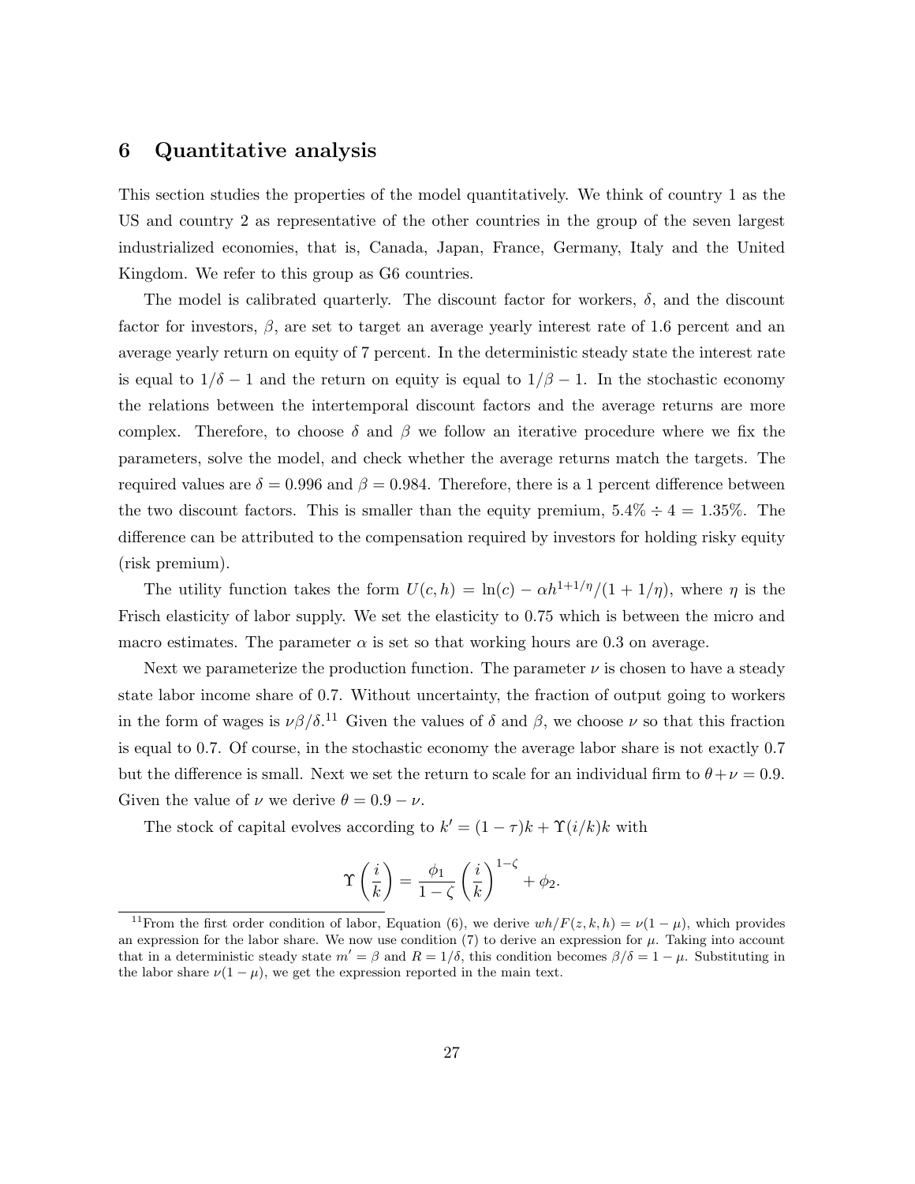## 6 Quantitative analysis

This section studies the properties of the model quantitatively. We think of country 1 as the US and country 2 as representative of the other countries in the group of the seven largest industrialized economies, that is, Canada, Japan, France, Germany, Italy and the United Kingdom. We refer to this group as G6 countries.

The model is calibrated quarterly. The discount factor for workers, $\delta$, and the discount factor for investors, $\beta$, are set to target an average yearly interest rate of 1.6 percent and an average yearly return on equity of 7 percent. In the deterministic steady state the interest rate is equal to $1/\delta - 1$ and the return on equity is equal to $1/\beta - 1$. In the stochastic economy the relations between the intertemporal discount factors and the average returns are more complex. Therefore, to choose $\delta$ and $\beta$ we follow an iterative procedure where we fix the parameters, solve the model, and check whether the average returns match the targets. The required values are $\delta = 0.996$ and $\beta = 0.984$. Therefore, there is a 1 percent difference between the two discount factors. This is smaller than the equity premium, $5.4\% \div 4 = 1.35\%$. The difference can be attributed to the compensation required by investors for holding risky equity (risk premium).

The utility function takes the form $U(c, h) = \ln(c) - \alpha h^{1+1/\eta}/(1 + 1/\eta)$, where $\eta$ is the Frisch elasticity of labor supply. We set the elasticity to 0.75 which is between the micro and macro estimates. The parameter $\alpha$ is set so that working hours are 0.3 on average.

Next we parameterize the production function. The parameter $\nu$ is chosen to have a steady state labor income share of 0.7. Without uncertainty, the fraction of output going to workers in the form of wages is $\nu\beta/\delta$.[11] Given the values of $\delta$ and $\beta$, we choose $\nu$ so that this fraction is equal to 0.7. Of course, in the stochastic economy the average labor share is not exactly 0.7 but the difference is small. Next we set the return to scale for an individual firm to $\theta + \nu = 0.9$. Given the value of $\nu$ we derive $\theta = 0.9 - \nu$.

The stock of capital evolves according to $k' = (1 - \tau)k + \Upsilon(i/k)k$ with

$$\Upsilon\left(\frac{i}{k}\right) = \frac{\phi_1}{1-\zeta}\left(\frac{i}{k}\right)^{1-\zeta} + \phi_2.$$

[11] From the first order condition of labor, Equation (6), we derive $wh/F(z, k, h) = \nu(1 - \mu)$, which provides an expression for the labor share. We now use condition (7) to derive an expression for $\mu$. Taking into account that in a deterministic steady state $m' = \beta$ and $R = 1/\delta$, this condition becomes $\beta/\delta = 1 - \mu$. Substituting in the labor share $\nu(1 - \mu)$, we get the expression reported in the main text.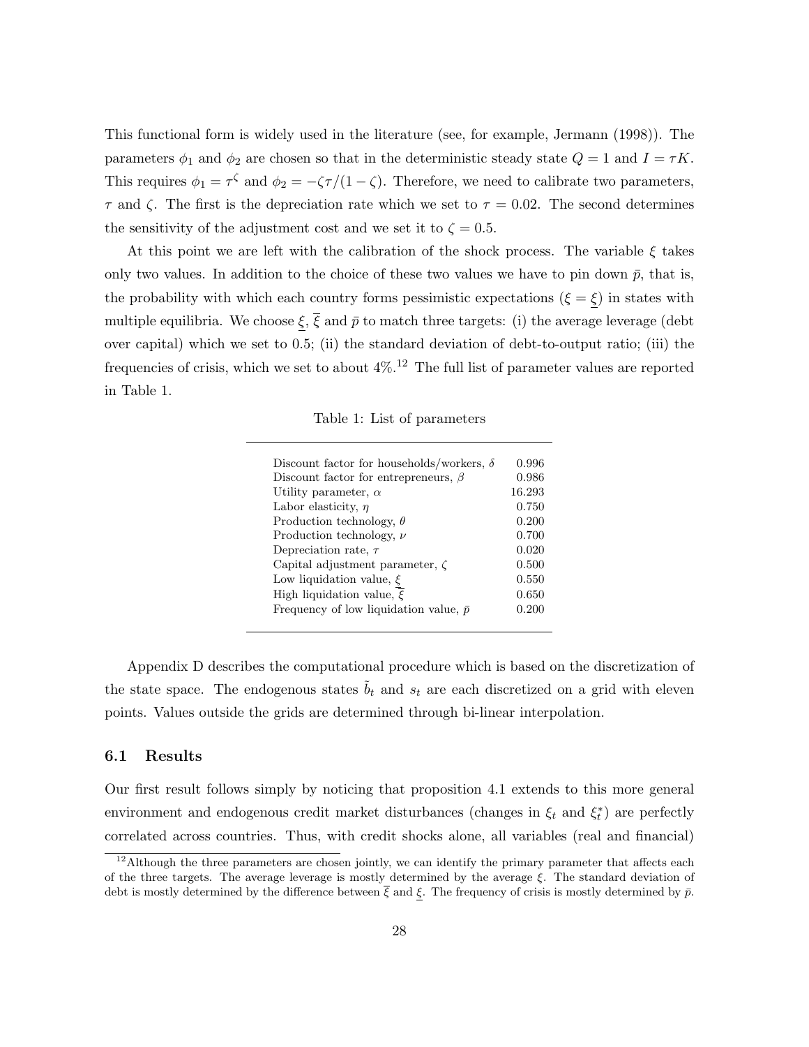This functional form is widely used in the literature (see, for example, Jermann (1998)). The parameters $\phi_1$ and $\phi_2$ are chosen so that in the deterministic steady state $Q = 1$ and $I = \tau K$. This requires $\phi_1 = \tau^{\zeta}$ and $\phi_2 = -\zeta\tau/(1-\zeta)$. Therefore, we need to calibrate two parameters, $\tau$ and $\zeta$. The first is the depreciation rate which we set to $\tau = 0.02$. The second determines the sensitivity of the adjustment cost and we set it to $\zeta = 0.5$.

At this point we are left with the calibration of the shock process. The variable $\xi$ takes only two values. In addition to the choice of these two values we have to pin down $\bar{p}$, that is, the probability with which each country forms pessimistic expectations ($\xi = \underline{\xi}$) in states with multiple equilibria. We choose $\underline{\xi}$, $\overline{\xi}$ and $\bar{p}$ to match three targets: (i) the average leverage (debt over capital) which we set to 0.5; (ii) the standard deviation of debt-to-output ratio; (iii) the frequencies of crisis, which we set to about 4%.[12] The full list of parameter values are reported in Table 1.

Table 1: List of parameters

| | |
|---|---|
| Discount factor for households/workers, $\delta$ | 0.996 |
| Discount factor for entrepreneurs, $\beta$ | 0.986 |
| Utility parameter, $\alpha$ | 16.293 |
| Labor elasticity, $\eta$ | 0.750 |
| Production technology, $\theta$ | 0.200 |
| Production technology, $\nu$ | 0.700 |
| Depreciation rate, $\tau$ | 0.020 |
| Capital adjustment parameter, $\zeta$ | 0.500 |
| Low liquidation value, $\underline{\xi}$ | 0.550 |
| High liquidation value, $\overline{\xi}$ | 0.650 |
| Frequency of low liquidation value, $\bar{p}$ | 0.200 |

Appendix D describes the computational procedure which is based on the discretization of the state space. The endogenous states $\tilde{b}_t$ and $s_t$ are each discretized on a grid with eleven points. Values outside the grids are determined through bi-linear interpolation.

### 6.1 Results

Our first result follows simply by noticing that proposition 4.1 extends to this more general environment and endogenous credit market disturbances (changes in $\xi_t$ and $\xi_t^*$) are perfectly correlated across countries. Thus, with credit shocks alone, all variables (real and financial)

[12] Although the three parameters are chosen jointly, we can identify the primary parameter that affects each of the three targets. The average leverage is mostly determined by the average $\xi$. The standard deviation of debt is mostly determined by the difference between $\overline{\xi}$ and $\underline{\xi}$. The frequency of crisis is mostly determined by $\bar{p}$.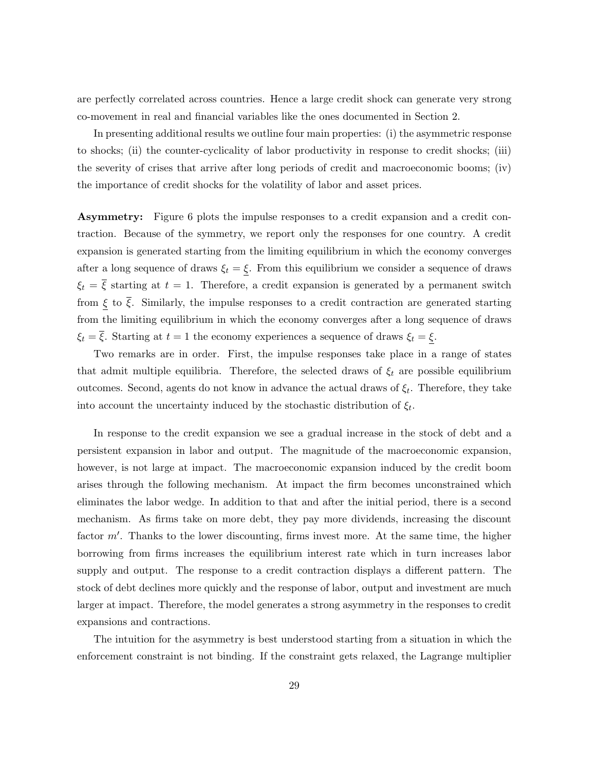are perfectly correlated across countries. Hence a large credit shock can generate very strong co-movement in real and financial variables like the ones documented in Section 2.

In presenting additional results we outline four main properties: (i) the asymmetric response to shocks; (ii) the counter-cyclicality of labor productivity in response to credit shocks; (iii) the severity of crises that arrive after long periods of credit and macroeconomic booms; (iv) the importance of credit shocks for the volatility of labor and asset prices.

**Asymmetry:** Figure 6 plots the impulse responses to a credit expansion and a credit contraction. Because of the symmetry, we report only the responses for one country. A credit expansion is generated starting from the limiting equilibrium in which the economy converges after a long sequence of draws $\xi_t = \underline{\xi}$. From this equilibrium we consider a sequence of draws $\xi_t = \overline{\xi}$ starting at $t = 1$. Therefore, a credit expansion is generated by a permanent switch from $\underline{\xi}$ to $\overline{\xi}$. Similarly, the impulse responses to a credit contraction are generated starting from the limiting equilibrium in which the economy converges after a long sequence of draws $\xi_t = \overline{\xi}$. Starting at $t = 1$ the economy experiences a sequence of draws $\xi_t = \underline{\xi}$.

Two remarks are in order. First, the impulse responses take place in a range of states that admit multiple equilibria. Therefore, the selected draws of $\xi_t$ are possible equilibrium outcomes. Second, agents do not know in advance the actual draws of $\xi_t$. Therefore, they take into account the uncertainty induced by the stochastic distribution of $\xi_t$.

In response to the credit expansion we see a gradual increase in the stock of debt and a persistent expansion in labor and output. The magnitude of the macroeconomic expansion, however, is not large at impact. The macroeconomic expansion induced by the credit boom arises through the following mechanism. At impact the firm becomes unconstrained which eliminates the labor wedge. In addition to that and after the initial period, there is a second mechanism. As firms take on more debt, they pay more dividends, increasing the discount factor $m'$. Thanks to the lower discounting, firms invest more. At the same time, the higher borrowing from firms increases the equilibrium interest rate which in turn increases labor supply and output. The response to a credit contraction displays a different pattern. The stock of debt declines more quickly and the response of labor, output and investment are much larger at impact. Therefore, the model generates a strong asymmetry in the responses to credit expansions and contractions.

The intuition for the asymmetry is best understood starting from a situation in which the enforcement constraint is not binding. If the constraint gets relaxed, the Lagrange multiplier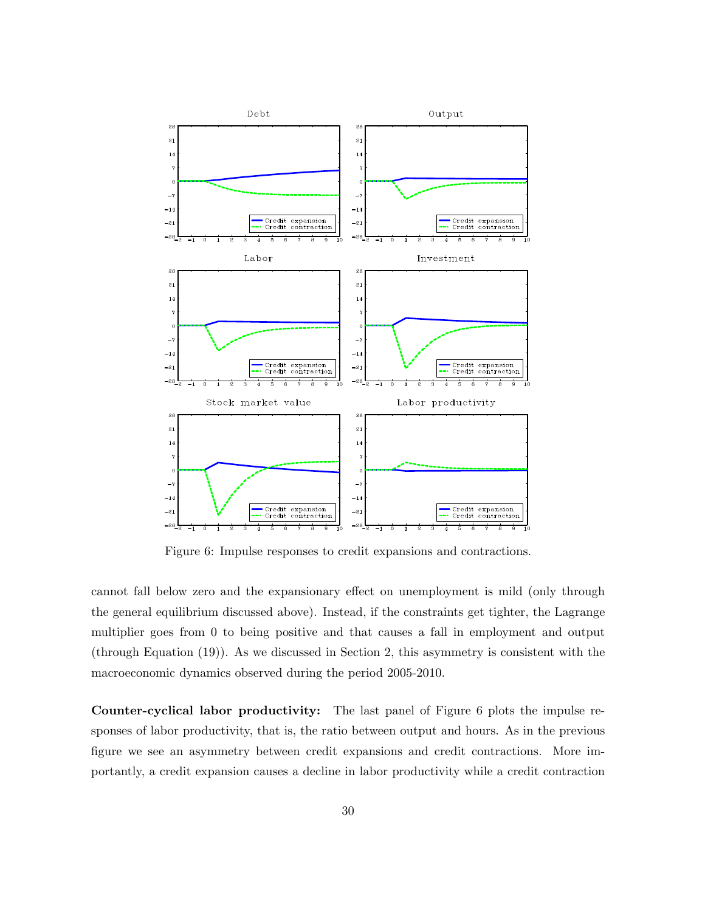Figure 6: Impulse responses to credit expansions and contractions.

cannot fall below zero and the expansionary effect on unemployment is mild (only through the general equilibrium discussed above). Instead, if the constraints get tighter, the Lagrange multiplier goes from 0 to being positive and that causes a fall in employment and output (through Equation (19)). As we discussed in Section 2, this asymmetry is consistent with the macroeconomic dynamics observed during the period 2005-2010.

**Counter-cyclical labor productivity:** The last panel of Figure 6 plots the impulse responses of labor productivity, that is, the ratio between output and hours. As in the previous figure we see an asymmetry between credit expansions and credit contractions. More importantly, a credit expansion causes a decline in labor productivity while a credit contraction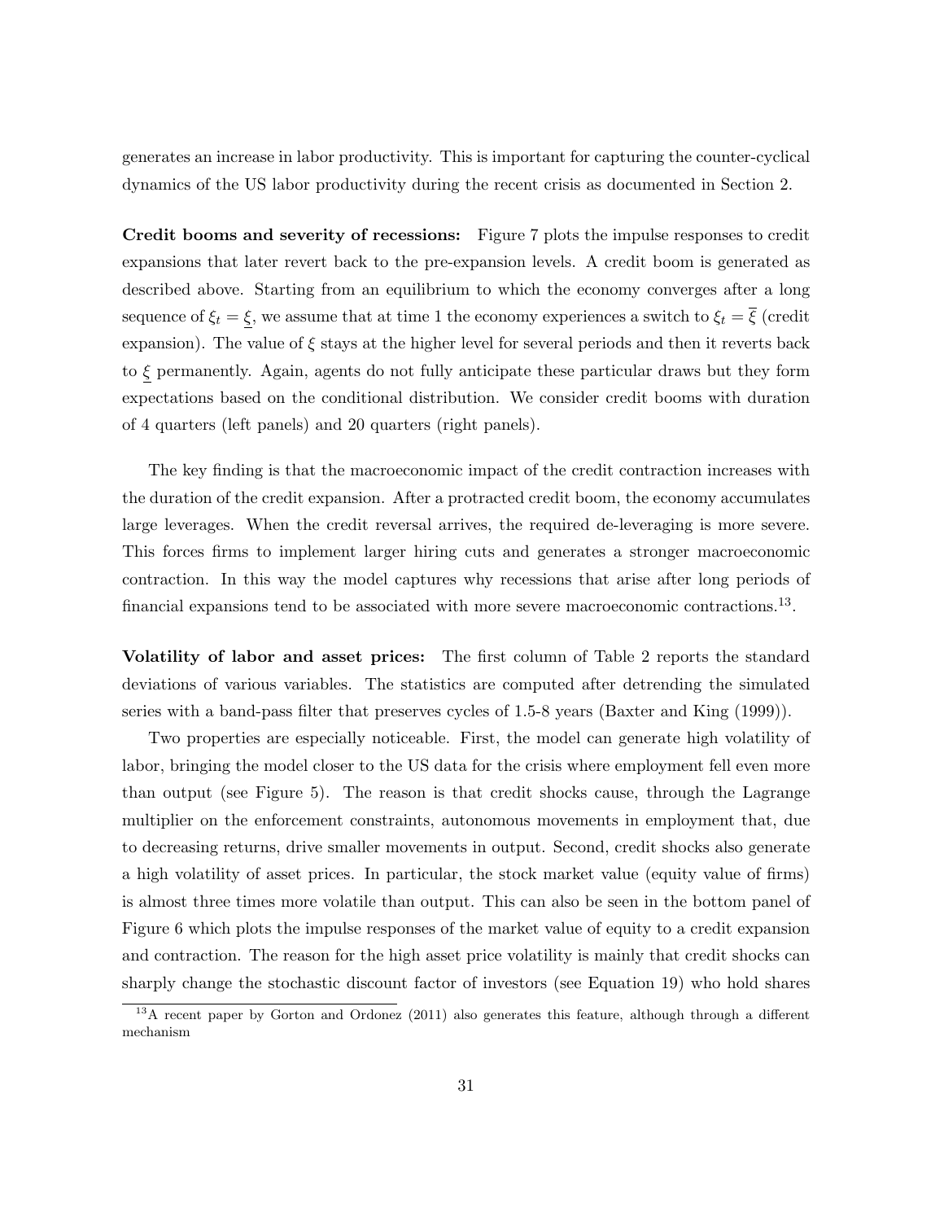generates an increase in labor productivity. This is important for capturing the counter-cyclical dynamics of the US labor productivity during the recent crisis as documented in Section 2.

**Credit booms and severity of recessions:** Figure 7 plots the impulse responses to credit expansions that later revert back to the pre-expansion levels. A credit boom is generated as described above. Starting from an equilibrium to which the economy converges after a long sequence of $\xi_t = \underline{\xi}$, we assume that at time 1 the economy experiences a switch to $\xi_t = \overline{\xi}$ (credit expansion). The value of $\xi$ stays at the higher level for several periods and then it reverts back to $\underline{\xi}$ permanently. Again, agents do not fully anticipate these particular draws but they form expectations based on the conditional distribution. We consider credit booms with duration of 4 quarters (left panels) and 20 quarters (right panels).

The key finding is that the macroeconomic impact of the credit contraction increases with the duration of the credit expansion. After a protracted credit boom, the economy accumulates large leverages. When the credit reversal arrives, the required de-leveraging is more severe. This forces firms to implement larger hiring cuts and generates a stronger macroeconomic contraction. In this way the model captures why recessions that arise after long periods of financial expansions tend to be associated with more severe macroeconomic contractions.[13].

**Volatility of labor and asset prices:** The first column of Table 2 reports the standard deviations of various variables. The statistics are computed after detrending the simulated series with a band-pass filter that preserves cycles of 1.5-8 years (Baxter and King (1999)).

Two properties are especially noticeable. First, the model can generate high volatility of labor, bringing the model closer to the US data for the crisis where employment fell even more than output (see Figure 5). The reason is that credit shocks cause, through the Lagrange multiplier on the enforcement constraints, autonomous movements in employment that, due to decreasing returns, drive smaller movements in output. Second, credit shocks also generate a high volatility of asset prices. In particular, the stock market value (equity value of firms) is almost three times more volatile than output. This can also be seen in the bottom panel of Figure 6 which plots the impulse responses of the market value of equity to a credit expansion and contraction. The reason for the high asset price volatility is mainly that credit shocks can sharply change the stochastic discount factor of investors (see Equation 19) who hold shares

[13] A recent paper by Gorton and Ordonez (2011) also generates this feature, although through a different mechanism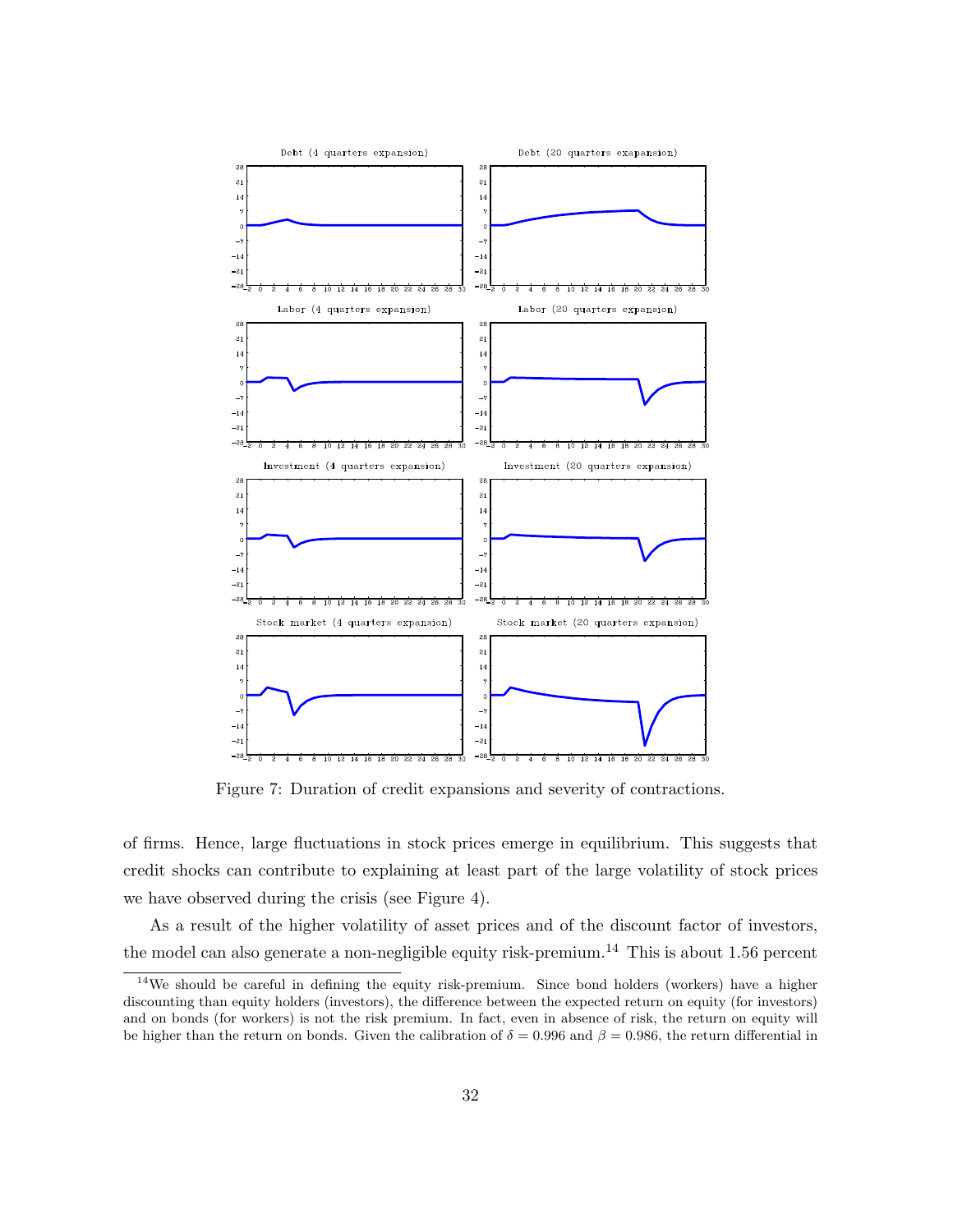Figure 7: Duration of credit expansions and severity of contractions.

of firms. Hence, large fluctuations in stock prices emerge in equilibrium. This suggests that credit shocks can contribute to explaining at least part of the large volatility of stock prices we have observed during the crisis (see Figure 4).

As a result of the higher volatility of asset prices and of the discount factor of investors, the model can also generate a non-negligible equity risk-premium.[14] This is about 1.56 percent

[14] We should be careful in defining the equity risk-premium. Since bond holders (workers) have a higher discounting than equity holders (investors), the difference between the expected return on equity (for investors) and on bonds (for workers) is not the risk premium. In fact, even in absence of risk, the return on equity will be higher than the return on bonds. Given the calibration of $\delta = 0.996$ and $\beta = 0.986$, the return differential in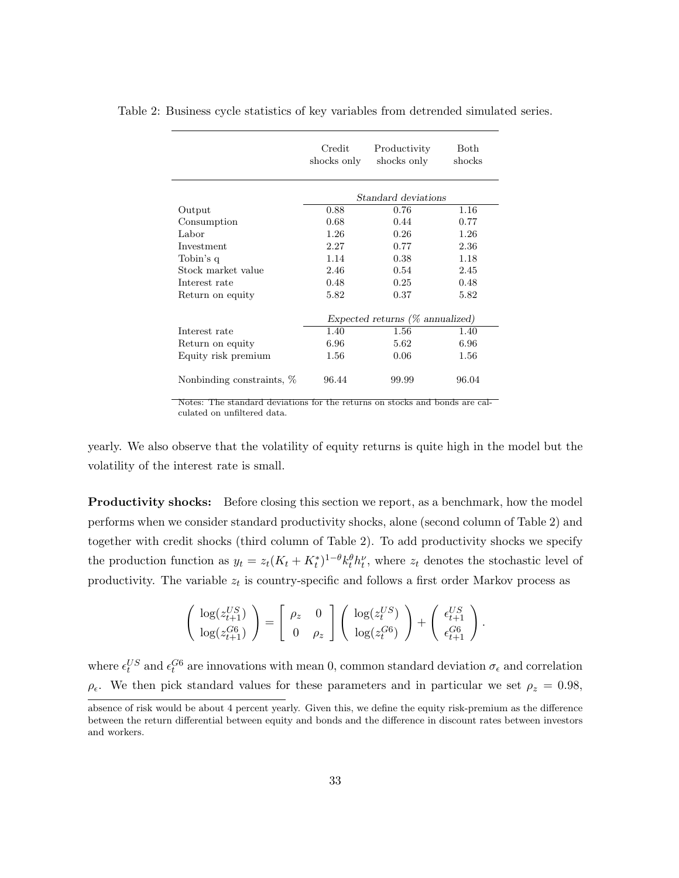Table 2: Business cycle statistics of key variables from detrended simulated series.

| | Credit shocks only | Productivity shocks only | Both shocks |
|---|---|---|---|
| | *Standard deviations* | | |
| Output | 0.88 | 0.76 | 1.16 |
| Consumption | 0.68 | 0.44 | 0.77 |
| Labor | 1.26 | 0.26 | 1.26 |
| Investment | 2.27 | 0.77 | 2.36 |
| Tobin's q | 1.14 | 0.38 | 1.18 |
| Stock market value | 2.46 | 0.54 | 2.45 |
| Interest rate | 0.48 | 0.25 | 0.48 |
| Return on equity | 5.82 | 0.37 | 5.82 |
| | *Expected returns (% annualized)* | | |
| Interest rate | 1.40 | 1.56 | 1.40 |
| Return on equity | 6.96 | 5.62 | 6.96 |
| Equity risk premium | 1.56 | 0.06 | 1.56 |
| Nonbinding constraints, % | 96.44 | 99.99 | 96.04 |

Notes: The standard deviations for the returns on stocks and bonds are calculated on unfiltered data.

yearly. We also observe that the volatility of equity returns is quite high in the model but the volatility of the interest rate is small.

**Productivity shocks:** Before closing this section we report, as a benchmark, how the model performs when we consider standard productivity shocks, alone (second column of Table 2) and together with credit shocks (third column of Table 2). To add productivity shocks we specify the production function as $y_t = z_t(K_t + K_t^*)^{1-\theta} k_t^{\theta} h_t^{\nu}$, where $z_t$ denotes the stochastic level of productivity. The variable $z_t$ is country-specific and follows a first order Markov process as

$$\begin{pmatrix} \log(z_{t+1}^{US}) \\ \log(z_{t+1}^{G6}) \end{pmatrix} = \begin{bmatrix} \rho_z & 0 \\ 0 & \rho_z \end{bmatrix} \begin{pmatrix} \log(z_t^{US}) \\ \log(z_t^{G6}) \end{pmatrix} + \begin{pmatrix} \epsilon_{t+1}^{US} \\ \epsilon_{t+1}^{G6} \end{pmatrix}.$$

where $\epsilon_t^{US}$ and $\epsilon_t^{G6}$ are innovations with mean 0, common standard deviation $\sigma_\epsilon$ and correlation $\rho_\epsilon$. We then pick standard values for these parameters and in particular we set $\rho_z = 0.98$,

absence of risk would be about 4 percent yearly. Given this, we define the equity risk-premium as the difference between the return differential between equity and bonds and the difference in discount rates between investors and workers.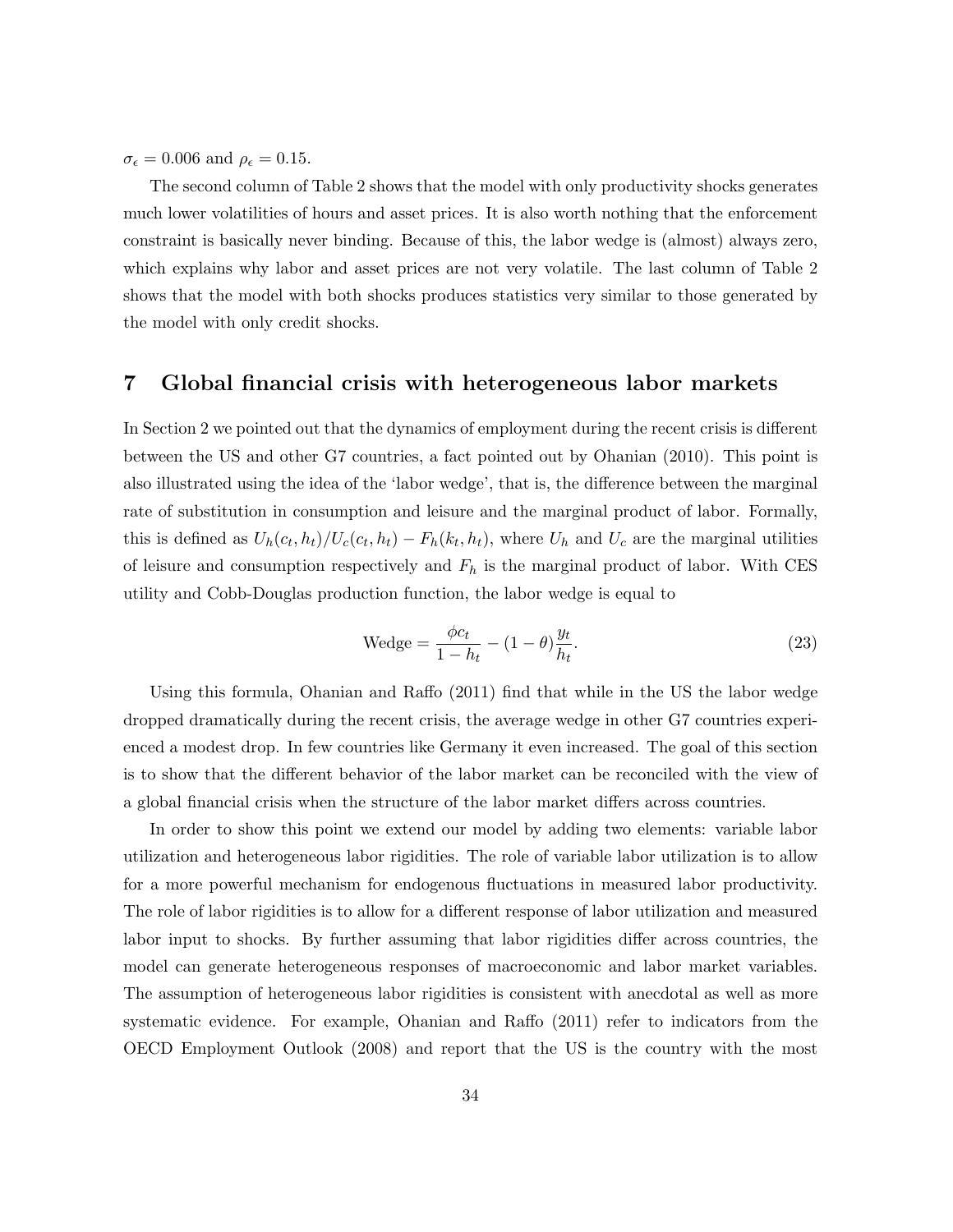$\sigma_\epsilon = 0.006$ and $\rho_\epsilon = 0.15$.

The second column of Table 2 shows that the model with only productivity shocks generates much lower volatilities of hours and asset prices. It is also worth nothing that the enforcement constraint is basically never binding. Because of this, the labor wedge is (almost) always zero, which explains why labor and asset prices are not very volatile. The last column of Table 2 shows that the model with both shocks produces statistics very similar to those generated by the model with only credit shocks.

# 7 Global financial crisis with heterogeneous labor markets

In Section 2 we pointed out that the dynamics of employment during the recent crisis is different between the US and other G7 countries, a fact pointed out by Ohanian (2010). This point is also illustrated using the idea of the 'labor wedge', that is, the difference between the marginal rate of substitution in consumption and leisure and the marginal product of labor. Formally, this is defined as $U_h(c_t, h_t)/U_c(c_t, h_t) - F_h(k_t, h_t)$, where $U_h$ and $U_c$ are the marginal utilities of leisure and consumption respectively and $F_h$ is the marginal product of labor. With CES utility and Cobb-Douglas production function, the labor wedge is equal to

$$\text{Wedge} = \frac{\phi c_t}{1 - h_t} - (1 - \theta)\frac{y_t}{h_t}. \tag{23}$$

Using this formula, Ohanian and Raffo (2011) find that while in the US the labor wedge dropped dramatically during the recent crisis, the average wedge in other G7 countries experienced a modest drop. In few countries like Germany it even increased. The goal of this section is to show that the different behavior of the labor market can be reconciled with the view of a global financial crisis when the structure of the labor market differs across countries.

In order to show this point we extend our model by adding two elements: variable labor utilization and heterogeneous labor rigidities. The role of variable labor utilization is to allow for a more powerful mechanism for endogenous fluctuations in measured labor productivity. The role of labor rigidities is to allow for a different response of labor utilization and measured labor input to shocks. By further assuming that labor rigidities differ across countries, the model can generate heterogeneous responses of macroeconomic and labor market variables. The assumption of heterogeneous labor rigidities is consistent with anecdotal as well as more systematic evidence. For example, Ohanian and Raffo (2011) refer to indicators from the OECD Employment Outlook (2008) and report that the US is the country with the most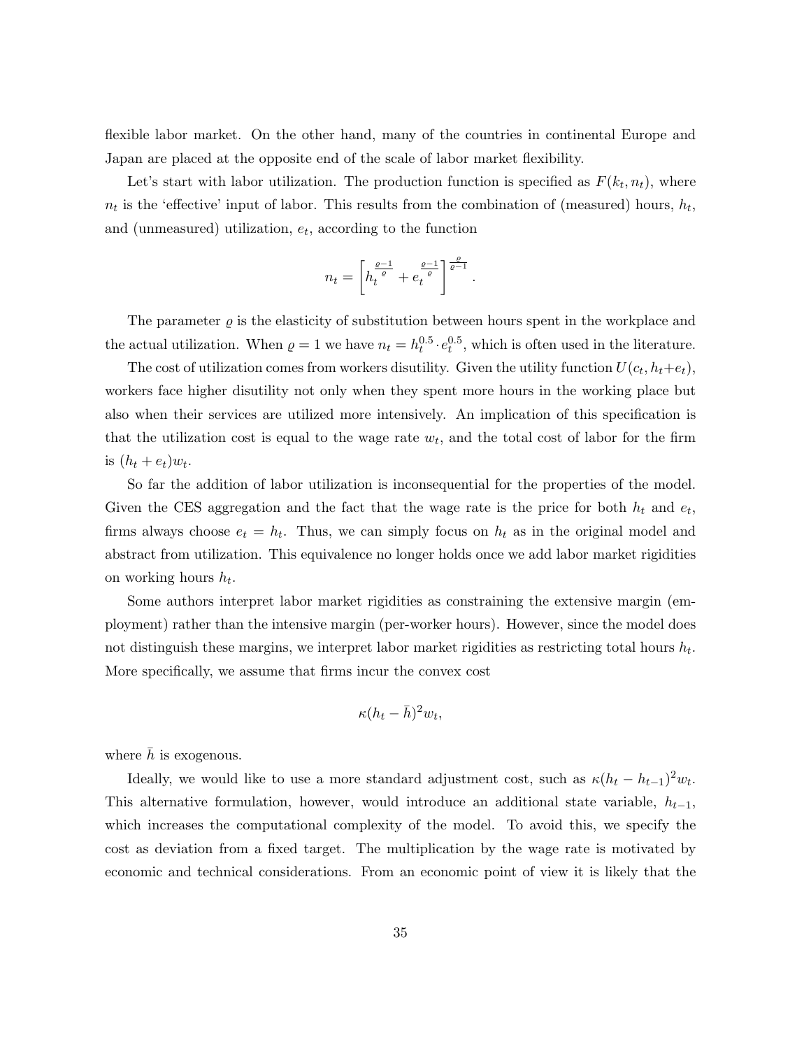flexible labor market. On the other hand, many of the countries in continental Europe and Japan are placed at the opposite end of the scale of labor market flexibility.

Let's start with labor utilization. The production function is specified as $F(k_t, n_t)$, where $n_t$ is the 'effective' input of labor. This results from the combination of (measured) hours, $h_t$, and (unmeasured) utilization, $e_t$, according to the function

$$n_t = \left[ h_t^{\frac{\varrho-1}{\varrho}} + e_t^{\frac{\varrho-1}{\varrho}} \right]^{\frac{\varrho}{\varrho-1}}.$$

The parameter $\varrho$ is the elasticity of substitution between hours spent in the workplace and the actual utilization. When $\varrho = 1$ we have $n_t = h_t^{0.5} \cdot e_t^{0.5}$, which is often used in the literature.

The cost of utilization comes from workers disutility. Given the utility function $U(c_t, h_t + e_t)$, workers face higher disutility not only when they spent more hours in the working place but also when their services are utilized more intensively. An implication of this specification is that the utilization cost is equal to the wage rate $w_t$, and the total cost of labor for the firm is $(h_t + e_t)w_t$.

So far the addition of labor utilization is inconsequential for the properties of the model. Given the CES aggregation and the fact that the wage rate is the price for both $h_t$ and $e_t$, firms always choose $e_t = h_t$. Thus, we can simply focus on $h_t$ as in the original model and abstract from utilization. This equivalence no longer holds once we add labor market rigidities on working hours $h_t$.

Some authors interpret labor market rigidities as constraining the extensive margin (employment) rather than the intensive margin (per-worker hours). However, since the model does not distinguish these margins, we interpret labor market rigidities as restricting total hours $h_t$. More specifically, we assume that firms incur the convex cost

$$\kappa(h_t - \bar{h})^2 w_t,$$

where $\bar{h}$ is exogenous.

Ideally, we would like to use a more standard adjustment cost, such as $\kappa(h_t - h_{t-1})^2 w_t$. This alternative formulation, however, would introduce an additional state variable, $h_{t-1}$, which increases the computational complexity of the model. To avoid this, we specify the cost as deviation from a fixed target. The multiplication by the wage rate is motivated by economic and technical considerations. From an economic point of view it is likely that the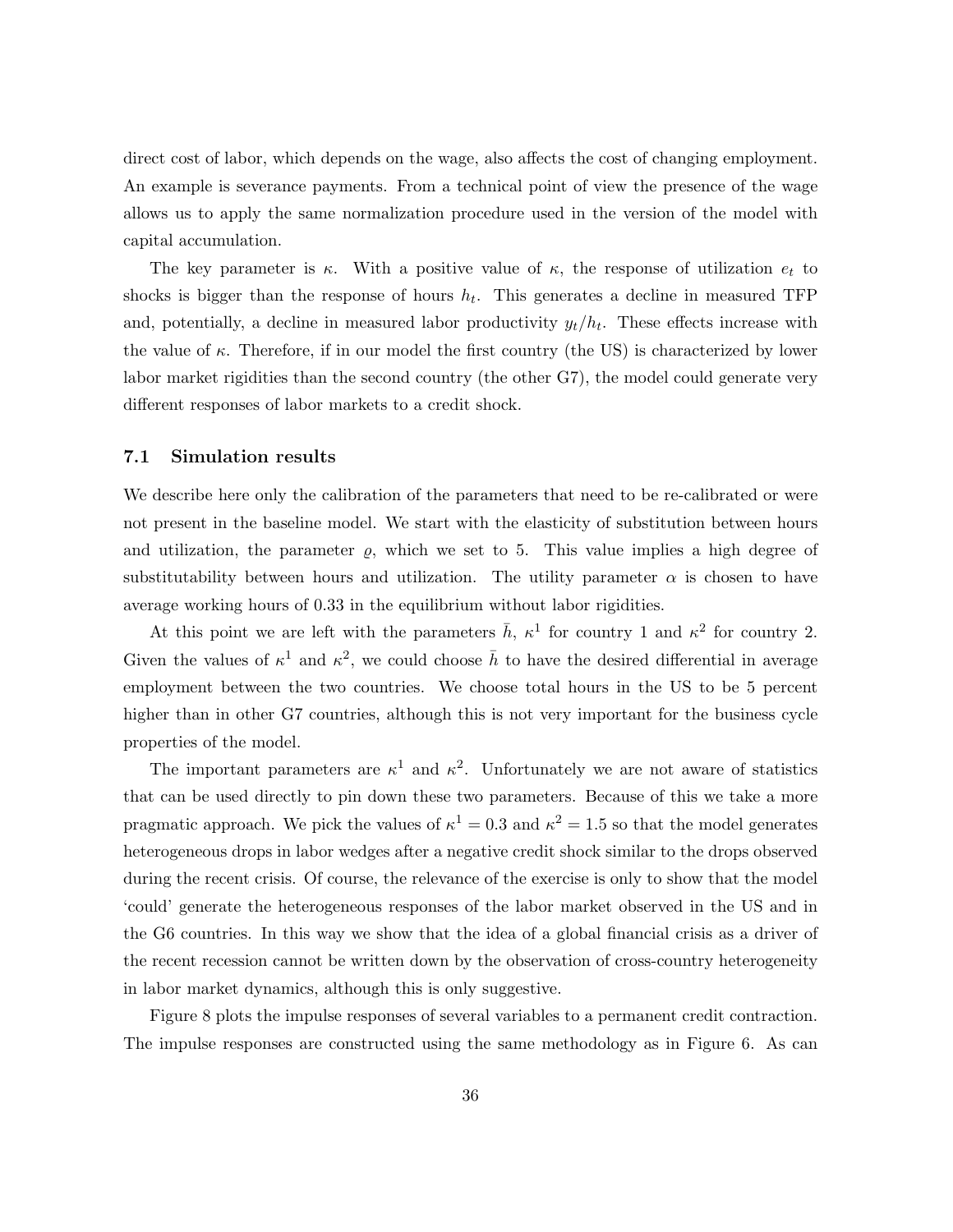direct cost of labor, which depends on the wage, also affects the cost of changing employment. An example is severance payments. From a technical point of view the presence of the wage allows us to apply the same normalization procedure used in the version of the model with capital accumulation.

The key parameter is $\kappa$. With a positive value of $\kappa$, the response of utilization $e_t$ to shocks is bigger than the response of hours $h_t$. This generates a decline in measured TFP and, potentially, a decline in measured labor productivity $y_t/h_t$. These effects increase with the value of $\kappa$. Therefore, if in our model the first country (the US) is characterized by lower labor market rigidities than the second country (the other G7), the model could generate very different responses of labor markets to a credit shock.

### 7.1 Simulation results

We describe here only the calibration of the parameters that need to be re-calibrated or were not present in the baseline model. We start with the elasticity of substitution between hours and utilization, the parameter $\varrho$, which we set to 5. This value implies a high degree of substitutability between hours and utilization. The utility parameter $\alpha$ is chosen to have average working hours of 0.33 in the equilibrium without labor rigidities.

At this point we are left with the parameters $\bar{h}$, $\kappa^1$ for country 1 and $\kappa^2$ for country 2. Given the values of $\kappa^1$ and $\kappa^2$, we could choose $\bar{h}$ to have the desired differential in average employment between the two countries. We choose total hours in the US to be 5 percent higher than in other G7 countries, although this is not very important for the business cycle properties of the model.

The important parameters are $\kappa^1$ and $\kappa^2$. Unfortunately we are not aware of statistics that can be used directly to pin down these two parameters. Because of this we take a more pragmatic approach. We pick the values of $\kappa^1 = 0.3$ and $\kappa^2 = 1.5$ so that the model generates heterogeneous drops in labor wedges after a negative credit shock similar to the drops observed during the recent crisis. Of course, the relevance of the exercise is only to show that the model 'could' generate the heterogeneous responses of the labor market observed in the US and in the G6 countries. In this way we show that the idea of a global financial crisis as a driver of the recent recession cannot be written down by the observation of cross-country heterogeneity in labor market dynamics, although this is only suggestive.

Figure 8 plots the impulse responses of several variables to a permanent credit contraction. The impulse responses are constructed using the same methodology as in Figure 6. As can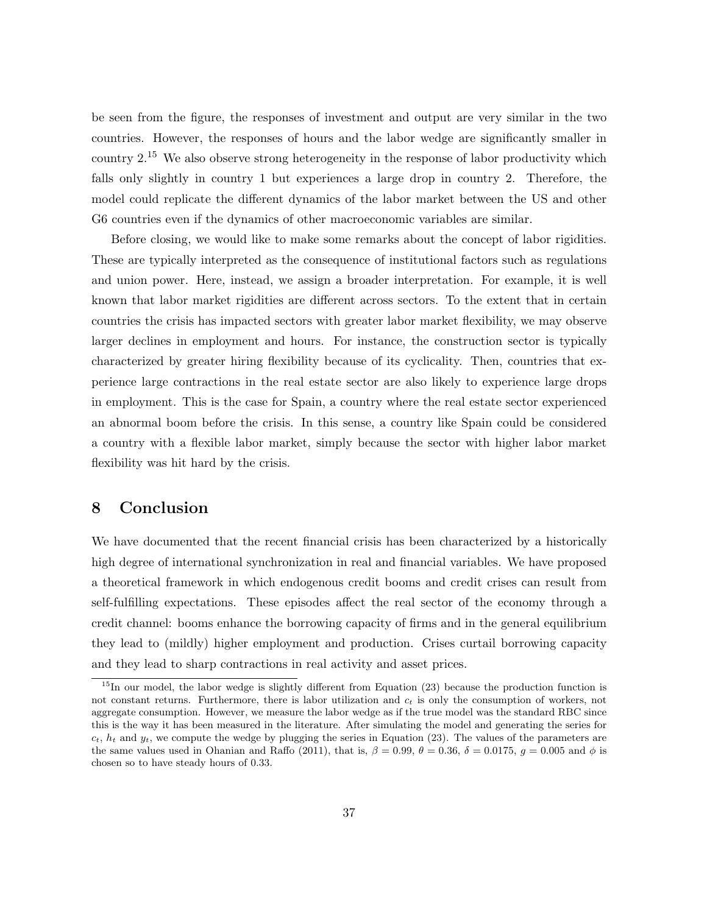be seen from the figure, the responses of investment and output are very similar in the two countries. However, the responses of hours and the labor wedge are significantly smaller in country 2.[15] We also observe strong heterogeneity in the response of labor productivity which falls only slightly in country 1 but experiences a large drop in country 2. Therefore, the model could replicate the different dynamics of the labor market between the US and other G6 countries even if the dynamics of other macroeconomic variables are similar.

Before closing, we would like to make some remarks about the concept of labor rigidities. These are typically interpreted as the consequence of institutional factors such as regulations and union power. Here, instead, we assign a broader interpretation. For example, it is well known that labor market rigidities are different across sectors. To the extent that in certain countries the crisis has impacted sectors with greater labor market flexibility, we may observe larger declines in employment and hours. For instance, the construction sector is typically characterized by greater hiring flexibility because of its cyclicality. Then, countries that experience large contractions in the real estate sector are also likely to experience large drops in employment. This is the case for Spain, a country where the real estate sector experienced an abnormal boom before the crisis. In this sense, a country like Spain could be considered a country with a flexible labor market, simply because the sector with higher labor market flexibility was hit hard by the crisis.

## 8 Conclusion

We have documented that the recent financial crisis has been characterized by a historically high degree of international synchronization in real and financial variables. We have proposed a theoretical framework in which endogenous credit booms and credit crises can result from self-fulfilling expectations. These episodes affect the real sector of the economy through a credit channel: booms enhance the borrowing capacity of firms and in the general equilibrium they lead to (mildly) higher employment and production. Crises curtail borrowing capacity and they lead to sharp contractions in real activity and asset prices.

[15] In our model, the labor wedge is slightly different from Equation (23) because the production function is not constant returns. Furthermore, there is labor utilization and $c_t$ is only the consumption of workers, not aggregate consumption. However, we measure the labor wedge as if the true model was the standard RBC since this is the way it has been measured in the literature. After simulating the model and generating the series for $c_t$, $h_t$ and $y_t$, we compute the wedge by plugging the series in Equation (23). The values of the parameters are the same values used in Ohanian and Raffo (2011), that is, $\beta = 0.99$, $\theta = 0.36$, $\delta = 0.0175$, $g = 0.005$ and $\phi$ is chosen so to have steady hours of 0.33.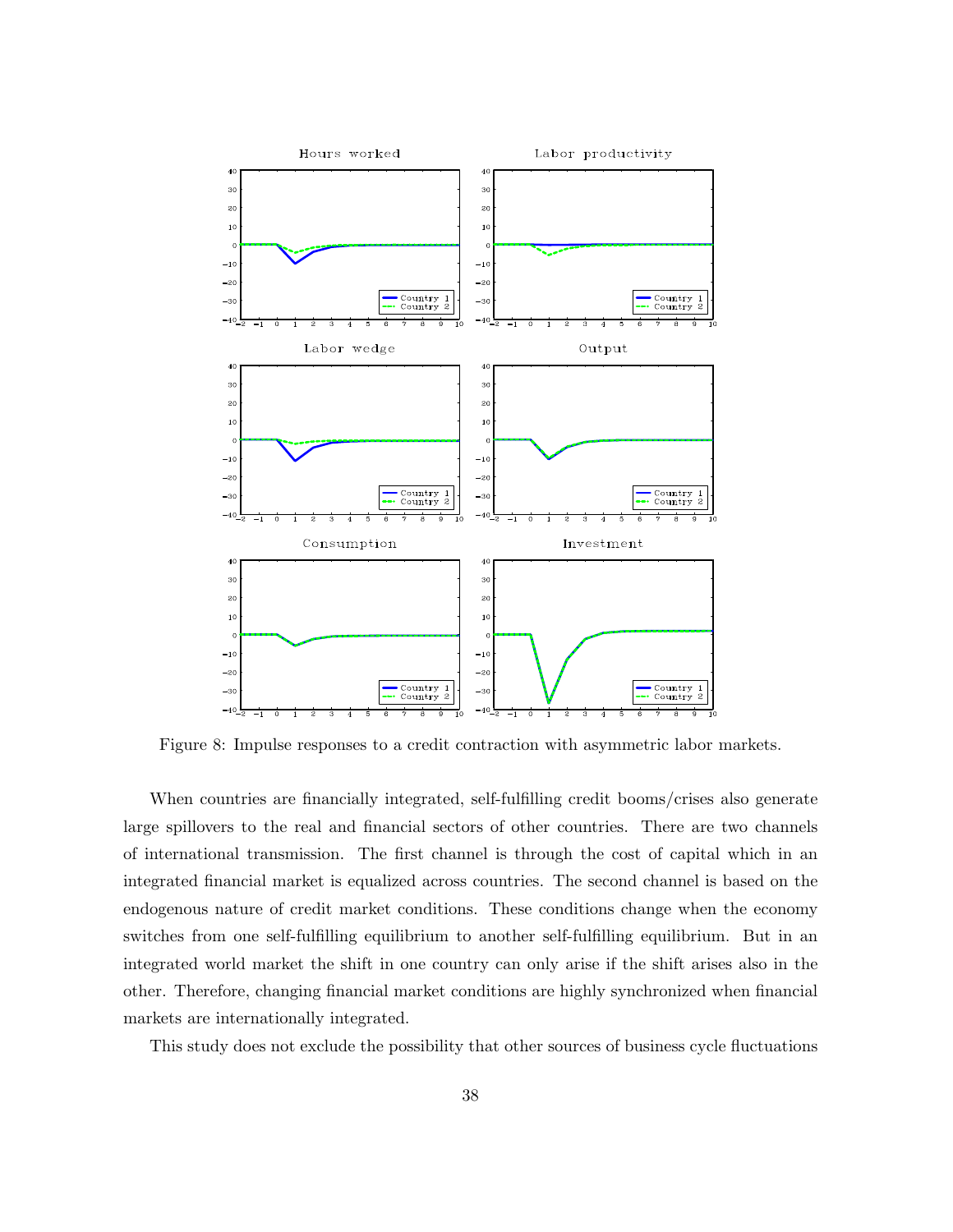Figure 8: Impulse responses to a credit contraction with asymmetric labor markets.

When countries are financially integrated, self-fulfilling credit booms/crises also generate large spillovers to the real and financial sectors of other countries. There are two channels of international transmission. The first channel is through the cost of capital which in an integrated financial market is equalized across countries. The second channel is based on the endogenous nature of credit market conditions. These conditions change when the economy switches from one self-fulfilling equilibrium to another self-fulfilling equilibrium. But in an integrated world market the shift in one country can only arise if the shift arises also in the other. Therefore, changing financial market conditions are highly synchronized when financial markets are internationally integrated.

This study does not exclude the possibility that other sources of business cycle fluctuations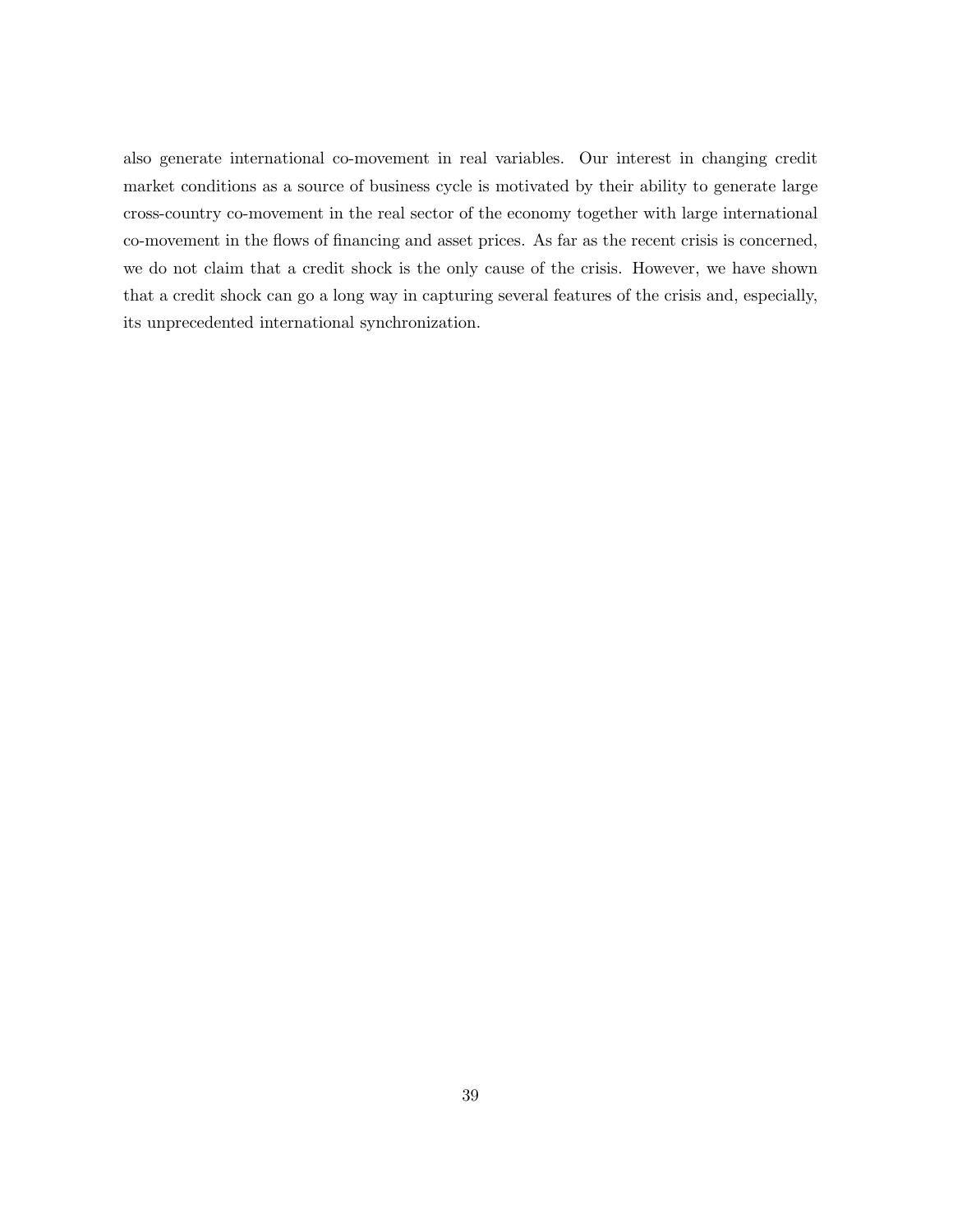also generate international co-movement in real variables. Our interest in changing credit market conditions as a source of business cycle is motivated by their ability to generate large cross-country co-movement in the real sector of the economy together with large international co-movement in the flows of financing and asset prices. As far as the recent crisis is concerned, we do not claim that a credit shock is the only cause of the crisis. However, we have shown that a credit shock can go a long way in capturing several features of the crisis and, especially, its unprecedented international synchronization.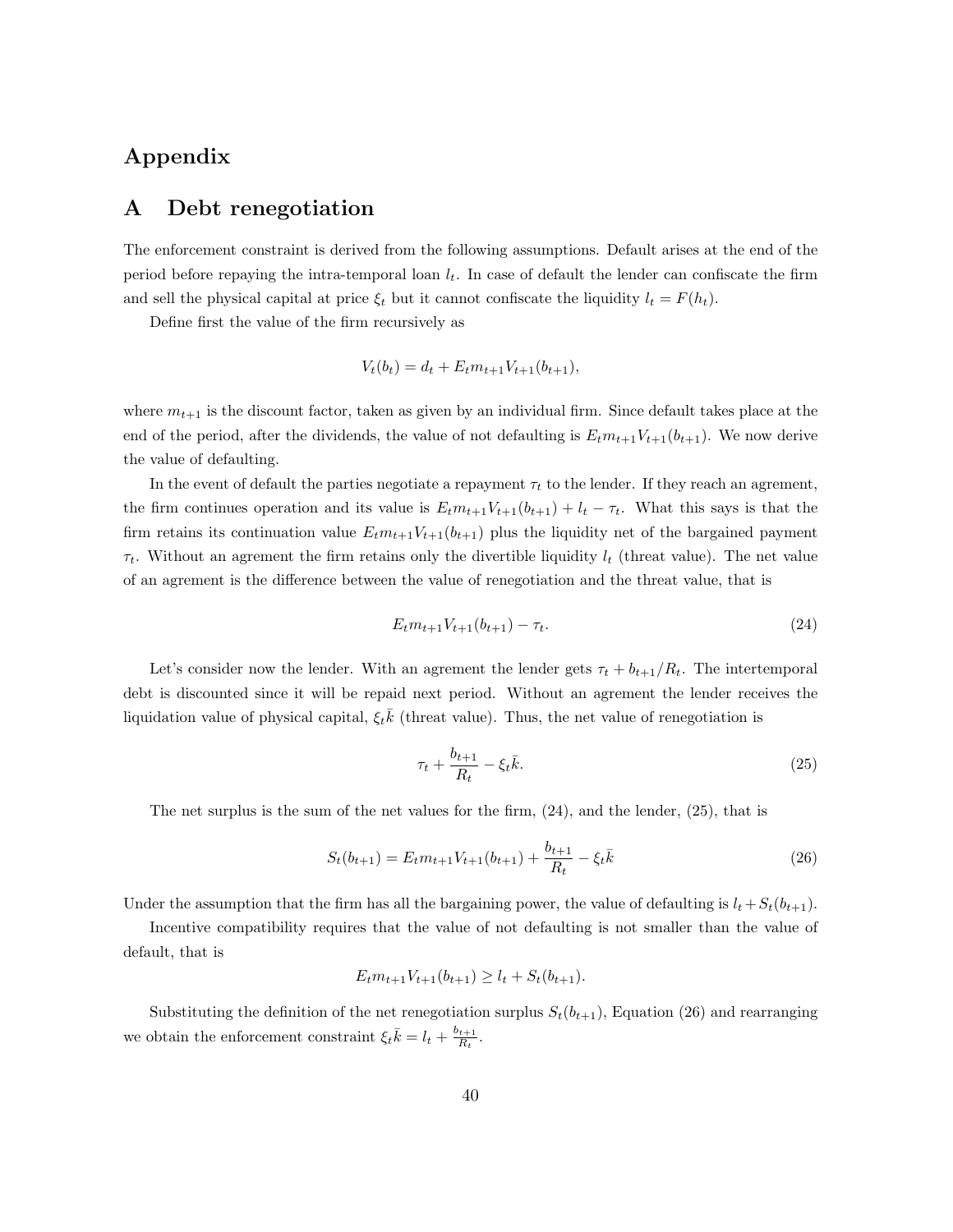# Appendix

## A Debt renegotiation

The enforcement constraint is derived from the following assumptions. Default arises at the end of the period before repaying the intra-temporal loan $l_t$. In case of default the lender can confiscate the firm and sell the physical capital at price $\xi_t$ but it cannot confiscate the liquidity $l_t = F(h_t)$.

Define first the value of the firm recursively as

$$V_t(b_t) = d_t + E_t m_{t+1} V_{t+1}(b_{t+1}),$$

where $m_{t+1}$ is the discount factor, taken as given by an individual firm. Since default takes place at the end of the period, after the dividends, the value of not defaulting is $E_t m_{t+1} V_{t+1}(b_{t+1})$. We now derive the value of defaulting.

In the event of default the parties negotiate a repayment $\tau_t$ to the lender. If they reach an agrement, the firm continues operation and its value is $E_t m_{t+1} V_{t+1}(b_{t+1}) + l_t - \tau_t$. What this says is that the firm retains its continuation value $E_t m_{t+1} V_{t+1}(b_{t+1})$ plus the liquidity net of the bargained payment $\tau_t$. Without an agrement the firm retains only the divertible liquidity $l_t$ (threat value). The net value of an agrement is the difference between the value of renegotiation and the threat value, that is

$$E_t m_{t+1} V_{t+1}(b_{t+1}) - \tau_t. \tag{24}$$

Let's consider now the lender. With an agrement the lender gets $\tau_t + b_{t+1}/R_t$. The intertemporal debt is discounted since it will be repaid next period. Without an agrement the lender receives the liquidation value of physical capital, $\xi_t \bar{k}$ (threat value). Thus, the net value of renegotiation is

$$\tau_t + \frac{b_{t+1}}{R_t} - \xi_t \bar{k}. \tag{25}$$

The net surplus is the sum of the net values for the firm, (24), and the lender, (25), that is

$$S_t(b_{t+1}) = E_t m_{t+1} V_{t+1}(b_{t+1}) + \frac{b_{t+1}}{R_t} - \xi_t \bar{k} \tag{26}$$

Under the assumption that the firm has all the bargaining power, the value of defaulting is $l_t + S_t(b_{t+1})$.

Incentive compatibility requires that the value of not defaulting is not smaller than the value of default, that is

$$E_t m_{t+1} V_{t+1}(b_{t+1}) \geq l_t + S_t(b_{t+1}).$$

Substituting the definition of the net renegotiation surplus $S_t(b_{t+1})$, Equation (26) and rearranging we obtain the enforcement constraint $\xi_t \bar{k} = l_t + \frac{b_{t+1}}{R_t}$.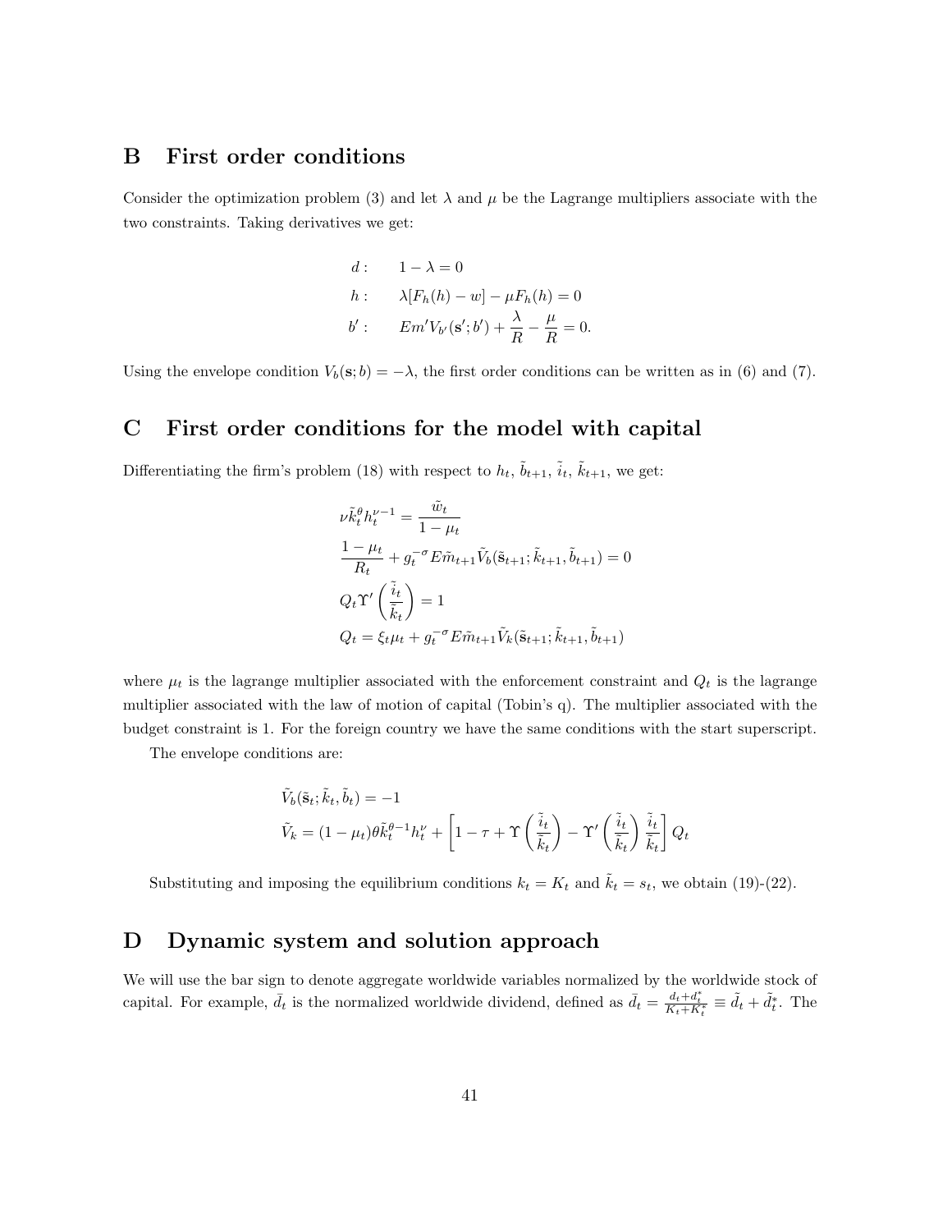## B First order conditions

Consider the optimization problem (3) and let $\lambda$ and $\mu$ be the Lagrange multipliers associate with the two constraints. Taking derivatives we get:

$$
\begin{aligned}
d: &\quad 1 - \lambda = 0 \\
h: &\quad \lambda[F_h(h) - w] - \mu F_h(h) = 0 \\
b': &\quad E m' V_{b'}(\mathbf{s}'; b') + \frac{\lambda}{R} - \frac{\mu}{R} = 0.
\end{aligned}
$$

Using the envelope condition $V_b(\mathbf{s}; b) = -\lambda$, the first order conditions can be written as in (6) and (7).

## C First order conditions for the model with capital

Differentiating the firm's problem (18) with respect to $h_t$, $\tilde{b}_{t+1}$, $\tilde{i}_t$, $\tilde{k}_{t+1}$, we get:

$$
\begin{aligned}
&\nu \tilde{k}_t^{\theta} h_t^{\nu - 1} = \frac{\tilde{w}_t}{1 - \mu_t} \\
&\frac{1 - \mu_t}{R_t} + g_t^{-\sigma} E \tilde{m}_{t+1} \tilde{V}_b(\tilde{\mathbf{s}}_{t+1}; \tilde{k}_{t+1}, \tilde{b}_{t+1}) = 0 \\
&Q_t \Upsilon' \left( \frac{\tilde{i}_t}{\tilde{k}_t} \right) = 1 \\
&Q_t = \xi_t \mu_t + g_t^{-\sigma} E \tilde{m}_{t+1} \tilde{V}_k(\tilde{\mathbf{s}}_{t+1}; \tilde{k}_{t+1}, \tilde{b}_{t+1})
\end{aligned}
$$

where $\mu_t$ is the lagrange multiplier associated with the enforcement constraint and $Q_t$ is the lagrange multiplier associated with the law of motion of capital (Tobin's q). The multiplier associated with the budget constraint is 1. For the foreign country we have the same conditions with the start superscript.

The envelope conditions are:

$$
\begin{aligned}
&\tilde{V}_b(\tilde{\mathbf{s}}_t; \tilde{k}_t, \tilde{b}_t) = -1 \\
&\tilde{V}_k = (1 - \mu_t) \theta \tilde{k}_t^{\theta - 1} h_t^{\nu} + \left[ 1 - \tau + \Upsilon \left( \frac{\tilde{i}_t}{\tilde{k}_t} \right) - \Upsilon' \left( \frac{\tilde{i}_t}{\tilde{k}_t} \right) \frac{\tilde{i}_t}{\tilde{k}_t} \right] Q_t
\end{aligned}
$$

Substituting and imposing the equilibrium conditions $k_t = K_t$ and $\tilde{k}_t = s_t$, we obtain (19)-(22).

## D Dynamic system and solution approach

We will use the bar sign to denote aggregate worldwide variables normalized by the worldwide stock of capital. For example, $\bar{d}_t$ is the normalized worldwide dividend, defined as $\bar{d}_t = \frac{d_t + d_t^*}{K_t + K_t^*} \equiv \tilde{d}_t + \tilde{d}_t^*$. The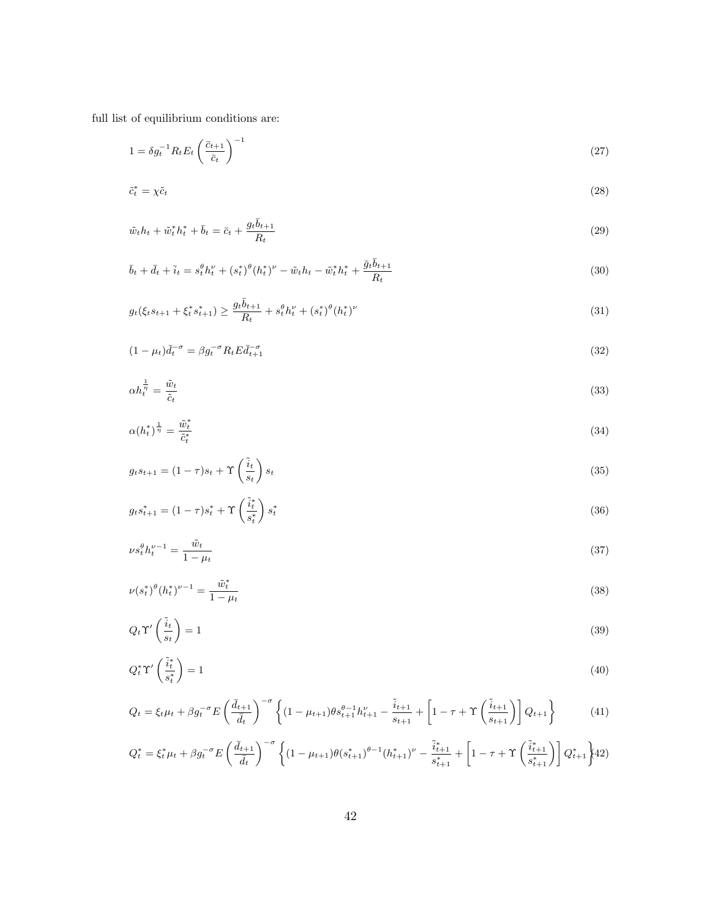full list of equilibrium conditions are:

$$1 = \delta g_t^{-1} R_t E_t \left( \frac{\bar{c}_{t+1}}{\bar{c}_t} \right)^{-1} \tag{27}$$

$$\tilde{c}_t^* = \chi \tilde{c}_t \tag{28}$$

$$\bar{w}_t h_t + \bar{w}_t^* h_t^* + \bar{b}_t = \bar{c}_t + \frac{g_t \bar{b}_{t+1}}{R_t} \tag{29}$$

$$\bar{b}_t + \bar{d}_t + \bar{i}_t = s_t^\theta h_t^\nu + (s_t^*)^\theta (h_t^*)^\nu - \bar{w}_t h_t - \bar{w}_t^* h_t^* + \frac{\bar{g}_t \bar{b}_{t+1}}{R_t} \tag{30}$$

$$g_t(\xi_t s_{t+1} + \xi_t^* s_{t+1}^*) \geq \frac{g_t \bar{b}_{t+1}}{R_t} + s_t^\theta h_t^\nu + (s_t^*)^\theta (h_t^*)^\nu \tag{31}$$

$$(1 - \mu_t) \bar{d}_t^{-\sigma} = \beta g_t^{-\sigma} R_t E \bar{d}_{t+1}^{-\sigma} \tag{32}$$

$$\alpha h_t^{\frac{1}{\eta}} = \frac{\tilde{w}_t}{\tilde{c}_t} \tag{33}$$

$$\alpha (h_t^*)^{\frac{1}{\eta}} = \frac{\tilde{w}_t^*}{\tilde{c}_t^*} \tag{34}$$

$$g_t s_{t+1} = (1 - \tau) s_t + \Upsilon \left( \frac{\tilde{i}_t}{s_t} \right) s_t \tag{35}$$

$$g_t s_{t+1}^* = (1 - \tau) s_t^* + \Upsilon \left( \frac{\tilde{i}_t^*}{s_t^*} \right) s_t^* \tag{36}$$

$$\nu s_t^\theta h_t^{\nu - 1} = \frac{\tilde{w}_t}{1 - \mu_t} \tag{37}$$

$$\nu (s_t^*)^\theta (h_t^*)^{\nu - 1} = \frac{\tilde{w}_t^*}{1 - \mu_t} \tag{38}$$

$$Q_t \Upsilon' \left( \frac{\tilde{i}_t}{s_t} \right) = 1 \tag{39}$$

$$Q_t^* \Upsilon' \left( \frac{\tilde{i}_t^*}{s_t^*} \right) = 1 \tag{40}$$

$$Q_t = \xi_t \mu_t + \beta g_t^{-\sigma} E \left( \frac{\bar{d}_{t+1}}{\bar{d}_t} \right)^{-\sigma} \left\{ (1 - \mu_{t+1}) \theta s_{t+1}^{\theta - 1} h_{t+1}^\nu - \frac{\tilde{i}_{t+1}}{s_{t+1}} + \left[ 1 - \tau + \Upsilon \left( \frac{\tilde{i}_{t+1}}{s_{t+1}} \right) \right] Q_{t+1} \right\} \tag{41}$$

$$Q_t^* = \xi_t^* \mu_t + \beta g_t^{-\sigma} E \left( \frac{\bar{d}_{t+1}}{\bar{d}_t} \right)^{-\sigma} \left\{ (1 - \mu_{t+1}) \theta (s_{t+1}^*)^{\theta - 1} (h_{t+1}^*)^\nu - \frac{\tilde{i}_{t+1}^*}{s_{t+1}^*} + \left[ 1 - \tau + \Upsilon \left( \frac{\tilde{i}_{t+1}^*}{s_{t+1}^*} \right) \right] Q_{t+1}^* \right\} \tag{42}$$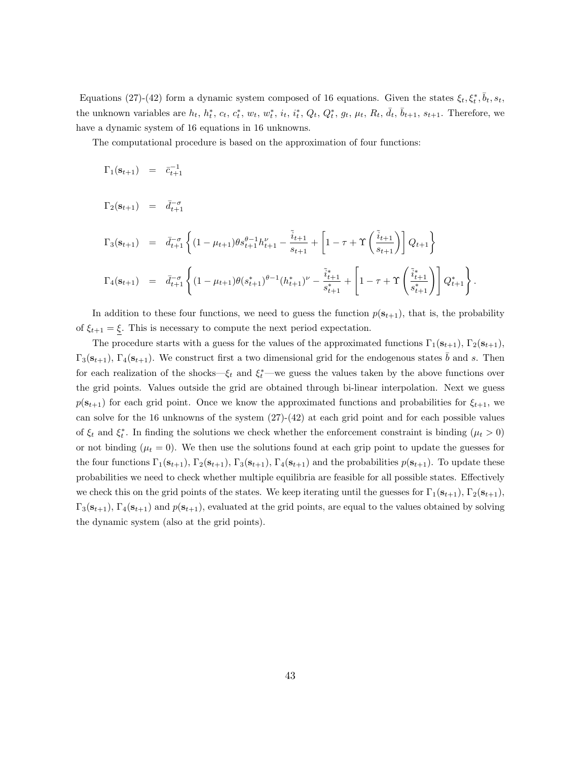Equations (27)-(42) form a dynamic system composed of 16 equations. Given the states $\xi_t, \xi_t^*, \bar{b}_t, s_t$, the unknown variables are $h_t$, $h_t^*$, $c_t$, $c_t^*$, $w_t$, $w_t^*$, $i_t$, $i_t^*$, $Q_t$, $Q_t^*$, $g_t$, $\mu_t$, $R_t$, $\bar{d}_t$, $\bar{b}_{t+1}$, $s_{t+1}$. Therefore, we have a dynamic system of 16 equations in 16 unknowns.

The computational procedure is based on the approximation of four functions:

$$
\begin{aligned}
\Gamma_1(\mathbf{s}_{t+1}) &= \bar{c}_{t+1}^{-1} \\
\Gamma_2(\mathbf{s}_{t+1}) &= \bar{d}_{t+1}^{-\sigma} \\
\Gamma_3(\mathbf{s}_{t+1}) &= \bar{d}_{t+1}^{-\sigma}\left\{(1-\mu_{t+1})\theta s_{t+1}^{\theta-1}h_{t+1}^{\nu} - \frac{\tilde{i}_{t+1}}{s_{t+1}} + \left[1-\tau+\Upsilon\left(\frac{\tilde{i}_{t+1}}{s_{t+1}}\right)\right]Q_{t+1}\right\} \\
\Gamma_4(\mathbf{s}_{t+1}) &= \bar{d}_{t+1}^{-\sigma}\left\{(1-\mu_{t+1})\theta (s_{t+1}^*)^{\theta-1}(h_{t+1}^*)^{\nu} - \frac{\tilde{i}_{t+1}^*}{s_{t+1}^*} + \left[1-\tau+\Upsilon\left(\frac{\tilde{i}_{t+1}^*}{s_{t+1}^*}\right)\right]Q_{t+1}^*\right\}.
\end{aligned}
$$

In addition to these four functions, we need to guess the function $p(\mathbf{s}_{t+1})$, that is, the probability of $\xi_{t+1} = \underline{\xi}$. This is necessary to compute the next period expectation.

The procedure starts with a guess for the values of the approximated functions $\Gamma_1(\mathbf{s}_{t+1})$, $\Gamma_2(\mathbf{s}_{t+1})$, $\Gamma_3(\mathbf{s}_{t+1})$, $\Gamma_4(\mathbf{s}_{t+1})$. We construct first a two dimensional grid for the endogenous states $\bar{b}$ and $s$. Then for each realization of the shocks—$\xi_t$ and $\xi_t^*$—we guess the values taken by the above functions over the grid points. Values outside the grid are obtained through bi-linear interpolation. Next we guess $p(\mathbf{s}_{t+1})$ for each grid point. Once we know the approximated functions and probabilities for $\xi_{t+1}$, we can solve for the 16 unknowns of the system (27)-(42) at each grid point and for each possible values of $\xi_t$ and $\xi_t^*$. In finding the solutions we check whether the enforcement constraint is binding ($\mu_t > 0$) or not binding ($\mu_t = 0$). We then use the solutions found at each grip point to update the guesses for the four functions $\Gamma_1(\mathbf{s}_{t+1})$, $\Gamma_2(\mathbf{s}_{t+1})$, $\Gamma_3(\mathbf{s}_{t+1})$, $\Gamma_4(\mathbf{s}_{t+1})$ and the probabilities $p(\mathbf{s}_{t+1})$. To update these probabilities we need to check whether multiple equilibria are feasible for all possible states. Effectively we check this on the grid points of the states. We keep iterating until the guesses for $\Gamma_1(\mathbf{s}_{t+1})$, $\Gamma_2(\mathbf{s}_{t+1})$, $\Gamma_3(\mathbf{s}_{t+1})$, $\Gamma_4(\mathbf{s}_{t+1})$ and $p(\mathbf{s}_{t+1})$, evaluated at the grid points, are equal to the values obtained by solving the dynamic system (also at the grid points).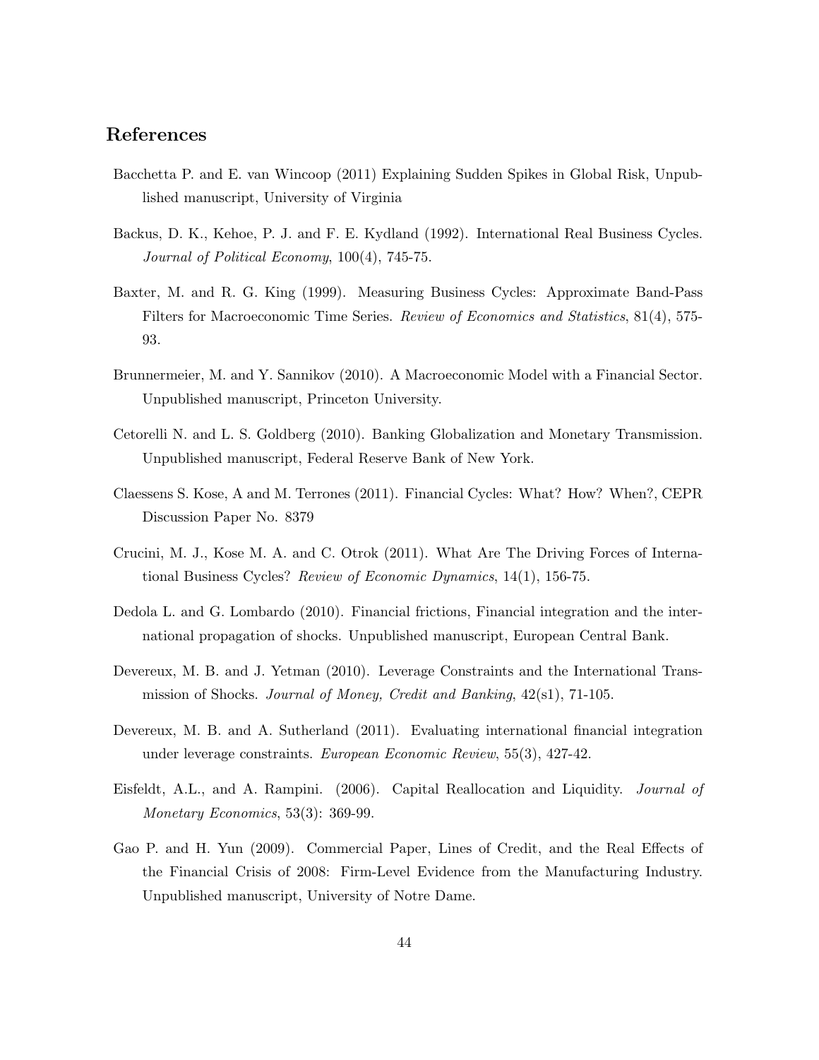## References

Bacchetta P. and E. van Wincoop (2011) Explaining Sudden Spikes in Global Risk, Unpublished manuscript, University of Virginia

Backus, D. K., Kehoe, P. J. and F. E. Kydland (1992). International Real Business Cycles. *Journal of Political Economy*, 100(4), 745-75.

Baxter, M. and R. G. King (1999). Measuring Business Cycles: Approximate Band-Pass Filters for Macroeconomic Time Series. *Review of Economics and Statistics*, 81(4), 575-93.

Brunnermeier, M. and Y. Sannikov (2010). A Macroeconomic Model with a Financial Sector. Unpublished manuscript, Princeton University.

Cetorelli N. and L. S. Goldberg (2010). Banking Globalization and Monetary Transmission. Unpublished manuscript, Federal Reserve Bank of New York.

Claessens S. Kose, A and M. Terrones (2011). Financial Cycles: What? How? When?, CEPR Discussion Paper No. 8379

Crucini, M. J., Kose M. A. and C. Otrok (2011). What Are The Driving Forces of International Business Cycles? *Review of Economic Dynamics*, 14(1), 156-75.

Dedola L. and G. Lombardo (2010). Financial frictions, Financial integration and the international propagation of shocks. Unpublished manuscript, European Central Bank.

Devereux, M. B. and J. Yetman (2010). Leverage Constraints and the International Transmission of Shocks. *Journal of Money, Credit and Banking*, 42(s1), 71-105.

Devereux, M. B. and A. Sutherland (2011). Evaluating international financial integration under leverage constraints. *European Economic Review*, 55(3), 427-42.

Eisfeldt, A.L., and A. Rampini. (2006). Capital Reallocation and Liquidity. *Journal of Monetary Economics*, 53(3): 369-99.

Gao P. and H. Yun (2009). Commercial Paper, Lines of Credit, and the Real Effects of the Financial Crisis of 2008: Firm-Level Evidence from the Manufacturing Industry. Unpublished manuscript, University of Notre Dame.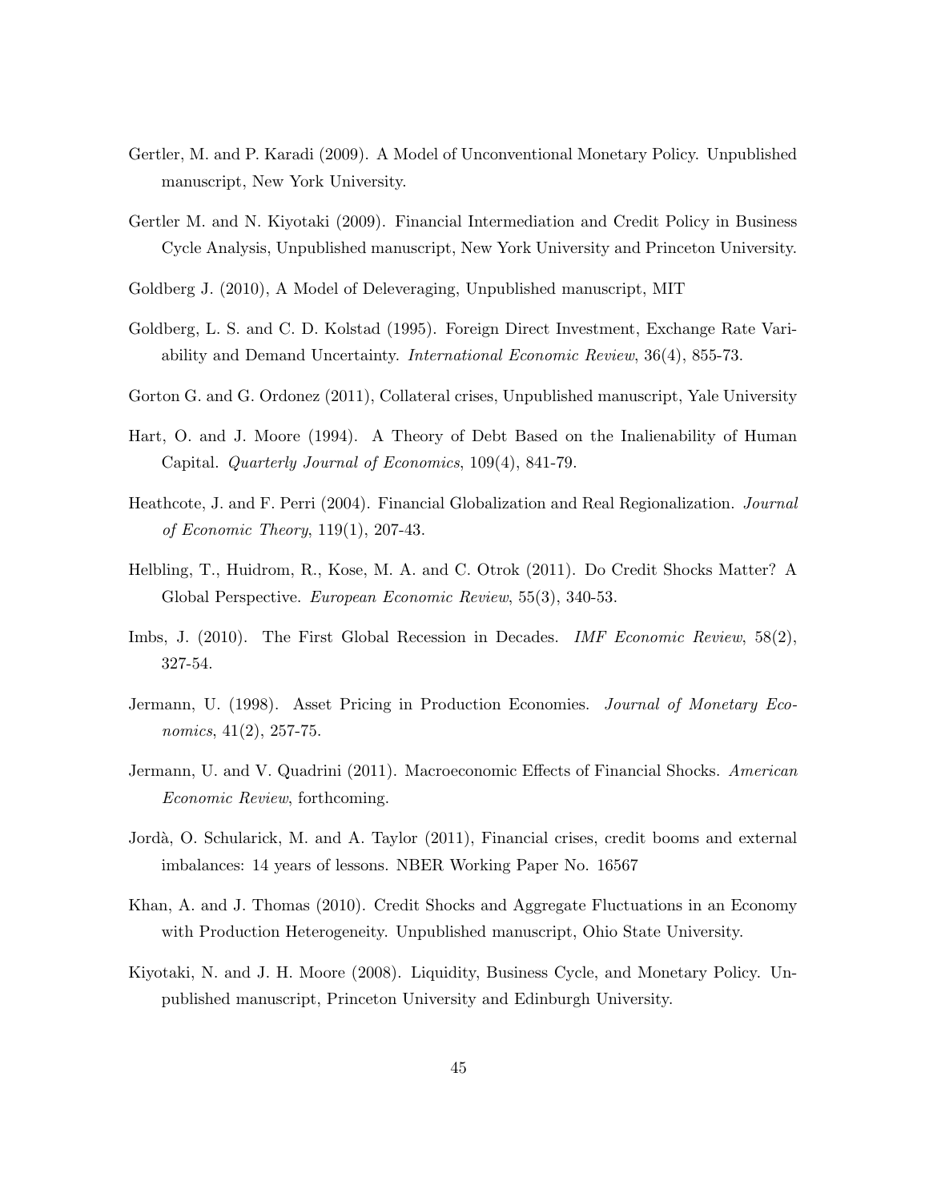Gertler, M. and P. Karadi (2009). A Model of Unconventional Monetary Policy. Unpublished manuscript, New York University.

Gertler M. and N. Kiyotaki (2009). Financial Intermediation and Credit Policy in Business Cycle Analysis, Unpublished manuscript, New York University and Princeton University.

Goldberg J. (2010), A Model of Deleveraging, Unpublished manuscript, MIT

Goldberg, L. S. and C. D. Kolstad (1995). Foreign Direct Investment, Exchange Rate Variability and Demand Uncertainty. *International Economic Review*, 36(4), 855-73.

Gorton G. and G. Ordonez (2011), Collateral crises, Unpublished manuscript, Yale University

Hart, O. and J. Moore (1994). A Theory of Debt Based on the Inalienability of Human Capital. *Quarterly Journal of Economics*, 109(4), 841-79.

Heathcote, J. and F. Perri (2004). Financial Globalization and Real Regionalization. *Journal of Economic Theory*, 119(1), 207-43.

Helbling, T., Huidrom, R., Kose, M. A. and C. Otrok (2011). Do Credit Shocks Matter? A Global Perspective. *European Economic Review*, 55(3), 340-53.

Imbs, J. (2010). The First Global Recession in Decades. *IMF Economic Review*, 58(2), 327-54.

Jermann, U. (1998). Asset Pricing in Production Economies. *Journal of Monetary Economics*, 41(2), 257-75.

Jermann, U. and V. Quadrini (2011). Macroeconomic Effects of Financial Shocks. *American Economic Review*, forthcoming.

Jordà, O. Schularick, M. and A. Taylor (2011), Financial crises, credit booms and external imbalances: 14 years of lessons. NBER Working Paper No. 16567

Khan, A. and J. Thomas (2010). Credit Shocks and Aggregate Fluctuations in an Economy with Production Heterogeneity. Unpublished manuscript, Ohio State University.

Kiyotaki, N. and J. H. Moore (2008). Liquidity, Business Cycle, and Monetary Policy. Unpublished manuscript, Princeton University and Edinburgh University.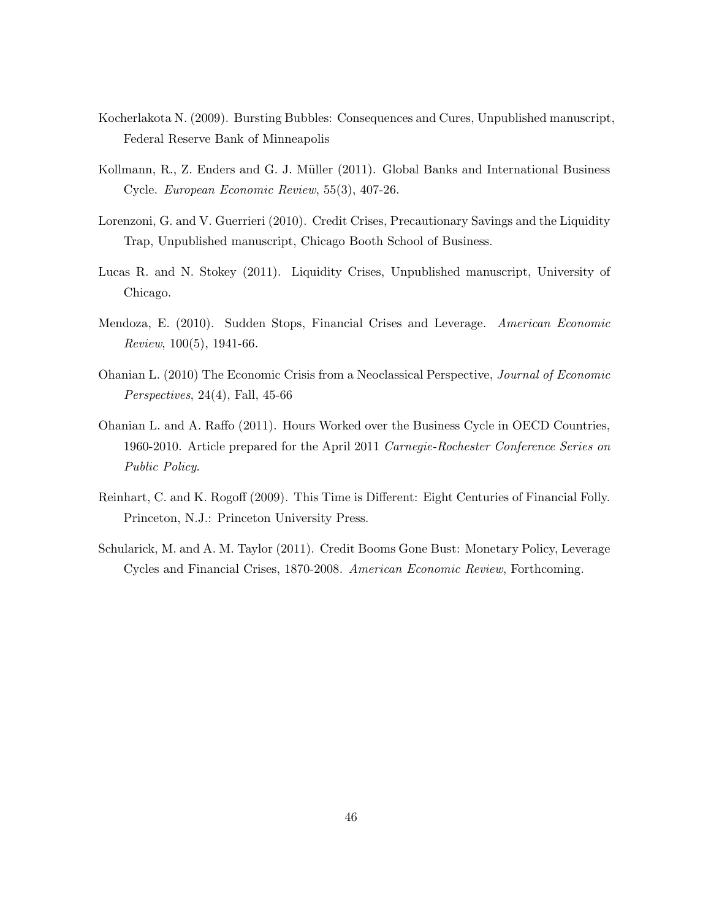Kocherlakota N. (2009). Bursting Bubbles: Consequences and Cures, Unpublished manuscript, Federal Reserve Bank of Minneapolis

Kollmann, R., Z. Enders and G. J. Müller (2011). Global Banks and International Business Cycle. *European Economic Review*, 55(3), 407-26.

Lorenzoni, G. and V. Guerrieri (2010). Credit Crises, Precautionary Savings and the Liquidity Trap, Unpublished manuscript, Chicago Booth School of Business.

Lucas R. and N. Stokey (2011). Liquidity Crises, Unpublished manuscript, University of Chicago.

Mendoza, E. (2010). Sudden Stops, Financial Crises and Leverage. *American Economic Review*, 100(5), 1941-66.

Ohanian L. (2010) The Economic Crisis from a Neoclassical Perspective, *Journal of Economic Perspectives*, 24(4), Fall, 45-66

Ohanian L. and A. Raffo (2011). Hours Worked over the Business Cycle in OECD Countries, 1960-2010. Article prepared for the April 2011 *Carnegie-Rochester Conference Series on Public Policy*.

Reinhart, C. and K. Rogoff (2009). This Time is Different: Eight Centuries of Financial Folly. Princeton, N.J.: Princeton University Press.

Schularick, M. and A. M. Taylor (2011). Credit Booms Gone Bust: Monetary Policy, Leverage Cycles and Financial Crises, 1870-2008. *American Economic Review*, Forthcoming.